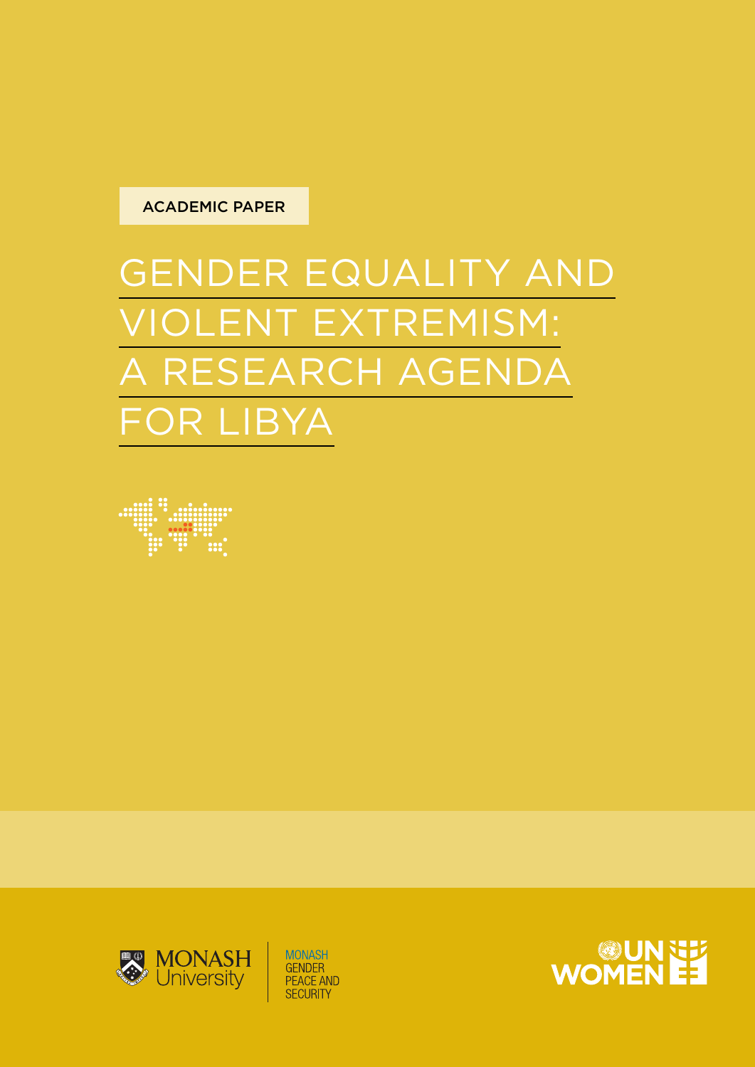ACADEMIC PAPER

# GENDER EQUALITY AND VIOLENT EXTREMISM: A RESEARCH AGENDA FOR LIBYA

MONASH University

MONASH GENDER PEACE AND SECURITY

UN WOMEN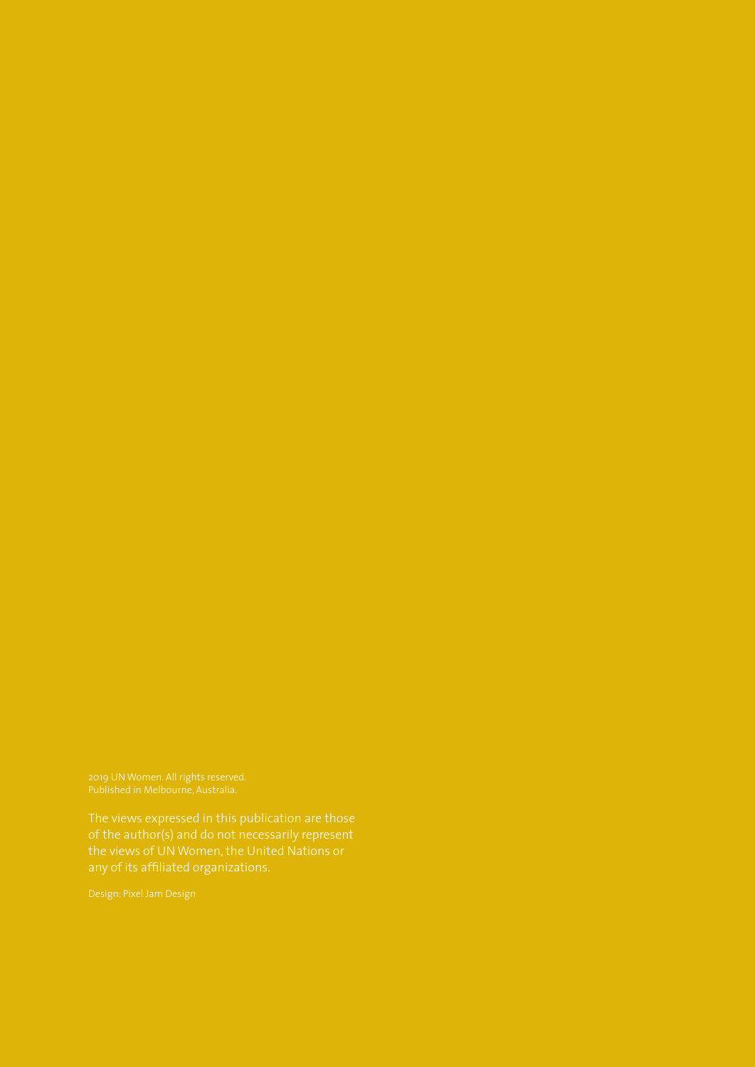2019 UN Women. All rights reserved.
Published in Melbourne, Australia.

The views expressed in this publication are those of the author(s) and do not necessarily represent the views of UN Women, the United Nations or any of its affiliated organizations.

Design: Pixel Jam Design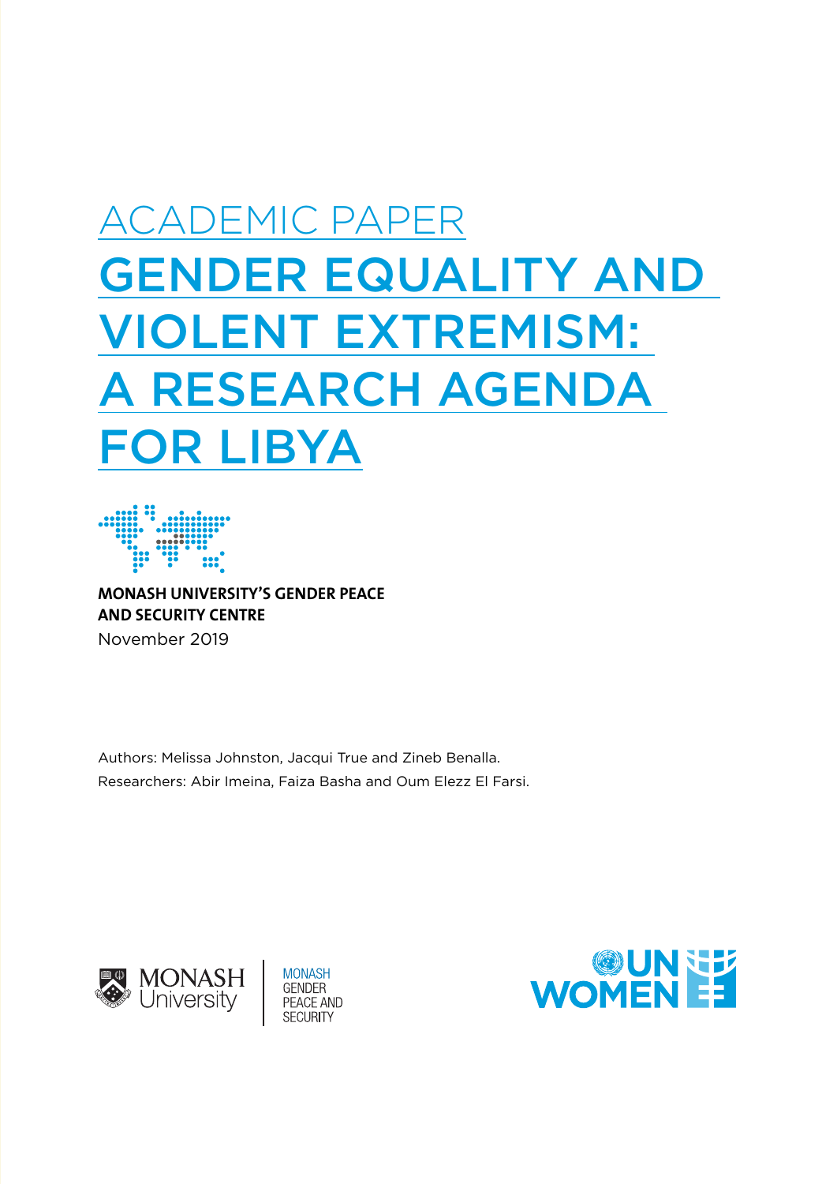ACADEMIC PAPER

# GENDER EQUALITY AND VIOLENT EXTREMISM: A RESEARCH AGENDA FOR LIBYA

**MONASH UNIVERSITY'S GENDER PEACE AND SECURITY CENTRE**

November 2019

Authors: Melissa Johnston, Jacqui True and Zineb Benalla.

Researchers: Abir Imeina, Faiza Basha and Oum Elezz El Farsi.

MONASH University | MONASH GENDER PEACE AND SECURITY

UN WOMEN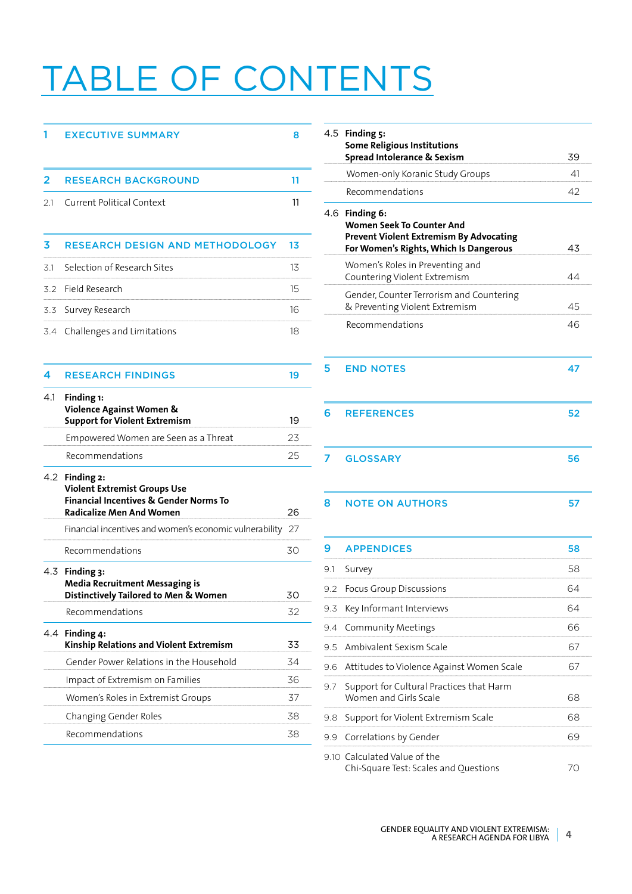# TABLE OF CONTENTS

| | | |
|---|---|---|
| 1 | EXECUTIVE SUMMARY | 8 |
| 2 | RESEARCH BACKGROUND | 11 |
| 2.1 | Current Political Context | 11 |
| 3 | RESEARCH DESIGN AND METHODOLOGY | 13 |
| 3.1 | Selection of Research Sites | 13 |
| 3.2 | Field Research | 15 |
| 3.3 | Survey Research | 16 |
| 3.4 | Challenges and Limitations | 18 |
| 4 | RESEARCH FINDINGS | 19 |
| 4.1 | **Finding 1: Violence Against Women & Support for Violent Extremism** | 19 |
| | Empowered Women are Seen as a Threat | 23 |
| | Recommendations | 25 |
| 4.2 | **Finding 2: Violent Extremist Groups Use Financial Incentives & Gender Norms To Radicalize Men And Women** | 26 |
| | Financial incentives and women's economic vulnerability | 27 |
| | Recommendations | 30 |
| 4.3 | **Finding 3: Media Recruitment Messaging is Distinctively Tailored to Men & Women** | 30 |
| | Recommendations | 32 |
| 4.4 | **Finding 4: Kinship Relations and Violent Extremism** | 33 |
| | Gender Power Relations in the Household | 34 |
| | Impact of Extremism on Families | 36 |
| | Women's Roles in Extremist Groups | 37 |
| | Changing Gender Roles | 38 |
| | Recommendations | 38 |
| 4.5 | **Finding 5: Some Religious Institutions Spread Intolerance & Sexism** | 39 |
| | Women-only Koranic Study Groups | 41 |
| | Recommendations | 42 |
| 4.6 | **Finding 6: Women Seek To Counter And Prevent Violent Extremism By Advocating For Women's Rights, Which Is Dangerous** | 43 |
| | Women's Roles in Preventing and Countering Violent Extremism | 44 |
| | Gender, Counter Terrorism and Countering & Preventing Violent Extremism | 45 |
| | Recommendations | 46 |
| 5 | END NOTES | 47 |
| 6 | REFERENCES | 52 |
| 7 | GLOSSARY | 56 |
| 8 | NOTE ON AUTHORS | 57 |
| 9 | APPENDICES | 58 |
| 9.1 | Survey | 58 |
| 9.2 | Focus Group Discussions | 64 |
| 9.3 | Key Informant Interviews | 64 |
| 9.4 | Community Meetings | 66 |
| 9.5 | Ambivalent Sexism Scale | 67 |
| 9.6 | Attitudes to Violence Against Women Scale | 67 |
| 9.7 | Support for Cultural Practices that Harm Women and Girls Scale | 68 |
| 9.8 | Support for Violent Extremism Scale | 68 |
| 9.9 | Correlations by Gender | 69 |
| 9.10 | Calculated Value of the Chi-Square Test: Scales and Questions | 70 |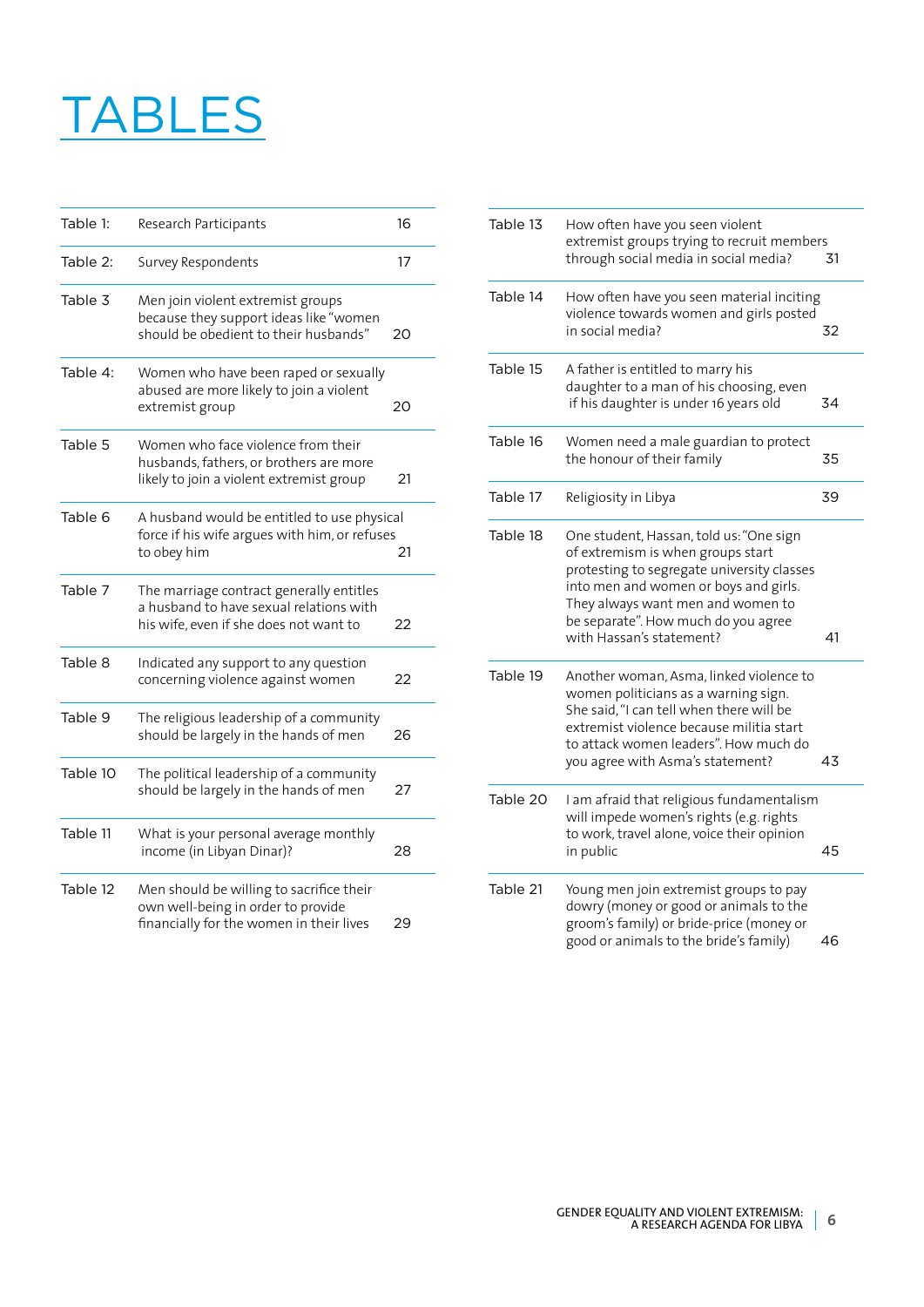# TABLES

| | | |
|---|---|---|
| Table 1: | Research Participants | 16 |
| Table 2: | Survey Respondents | 17 |
| Table 3 | Men join violent extremist groups because they support ideas like "women should be obedient to their husbands" | 20 |
| Table 4: | Women who have been raped or sexually abused are more likely to join a violent extremist group | 20 |
| Table 5 | Women who face violence from their husbands, fathers, or brothers are more likely to join a violent extremist group | 21 |
| Table 6 | A husband would be entitled to use physical force if his wife argues with him, or refuses to obey him | 21 |
| Table 7 | The marriage contract generally entitles a husband to have sexual relations with his wife, even if she does not want to | 22 |
| Table 8 | Indicated any support to any question concerning violence against women | 22 |
| Table 9 | The religious leadership of a community should be largely in the hands of men | 26 |
| Table 10 | The political leadership of a community should be largely in the hands of men | 27 |
| Table 11 | What is your personal average monthly income (in Libyan Dinar)? | 28 |
| Table 12 | Men should be willing to sacrifice their own well-being in order to provide financially for the women in their lives | 29 |
| Table 13 | How often have you seen violent extremist groups trying to recruit members through social media in social media? | 31 |
| Table 14 | How often have you seen material inciting violence towards women and girls posted in social media? | 32 |
| Table 15 | A father is entitled to marry his daughter to a man of his choosing, even if his daughter is under 16 years old | 34 |
| Table 16 | Women need a male guardian to protect the honour of their family | 35 |
| Table 17 | Religiosity in Libya | 39 |
| Table 18 | One student, Hassan, told us: "One sign of extremism is when groups start protesting to segregate university classes into men and women or boys and girls. They always want men and women to be separate". How much do you agree with Hassan's statement? | 41 |
| Table 19 | Another woman, Asma, linked violence to women politicians as a warning sign. She said, "I can tell when there will be extremist violence because militia start to attack women leaders". How much do you agree with Asma's statement? | 43 |
| Table 20 | I am afraid that religious fundamentalism will impede women's rights (e.g. rights to work, travel alone, voice their opinion in public | 45 |
| Table 21 | Young men join extremist groups to pay dowry (money or good or animals to the groom's family) or bride-price (money or good or animals to the bride's family) | 46 |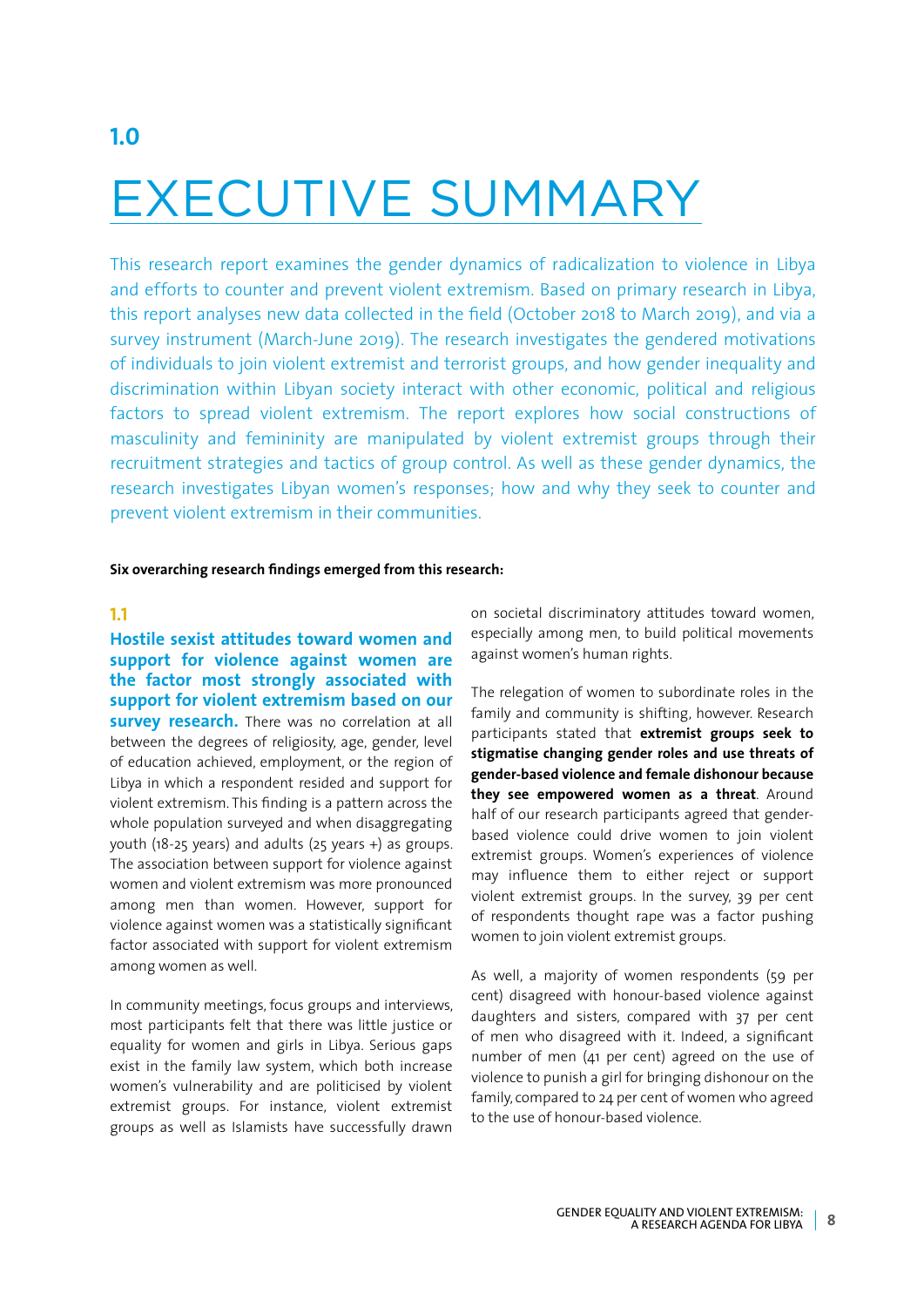# 1.0 EXECUTIVE SUMMARY

This research report examines the gender dynamics of radicalization to violence in Libya and efforts to counter and prevent violent extremism. Based on primary research in Libya, this report analyses new data collected in the field (October 2018 to March 2019), and via a survey instrument (March-June 2019). The research investigates the gendered motivations of individuals to join violent extremist and terrorist groups, and how gender inequality and discrimination within Libyan society interact with other economic, political and religious factors to spread violent extremism. The report explores how social constructions of masculinity and femininity are manipulated by violent extremist groups through their recruitment strategies and tactics of group control. As well as these gender dynamics, the research investigates Libyan women's responses; how and why they seek to counter and prevent violent extremism in their communities.

**Six overarching research findings emerged from this research:**

## 1.1

**Hostile sexist attitudes toward women and support for violence against women are the factor most strongly associated with support for violent extremism based on our survey research.** There was no correlation at all between the degrees of religiosity, age, gender, level of education achieved, employment, or the region of Libya in which a respondent resided and support for violent extremism. This finding is a pattern across the whole population surveyed and when disaggregating youth (18-25 years) and adults (25 years +) as groups. The association between support for violence against women and violent extremism was more pronounced among men than women. However, support for violence against women was a statistically significant factor associated with support for violent extremism among women as well.

In community meetings, focus groups and interviews, most participants felt that there was little justice or equality for women and girls in Libya. Serious gaps exist in the family law system, which both increase women's vulnerability and are politicised by violent extremist groups. For instance, violent extremist groups as well as Islamists have successfully drawn on societal discriminatory attitudes toward women, especially among men, to build political movements against women's human rights.

The relegation of women to subordinate roles in the family and community is shifting, however. Research participants stated that **extremist groups seek to stigmatise changing gender roles and use threats of gender-based violence and female dishonour because they see empowered women as a threat**. Around half of our research participants agreed that gender-based violence could drive women to join violent extremist groups. Women's experiences of violence may influence them to either reject or support violent extremist groups. In the survey, 39 per cent of respondents thought rape was a factor pushing women to join violent extremist groups.

As well, a majority of women respondents (59 per cent) disagreed with honour-based violence against daughters and sisters, compared with 37 per cent of men who disagreed with it. Indeed, a significant number of men (41 per cent) agreed on the use of violence to punish a girl for bringing dishonour on the family, compared to 24 per cent of women who agreed to the use of honour-based violence.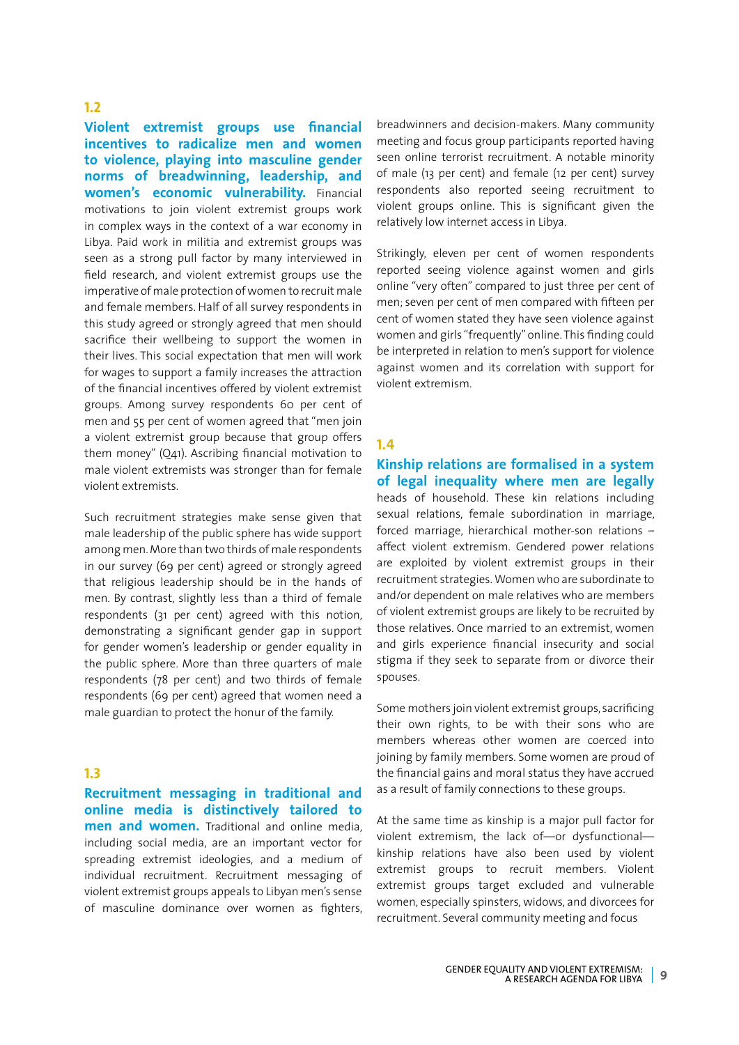## 1.2

**Violent extremist groups use financial incentives to radicalize men and women to violence, playing into masculine gender norms of breadwinning, leadership, and women's economic vulnerability.** Financial motivations to join violent extremist groups work in complex ways in the context of a war economy in Libya. Paid work in militia and extremist groups was seen as a strong pull factor by many interviewed in field research, and violent extremist groups use the imperative of male protection of women to recruit male and female members. Half of all survey respondents in this study agreed or strongly agreed that men should sacrifice their wellbeing to support the women in their lives. This social expectation that men will work for wages to support a family increases the attraction of the financial incentives offered by violent extremist groups. Among survey respondents 60 per cent of men and 55 per cent of women agreed that "men join a violent extremist group because that group offers them money" (Q41). Ascribing financial motivation to male violent extremists was stronger than for female violent extremists.

Such recruitment strategies make sense given that male leadership of the public sphere has wide support among men. More than two thirds of male respondents in our survey (69 per cent) agreed or strongly agreed that religious leadership should be in the hands of men. By contrast, slightly less than a third of female respondents (31 per cent) agreed with this notion, demonstrating a significant gender gap in support for gender women's leadership or gender equality in the public sphere. More than three quarters of male respondents (78 per cent) and two thirds of female respondents (69 per cent) agreed that women need a male guardian to protect the honour of the family.

## 1.3

**Recruitment messaging in traditional and online media is distinctively tailored to men and women.** Traditional and online media, including social media, are an important vector for spreading extremist ideologies, and a medium of individual recruitment. Recruitment messaging of violent extremist groups appeals to Libyan men's sense of masculine dominance over women as fighters, breadwinners and decision-makers. Many community meeting and focus group participants reported having seen online terrorist recruitment. A notable minority of male (13 per cent) and female (12 per cent) survey respondents also reported seeing recruitment to violent groups online. This is significant given the relatively low internet access in Libya.

Strikingly, eleven per cent of women respondents reported seeing violence against women and girls online "very often" compared to just three per cent of men; seven per cent of men compared with fifteen per cent of women stated they have seen violence against women and girls "frequently" online. This finding could be interpreted in relation to men's support for violence against women and its correlation with support for violent extremism.

## 1.4

**Kinship relations are formalised in a system of legal inequality where men are legally** heads of household. These kin relations including sexual relations, female subordination in marriage, forced marriage, hierarchical mother-son relations – affect violent extremism. Gendered power relations are exploited by violent extremist groups in their recruitment strategies. Women who are subordinate to and/or dependent on male relatives who are members of violent extremist groups are likely to be recruited by those relatives. Once married to an extremist, women and girls experience financial insecurity and social stigma if they seek to separate from or divorce their spouses.

Some mothers join violent extremist groups, sacrificing their own rights, to be with their sons who are members whereas other women are coerced into joining by family members. Some women are proud of the financial gains and moral status they have accrued as a result of family connections to these groups.

At the same time as kinship is a major pull factor for violent extremism, the lack of—or dysfunctional—kinship relations have also been used by violent extremist groups to recruit members. Violent extremist groups target excluded and vulnerable women, especially spinsters, widows, and divorcees for recruitment. Several community meeting and focus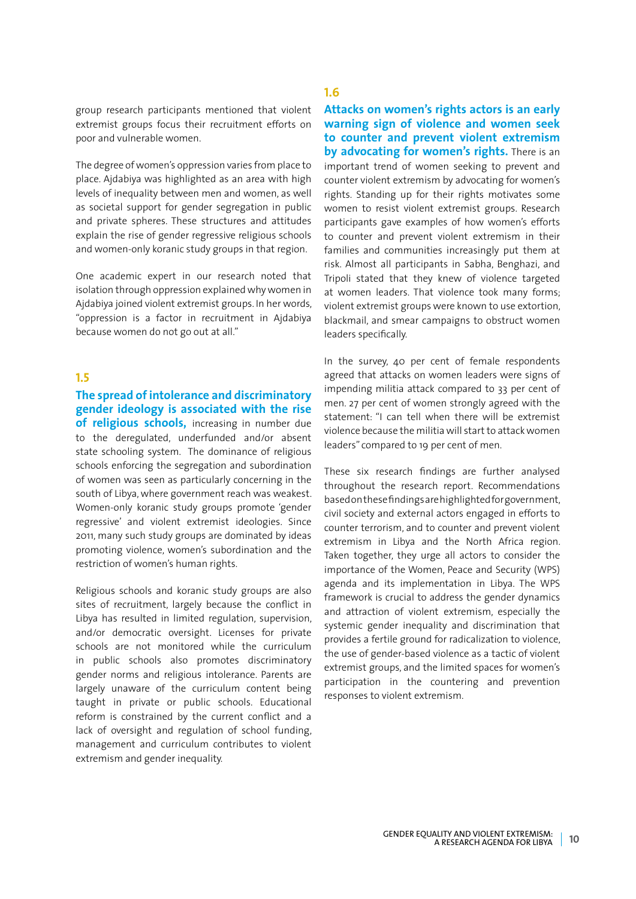group research participants mentioned that violent extremist groups focus their recruitment efforts on poor and vulnerable women.

The degree of women's oppression varies from place to place. Ajdabiya was highlighted as an area with high levels of inequality between men and women, as well as societal support for gender segregation in public and private spheres. These structures and attitudes explain the rise of gender regressive religious schools and women-only koranic study groups in that region.

One academic expert in our research noted that isolation through oppression explained why women in Ajdabiya joined violent extremist groups. In her words, "oppression is a factor in recruitment in Ajdabiya because women do not go out at all."

## 1.5

**The spread of intolerance and discriminatory gender ideology is associated with the rise of religious schools,** increasing in number due to the deregulated, underfunded and/or absent state schooling system. The dominance of religious schools enforcing the segregation and subordination of women was seen as particularly concerning in the south of Libya, where government reach was weakest. Women-only koranic study groups promote 'gender regressive' and violent extremist ideologies. Since 2011, many such study groups are dominated by ideas promoting violence, women's subordination and the restriction of women's human rights.

Religious schools and koranic study groups are also sites of recruitment, largely because the conflict in Libya has resulted in limited regulation, supervision, and/or democratic oversight. Licenses for private schools are not monitored while the curriculum in public schools also promotes discriminatory gender norms and religious intolerance. Parents are largely unaware of the curriculum content being taught in private or public schools. Educational reform is constrained by the current conflict and a lack of oversight and regulation of school funding, management and curriculum contributes to violent extremism and gender inequality.

## 1.6

**Attacks on women's rights actors is an early warning sign of violence and women seek to counter and prevent violent extremism by advocating for women's rights.** There is an important trend of women seeking to prevent and counter violent extremism by advocating for women's rights. Standing up for their rights motivates some women to resist violent extremist groups. Research participants gave examples of how women's efforts to counter and prevent violent extremism in their families and communities increasingly put them at risk. Almost all participants in Sabha, Benghazi, and Tripoli stated that they knew of violence targeted at women leaders. That violence took many forms; violent extremist groups were known to use extortion, blackmail, and smear campaigns to obstruct women leaders specifically.

In the survey, 40 per cent of female respondents agreed that attacks on women leaders were signs of impending militia attack compared to 33 per cent of men. 27 per cent of women strongly agreed with the statement: "I can tell when there will be extremist violence because the militia will start to attack women leaders" compared to 19 per cent of men.

These six research findings are further analysed throughout the research report. Recommendations based on these findings are highlighted for government, civil society and external actors engaged in efforts to counter terrorism, and to counter and prevent violent extremism in Libya and the North Africa region. Taken together, they urge all actors to consider the importance of the Women, Peace and Security (WPS) agenda and its implementation in Libya. The WPS framework is crucial to address the gender dynamics and attraction of violent extremism, especially the systemic gender inequality and discrimination that provides a fertile ground for radicalization to violence, the use of gender-based violence as a tactic of violent extremist groups, and the limited spaces for women's participation in the countering and prevention responses to violent extremism.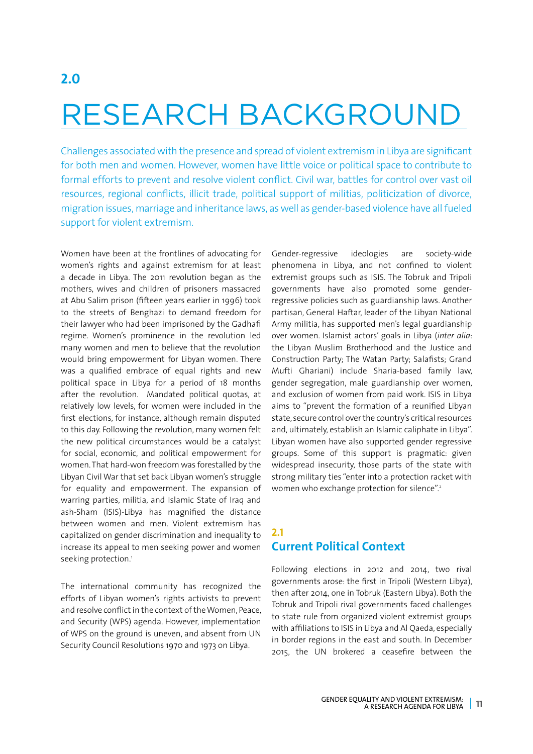# 2.0 RESEARCH BACKGROUND

Challenges associated with the presence and spread of violent extremism in Libya are significant for both men and women. However, women have little voice or political space to contribute to formal efforts to prevent and resolve violent conflict. Civil war, battles for control over vast oil resources, regional conflicts, illicit trade, political support of militias, politicization of divorce, migration issues, marriage and inheritance laws, as well as gender-based violence have all fueled support for violent extremism.

Women have been at the frontlines of advocating for women's rights and against extremism for at least a decade in Libya. The 2011 revolution began as the mothers, wives and children of prisoners massacred at Abu Salim prison (fifteen years earlier in 1996) took to the streets of Benghazi to demand freedom for their lawyer who had been imprisoned by the Gadhafi regime. Women's prominence in the revolution led many women and men to believe that the revolution would bring empowerment for Libyan women. There was a qualified embrace of equal rights and new political space in Libya for a period of 18 months after the revolution. Mandated political quotas, at relatively low levels, for women were included in the first elections, for instance, although remain disputed to this day. Following the revolution, many women felt the new political circumstances would be a catalyst for social, economic, and political empowerment for women. That hard-won freedom was forestalled by the Libyan Civil War that set back Libyan women's struggle for equality and empowerment. The expansion of warring parties, militia, and Islamic State of Iraq and ash-Sham (ISIS)-Libya has magnified the distance between women and men. Violent extremism has capitalized on gender discrimination and inequality to increase its appeal to men seeking power and women seeking protection.[1]

The international community has recognized the efforts of Libyan women's rights activists to prevent and resolve conflict in the context of the Women, Peace, and Security (WPS) agenda. However, implementation of WPS on the ground is uneven, and absent from UN Security Council Resolutions 1970 and 1973 on Libya.

Gender-regressive ideologies are society-wide phenomena in Libya, and not confined to violent extremist groups such as ISIS. The Tobruk and Tripoli governments have also promoted some gender-regressive policies such as guardianship laws. Another partisan, General Haftar, leader of the Libyan National Army militia, has supported men's legal guardianship over women. Islamist actors' goals in Libya (*inter alia*: the Libyan Muslim Brotherhood and the Justice and Construction Party; The Watan Party; Salafists; Grand Mufti Ghariani) include Sharia-based family law, gender segregation, male guardianship over women, and exclusion of women from paid work. ISIS in Libya aims to "prevent the formation of a reunified Libyan state, secure control over the country's critical resources and, ultimately, establish an Islamic caliphate in Libya". Libyan women have also supported gender regressive groups. Some of this support is pragmatic: given widespread insecurity, those parts of the state with strong military ties "enter into a protection racket with women who exchange protection for silence".[2]

## 2.1 Current Political Context

Following elections in 2012 and 2014, two rival governments arose: the first in Tripoli (Western Libya), then after 2014, one in Tobruk (Eastern Libya). Both the Tobruk and Tripoli rival governments faced challenges to state rule from organized violent extremist groups with affiliations to ISIS in Libya and Al Qaeda, especially in border regions in the east and south. In December 2015, the UN brokered a ceasefire between the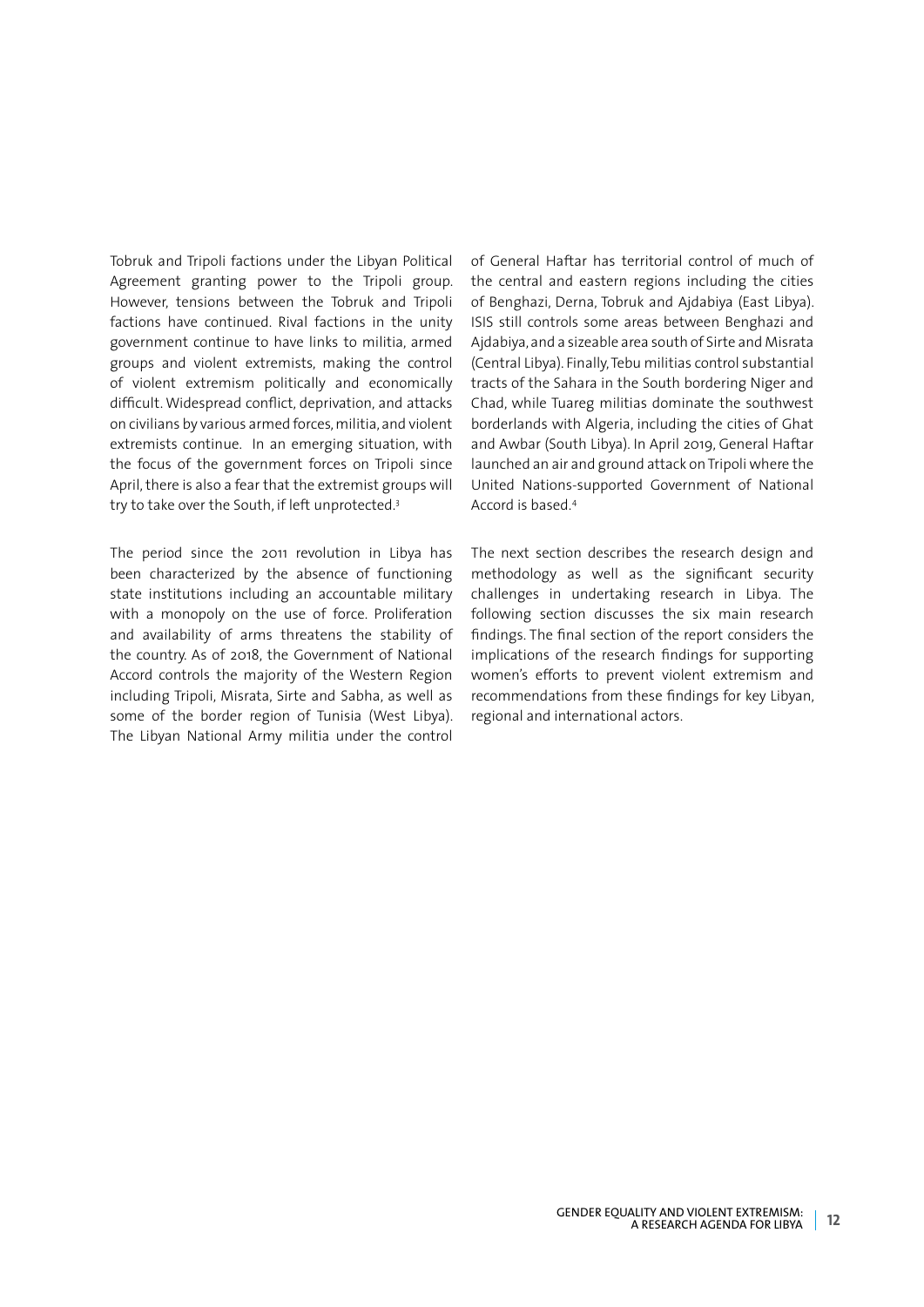Tobruk and Tripoli factions under the Libyan Political Agreement granting power to the Tripoli group. However, tensions between the Tobruk and Tripoli factions have continued. Rival factions in the unity government continue to have links to militia, armed groups and violent extremists, making the control of violent extremism politically and economically difficult. Widespread conflict, deprivation, and attacks on civilians by various armed forces, militia, and violent extremists continue. In an emerging situation, with the focus of the government forces on Tripoli since April, there is also a fear that the extremist groups will try to take over the South, if left unprotected.[3]

The period since the 2011 revolution in Libya has been characterized by the absence of functioning state institutions including an accountable military with a monopoly on the use of force. Proliferation and availability of arms threatens the stability of the country. As of 2018, the Government of National Accord controls the majority of the Western Region including Tripoli, Misrata, Sirte and Sabha, as well as some of the border region of Tunisia (West Libya). The Libyan National Army militia under the control of General Haftar has territorial control of much of the central and eastern regions including the cities of Benghazi, Derna, Tobruk and Ajdabiya (East Libya). ISIS still controls some areas between Benghazi and Ajdabiya, and a sizeable area south of Sirte and Misrata (Central Libya). Finally, Tebu militias control substantial tracts of the Sahara in the South bordering Niger and Chad, while Tuareg militias dominate the southwest borderlands with Algeria, including the cities of Ghat and Awbar (South Libya). In April 2019, General Haftar launched an air and ground attack on Tripoli where the United Nations-supported Government of National Accord is based.[4]

The next section describes the research design and methodology as well as the significant security challenges in undertaking research in Libya. The following section discusses the six main research findings. The final section of the report considers the implications of the research findings for supporting women's efforts to prevent violent extremism and recommendations from these findings for key Libyan, regional and international actors.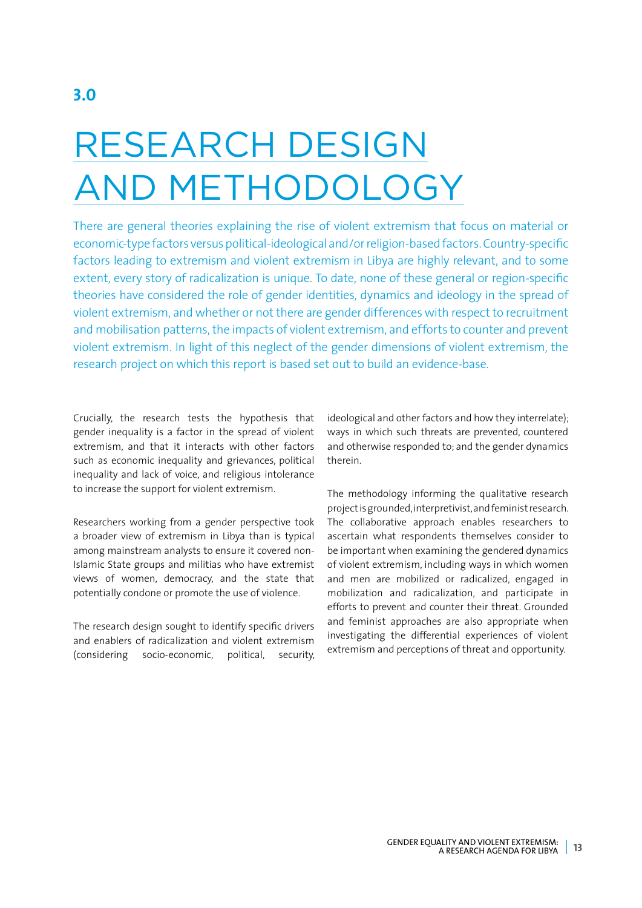# 3.0

# RESEARCH DESIGN AND METHODOLOGY

There are general theories explaining the rise of violent extremism that focus on material or economic-type factors versus political-ideological and/or religion-based factors. Country-specific factors leading to extremism and violent extremism in Libya are highly relevant, and to some extent, every story of radicalization is unique. To date, none of these general or region-specific theories have considered the role of gender identities, dynamics and ideology in the spread of violent extremism, and whether or not there are gender differences with respect to recruitment and mobilisation patterns, the impacts of violent extremism, and efforts to counter and prevent violent extremism. In light of this neglect of the gender dimensions of violent extremism, the research project on which this report is based set out to build an evidence-base.

Crucially, the research tests the hypothesis that gender inequality is a factor in the spread of violent extremism, and that it interacts with other factors such as economic inequality and grievances, political inequality and lack of voice, and religious intolerance to increase the support for violent extremism.

Researchers working from a gender perspective took a broader view of extremism in Libya than is typical among mainstream analysts to ensure it covered non-Islamic State groups and militias who have extremist views of women, democracy, and the state that potentially condone or promote the use of violence.

The research design sought to identify specific drivers and enablers of radicalization and violent extremism (considering socio-economic, political, security, ideological and other factors and how they interrelate); ways in which such threats are prevented, countered and otherwise responded to; and the gender dynamics therein.

The methodology informing the qualitative research project is grounded, interpretivist, and feminist research. The collaborative approach enables researchers to ascertain what respondents themselves consider to be important when examining the gendered dynamics of violent extremism, including ways in which women and men are mobilized or radicalized, engaged in mobilization and radicalization, and participate in efforts to prevent and counter their threat. Grounded and feminist approaches are also appropriate when investigating the differential experiences of violent extremism and perceptions of threat and opportunity.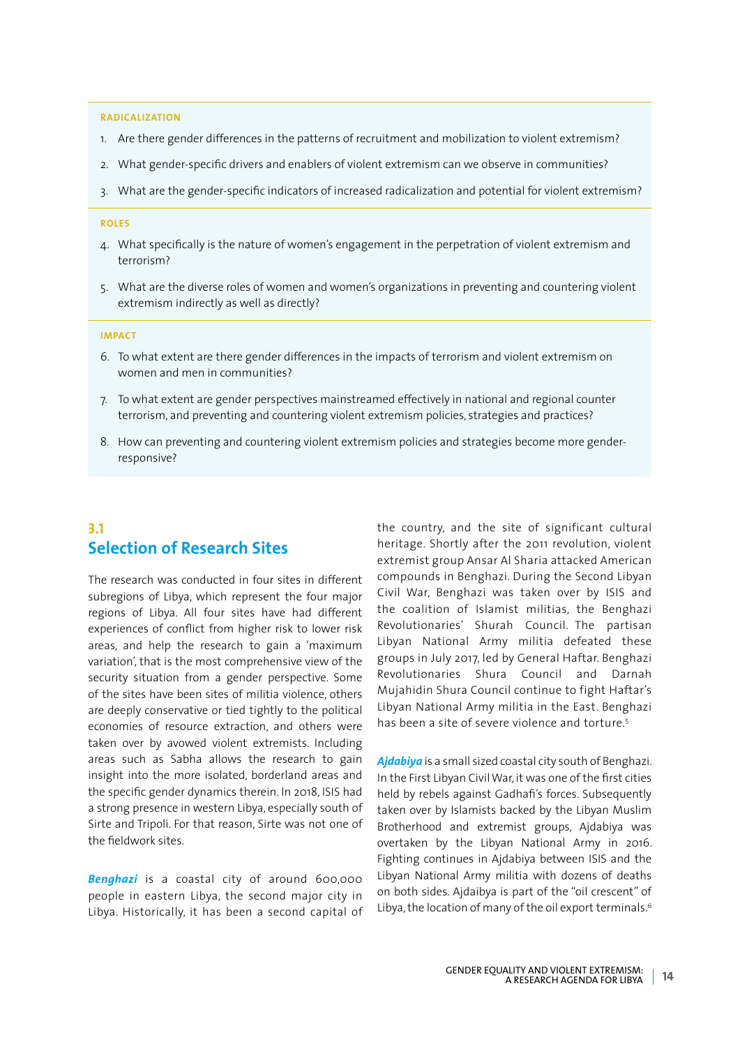**RADICALIZATION**

1. Are there gender differences in the patterns of recruitment and mobilization to violent extremism?
2. What gender-specific drivers and enablers of violent extremism can we observe in communities?
3. What are the gender-specific indicators of increased radicalization and potential for violent extremism?

**ROLES**

4. What specifically is the nature of women's engagement in the perpetration of violent extremism and terrorism?
5. What are the diverse roles of women and women's organizations in preventing and countering violent extremism indirectly as well as directly?

**IMPACT**

6. To what extent are there gender differences in the impacts of terrorism and violent extremism on women and men in communities?
7. To what extent are gender perspectives mainstreamed effectively in national and regional counter terrorism, and preventing and countering violent extremism policies, strategies and practices?
8. How can preventing and countering violent extremism policies and strategies become more gender-responsive?

## 3.1 Selection of Research Sites

The research was conducted in four sites in different subregions of Libya, which represent the four major regions of Libya. All four sites have had different experiences of conflict from higher risk to lower risk areas, and help the research to gain a 'maximum variation', that is the most comprehensive view of the security situation from a gender perspective. Some of the sites have been sites of militia violence, others are deeply conservative or tied tightly to the political economies of resource extraction, and others were taken over by avowed violent extremists. Including areas such as Sabha allows the research to gain insight into the more isolated, borderland areas and the specific gender dynamics therein. In 2018, ISIS had a strong presence in western Libya, especially south of Sirte and Tripoli. For that reason, Sirte was not one of the fieldwork sites.

***Benghazi*** is a coastal city of around 600,000 people in eastern Libya, the second major city in Libya. Historically, it has been a second capital of the country, and the site of significant cultural heritage. Shortly after the 2011 revolution, violent extremist group Ansar Al Sharia attacked American compounds in Benghazi. During the Second Libyan Civil War, Benghazi was taken over by ISIS and the coalition of Islamist militias, the Benghazi Revolutionaries' Shurah Council. The partisan Libyan National Army militia defeated these groups in July 2017, led by General Haftar. Benghazi Revolutionaries Shura Council and Darnah Mujahidin Shura Council continue to fight Haftar's Libyan National Army militia in the East. Benghazi has been a site of severe violence and torture.[5]

***Ajdabiya*** is a small sized coastal city south of Benghazi. In the First Libyan Civil War, it was one of the first cities held by rebels against Gadhafi's forces. Subsequently taken over by Islamists backed by the Libyan Muslim Brotherhood and extremist groups, Ajdabiya was overtaken by the Libyan National Army in 2016. Fighting continues in Ajdabiya between ISIS and the Libyan National Army militia with dozens of deaths on both sides. Ajdaibya is part of the "oil crescent" of Libya, the location of many of the oil export terminals.[6]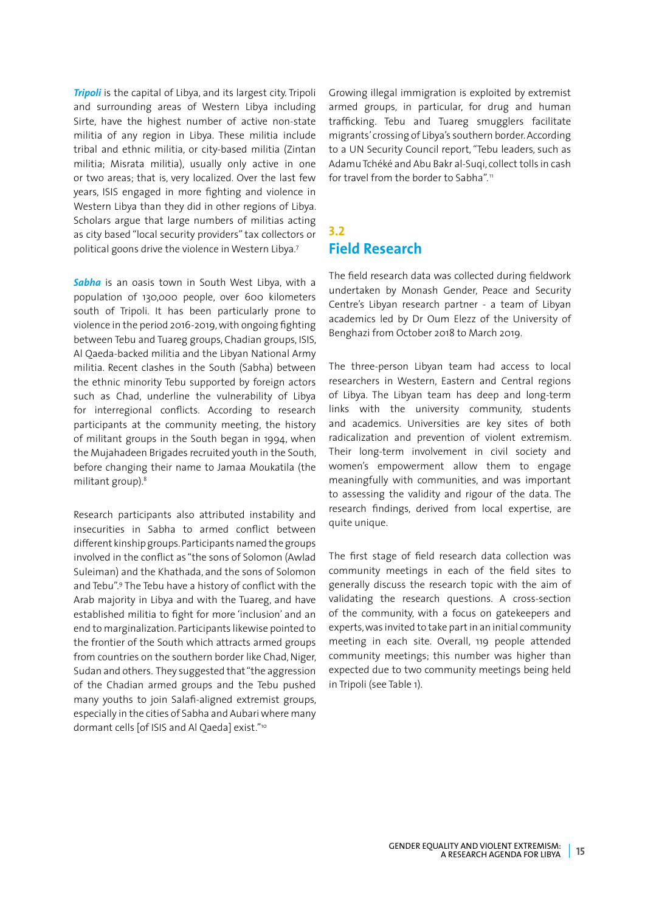***Tripoli*** is the capital of Libya, and its largest city. Tripoli and surrounding areas of Western Libya including Sirte, have the highest number of active non-state militia of any region in Libya. These militia include tribal and ethnic militia, or city-based militia (Zintan militia; Misrata militia), usually only active in one or two areas; that is, very localized. Over the last few years, ISIS engaged in more fighting and violence in Western Libya than they did in other regions of Libya. Scholars argue that large numbers of militias acting as city based "local security providers" tax collectors or political goons drive the violence in Western Libya.[7]

***Sabha*** is an oasis town in South West Libya, with a population of 130,000 people, over 600 kilometers south of Tripoli. It has been particularly prone to violence in the period 2016-2019, with ongoing fighting between Tebu and Tuareg groups, Chadian groups, ISIS, Al Qaeda-backed militia and the Libyan National Army militia. Recent clashes in the South (Sabha) between the ethnic minority Tebu supported by foreign actors such as Chad, underline the vulnerability of Libya for interregional conflicts. According to research participants at the community meeting, the history of militant groups in the South began in 1994, when the Mujahadeen Brigades recruited youth in the South, before changing their name to Jamaa Moukatila (the militant group).[8]

Research participants also attributed instability and insecurities in Sabha to armed conflict between different kinship groups. Participants named the groups involved in the conflict as "the sons of Solomon (Awlad Suleiman) and the Khathada, and the sons of Solomon and Tebu".[9] The Tebu have a history of conflict with the Arab majority in Libya and with the Tuareg, and have established militia to fight for more 'inclusion' and an end to marginalization. Participants likewise pointed to the frontier of the South which attracts armed groups from countries on the southern border like Chad, Niger, Sudan and others. They suggested that "the aggression of the Chadian armed groups and the Tebu pushed many youths to join Salafi-aligned extremist groups, especially in the cities of Sabha and Aubari where many dormant cells [of ISIS and Al Qaeda] exist."[10]

Growing illegal immigration is exploited by extremist armed groups, in particular, for drug and human trafficking. Tebu and Tuareg smugglers facilitate migrants' crossing of Libya's southern border. According to a UN Security Council report, "Tebu leaders, such as Adamu Tchéké and Abu Bakr al-Suqi, collect tolls in cash for travel from the border to Sabha".[11]

## 3.2 Field Research

The field research data was collected during fieldwork undertaken by Monash Gender, Peace and Security Centre's Libyan research partner - a team of Libyan academics led by Dr Oum Elezz of the University of Benghazi from October 2018 to March 2019.

The three-person Libyan team had access to local researchers in Western, Eastern and Central regions of Libya. The Libyan team has deep and long-term links with the university community, students and academics. Universities are key sites of both radicalization and prevention of violent extremism. Their long-term involvement in civil society and women's empowerment allow them to engage meaningfully with communities, and was important to assessing the validity and rigour of the data. The research findings, derived from local expertise, are quite unique.

The first stage of field research data collection was community meetings in each of the field sites to generally discuss the research topic with the aim of validating the research questions. A cross-section of the community, with a focus on gatekeepers and experts, was invited to take part in an initial community meeting in each site. Overall, 119 people attended community meetings; this number was higher than expected due to two community meetings being held in Tripoli (see Table 1).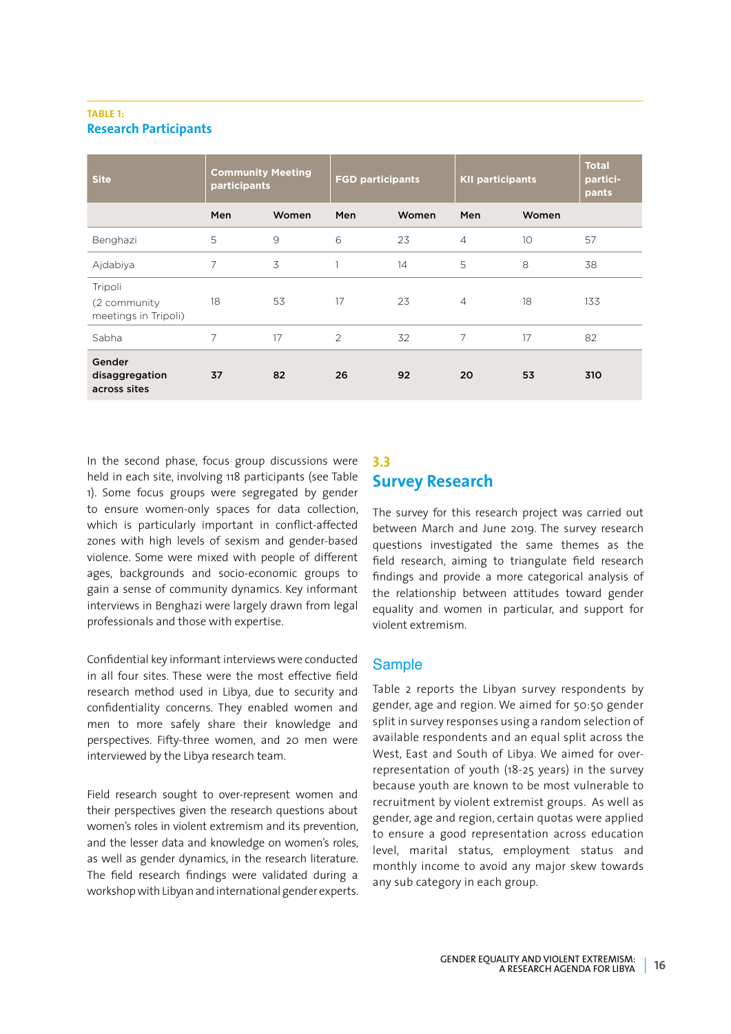**TABLE 1:**
**Research Participants**

| Site | Community Meeting participants | | FGD participants | | KII participants | | Total participants |
|---|---|---|---|---|---|---|---|
| | Men | Women | Men | Women | Men | Women | |
| Benghazi | 5 | 9 | 6 | 23 | 4 | 10 | 57 |
| Ajdabiya | 7 | 3 | 1 | 14 | 5 | 8 | 38 |
| Tripoli (2 community meetings in Tripoli) | 18 | 53 | 17 | 23 | 4 | 18 | 133 |
| Sabha | 7 | 17 | 2 | 32 | 7 | 17 | 82 |
| **Gender disaggregation across sites** | **37** | **82** | **26** | **92** | **20** | **53** | **310** |

In the second phase, focus group discussions were held in each site, involving 118 participants (see Table 1). Some focus groups were segregated by gender to ensure women-only spaces for data collection, which is particularly important in conflict-affected zones with high levels of sexism and gender-based violence. Some were mixed with people of different ages, backgrounds and socio-economic groups to gain a sense of community dynamics. Key informant interviews in Benghazi were largely drawn from legal professionals and those with expertise.

Confidential key informant interviews were conducted in all four sites. These were the most effective field research method used in Libya, due to security and confidentiality concerns. They enabled women and men to more safely share their knowledge and perspectives. Fifty-three women, and 20 men were interviewed by the Libya research team.

Field research sought to over-represent women and their perspectives given the research questions about women's roles in violent extremism and its prevention, and the lesser data and knowledge on women's roles, as well as gender dynamics, in the research literature. The field research findings were validated during a workshop with Libyan and international gender experts.

## 3.3 Survey Research

The survey for this research project was carried out between March and June 2019. The survey research questions investigated the same themes as the field research, aiming to triangulate field research findings and provide a more categorical analysis of the relationship between attitudes toward gender equality and women in particular, and support for violent extremism.

### Sample

Table 2 reports the Libyan survey respondents by gender, age and region. We aimed for 50:50 gender split in survey responses using a random selection of available respondents and an equal split across the West, East and South of Libya. We aimed for over-representation of youth (18-25 years) in the survey because youth are known to be most vulnerable to recruitment by violent extremist groups. As well as gender, age and region, certain quotas were applied to ensure a good representation across education level, marital status, employment status and monthly income to avoid any major skew towards any sub category in each group.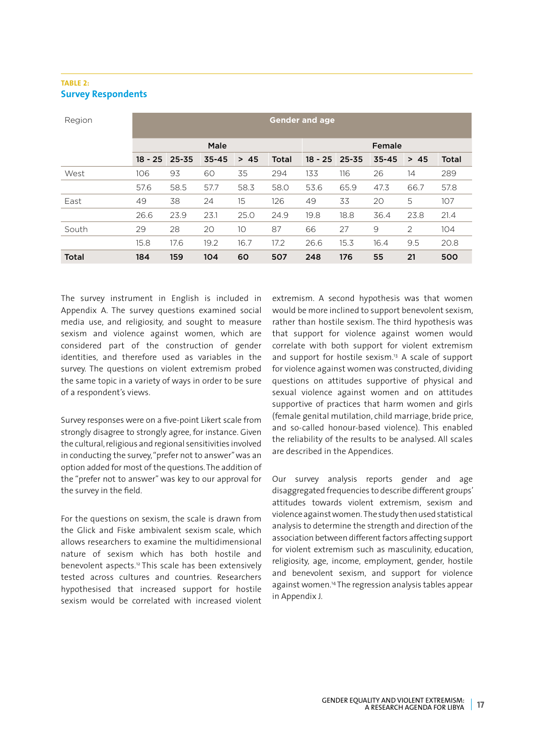**TABLE 2:**

## Survey Respondents

| Region | Gender and age | | | | | | | | | |
|---|---|---|---|---|---|---|---|---|---|---|
| | Male | | | | | Female | | | | |
| | 18 - 25 | 25-35 | 35-45 | > 45 | Total | 18 - 25 | 25-35 | 35-45 | > 45 | Total |
| West | 106 | 93 | 60 | 35 | 294 | 133 | 116 | 26 | 14 | 289 |
| | 57.6 | 58.5 | 57.7 | 58.3 | 58.0 | 53.6 | 65.9 | 47.3 | 66.7 | 57.8 |
| East | 49 | 38 | 24 | 15 | 126 | 49 | 33 | 20 | 5 | 107 |
| | 26.6 | 23.9 | 23.1 | 25.0 | 24.9 | 19.8 | 18.8 | 36.4 | 23.8 | 21.4 |
| South | 29 | 28 | 20 | 10 | 87 | 66 | 27 | 9 | 2 | 104 |
| | 15.8 | 17.6 | 19.2 | 16.7 | 17.2 | 26.6 | 15.3 | 16.4 | 9.5 | 20.8 |
| **Total** | **184** | **159** | **104** | **60** | **507** | **248** | **176** | **55** | **21** | **500** |

The survey instrument in English is included in Appendix A. The survey questions examined social media use, and religiosity, and sought to measure sexism and violence against women, which are considered part of the construction of gender identities, and therefore used as variables in the survey. The questions on violent extremism probed the same topic in a variety of ways in order to be sure of a respondent's views.

Survey responses were on a five-point Likert scale from strongly disagree to strongly agree, for instance. Given the cultural, religious and regional sensitivities involved in conducting the survey, "prefer not to answer" was an option added for most of the questions. The addition of the "prefer not to answer" was key to our approval for the survey in the field.

For the questions on sexism, the scale is drawn from the Glick and Fiske ambivalent sexism scale, which allows researchers to examine the multidimensional nature of sexism which has both hostile and benevolent aspects.[12] This scale has been extensively tested across cultures and countries. Researchers hypothesised that increased support for hostile sexism would be correlated with increased violent extremism. A second hypothesis was that women would be more inclined to support benevolent sexism, rather than hostile sexism. The third hypothesis was that support for violence against women would correlate with both support for violent extremism and support for hostile sexism.[13] A scale of support for violence against women was constructed, dividing questions on attitudes supportive of physical and sexual violence against women and on attitudes supportive of practices that harm women and girls (female genital mutilation, child marriage, bride price, and so-called honour-based violence). This enabled the reliability of the results to be analysed. All scales are described in the Appendices.

Our survey analysis reports gender and age disaggregated frequencies to describe different groups' attitudes towards violent extremism, sexism and violence against women. The study then used statistical analysis to determine the strength and direction of the association between different factors affecting support for violent extremism such as masculinity, education, religiosity, age, income, employment, gender, hostile and benevolent sexism, and support for violence against women.[14] The regression analysis tables appear in Appendix J.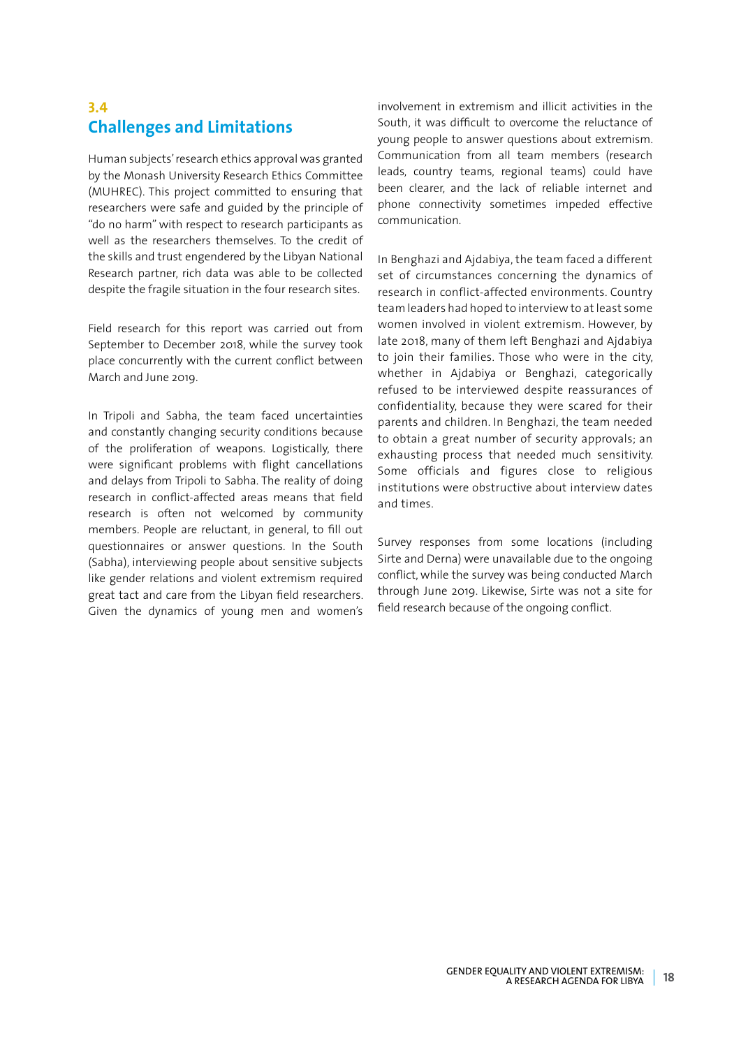## 3.4 Challenges and Limitations

Human subjects' research ethics approval was granted by the Monash University Research Ethics Committee (MUHREC). This project committed to ensuring that researchers were safe and guided by the principle of "do no harm" with respect to research participants as well as the researchers themselves. To the credit of the skills and trust engendered by the Libyan National Research partner, rich data was able to be collected despite the fragile situation in the four research sites.

Field research for this report was carried out from September to December 2018, while the survey took place concurrently with the current conflict between March and June 2019.

In Tripoli and Sabha, the team faced uncertainties and constantly changing security conditions because of the proliferation of weapons. Logistically, there were significant problems with flight cancellations and delays from Tripoli to Sabha. The reality of doing research in conflict-affected areas means that field research is often not welcomed by community members. People are reluctant, in general, to fill out questionnaires or answer questions. In the South (Sabha), interviewing people about sensitive subjects like gender relations and violent extremism required great tact and care from the Libyan field researchers. Given the dynamics of young men and women's involvement in extremism and illicit activities in the South, it was difficult to overcome the reluctance of young people to answer questions about extremism. Communication from all team members (research leads, country teams, regional teams) could have been clearer, and the lack of reliable internet and phone connectivity sometimes impeded effective communication.

In Benghazi and Ajdabiya, the team faced a different set of circumstances concerning the dynamics of research in conflict-affected environments. Country team leaders had hoped to interview to at least some women involved in violent extremism. However, by late 2018, many of them left Benghazi and Ajdabiya to join their families. Those who were in the city, whether in Ajdabiya or Benghazi, categorically refused to be interviewed despite reassurances of confidentiality, because they were scared for their parents and children. In Benghazi, the team needed to obtain a great number of security approvals; an exhausting process that needed much sensitivity. Some officials and figures close to religious institutions were obstructive about interview dates and times.

Survey responses from some locations (including Sirte and Derna) were unavailable due to the ongoing conflict, while the survey was being conducted March through June 2019. Likewise, Sirte was not a site for field research because of the ongoing conflict.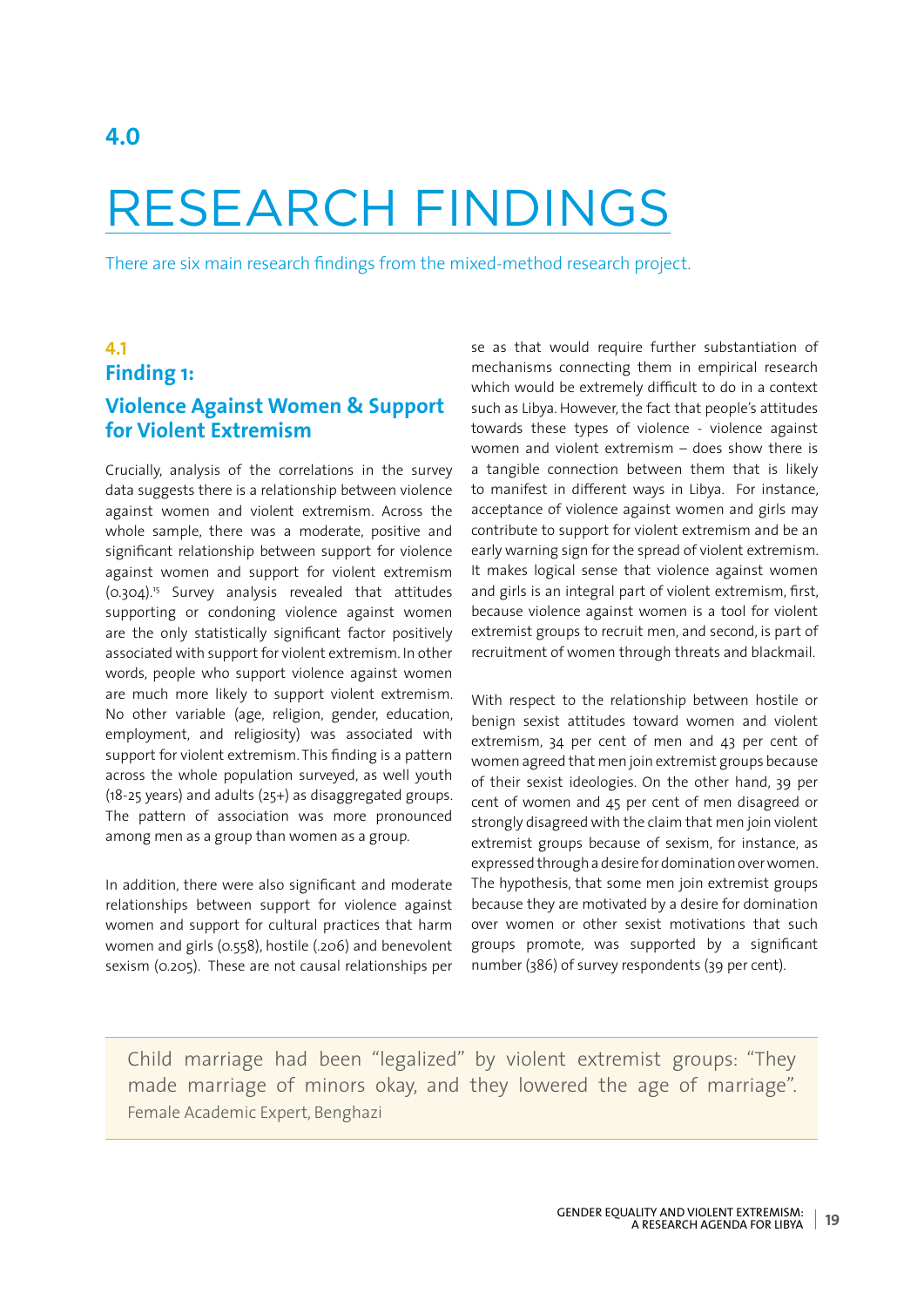## 4.0

# RESEARCH FINDINGS

There are six main research findings from the mixed-method research project.

### 4.1

### Finding 1:

### Violence Against Women & Support for Violent Extremism

Crucially, analysis of the correlations in the survey data suggests there is a relationship between violence against women and violent extremism. Across the whole sample, there was a moderate, positive and significant relationship between support for violence against women and support for violent extremism (0.304).[15] Survey analysis revealed that attitudes supporting or condoning violence against women are the only statistically significant factor positively associated with support for violent extremism. In other words, people who support violence against women are much more likely to support violent extremism. No other variable (age, religion, gender, education, employment, and religiosity) was associated with support for violent extremism. This finding is a pattern across the whole population surveyed, as well youth (18-25 years) and adults (25+) as disaggregated groups. The pattern of association was more pronounced among men as a group than women as a group.

In addition, there were also significant and moderate relationships between support for violence against women and support for cultural practices that harm women and girls (0.558), hostile (.206) and benevolent sexism (0.205). These are not causal relationships per se as that would require further substantiation of mechanisms connecting them in empirical research which would be extremely difficult to do in a context such as Libya. However, the fact that people's attitudes towards these types of violence - violence against women and violent extremism – does show there is a tangible connection between them that is likely to manifest in different ways in Libya. For instance, acceptance of violence against women and girls may contribute to support for violent extremism and be an early warning sign for the spread of violent extremism. It makes logical sense that violence against women and girls is an integral part of violent extremism, first, because violence against women is a tool for violent extremist groups to recruit men, and second, is part of recruitment of women through threats and blackmail.

With respect to the relationship between hostile or benign sexist attitudes toward women and violent extremism, 34 per cent of men and 43 per cent of women agreed that men join extremist groups because of their sexist ideologies. On the other hand, 39 per cent of women and 45 per cent of men disagreed or strongly disagreed with the claim that men join violent extremist groups because of sexism, for instance, as expressed through a desire for domination over women. The hypothesis, that some men join extremist groups because they are motivated by a desire for domination over women or other sexist motivations that such groups promote, was supported by a significant number (386) of survey respondents (39 per cent).

> Child marriage had been "legalized" by violent extremist groups: "They made marriage of minors okay, and they lowered the age of marriage".
> Female Academic Expert, Benghazi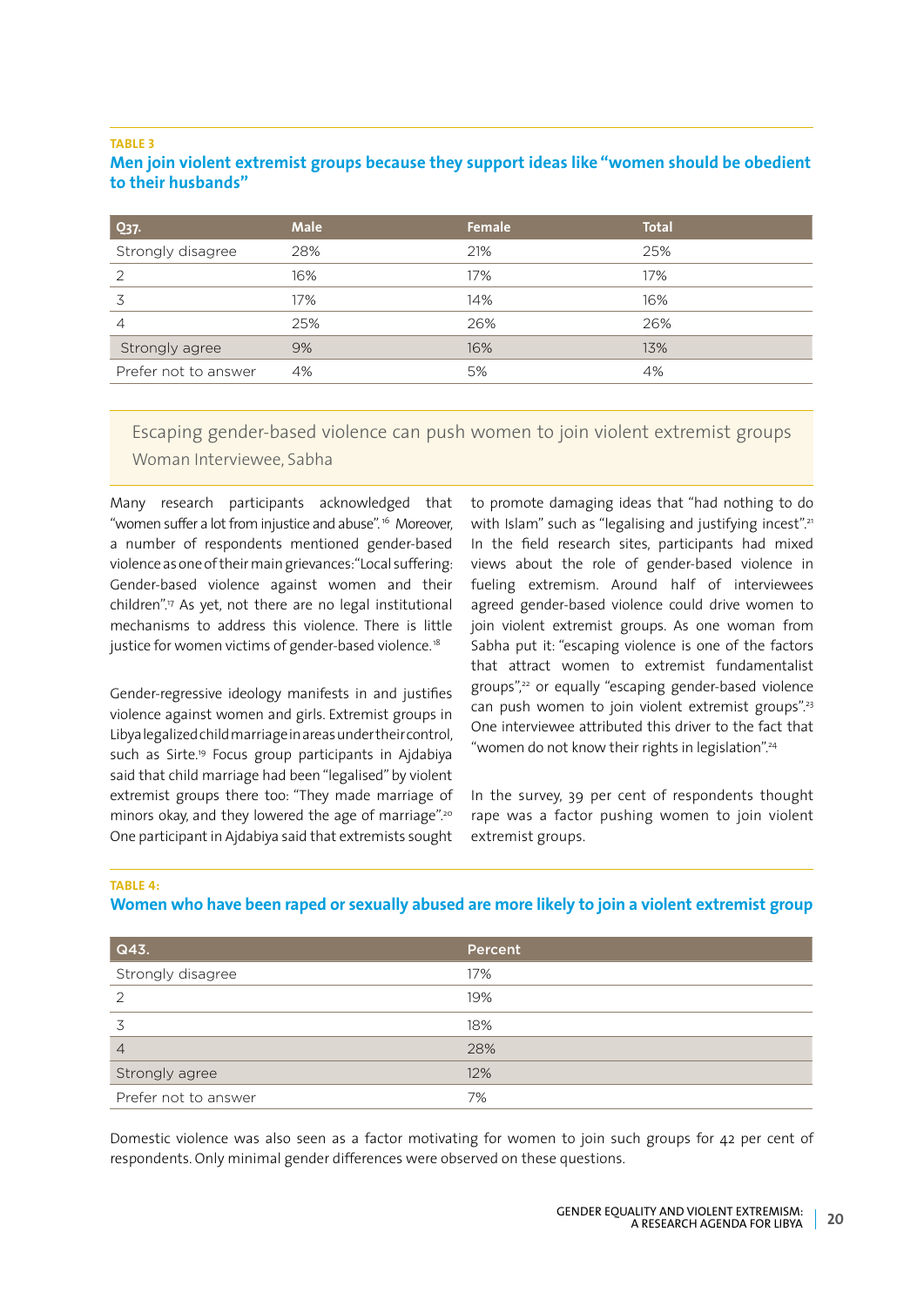**TABLE 3**

**Men join violent extremist groups because they support ideas like "women should be obedient to their husbands"**

| Q37. | Male | Female | Total |
|---|---|---|---|
| Strongly disagree | 28% | 21% | 25% |
| 2 | 16% | 17% | 17% |
| 3 | 17% | 14% | 16% |
| 4 | 25% | 26% | 26% |
| Strongly agree | 9% | 16% | 13% |
| Prefer not to answer | 4% | 5% | 4% |

> Escaping gender-based violence can push women to join violent extremist groups
> Woman Interviewee, Sabha

Many research participants acknowledged that "women suffer a lot from injustice and abuse".[16] Moreover, a number of respondents mentioned gender-based violence as one of their main grievances: "Local suffering: Gender-based violence against women and their children".[17] As yet, not there are no legal institutional mechanisms to address this violence. There is little justice for women victims of gender-based violence.[18]

Gender-regressive ideology manifests in and justifies violence against women and girls. Extremist groups in Libya legalized child marriage in areas under their control, such as Sirte.[19] Focus group participants in Ajdabiya said that child marriage had been "legalised" by violent extremist groups there too: "They made marriage of minors okay, and they lowered the age of marriage".[20] One participant in Ajdabiya said that extremists sought to promote damaging ideas that "had nothing to do with Islam" such as "legalising and justifying incest".[21] In the field research sites, participants had mixed views about the role of gender-based violence in fueling extremism. Around half of interviewees agreed gender-based violence could drive women to join violent extremist groups. As one woman from Sabha put it: "escaping violence is one of the factors that attract women to extremist fundamentalist groups",[22] or equally "escaping gender-based violence can push women to join violent extremist groups".[23] One interviewee attributed this driver to the fact that "women do not know their rights in legislation".[24]

In the survey, 39 per cent of respondents thought rape was a factor pushing women to join violent extremist groups.

**TABLE 4:**

**Women who have been raped or sexually abused are more likely to join a violent extremist group**

| Q43. | Percent |
|---|---|
| Strongly disagree | 17% |
| 2 | 19% |
| 3 | 18% |
| 4 | 28% |
| Strongly agree | 12% |
| Prefer not to answer | 7% |

Domestic violence was also seen as a factor motivating for women to join such groups for 42 per cent of respondents. Only minimal gender differences were observed on these questions.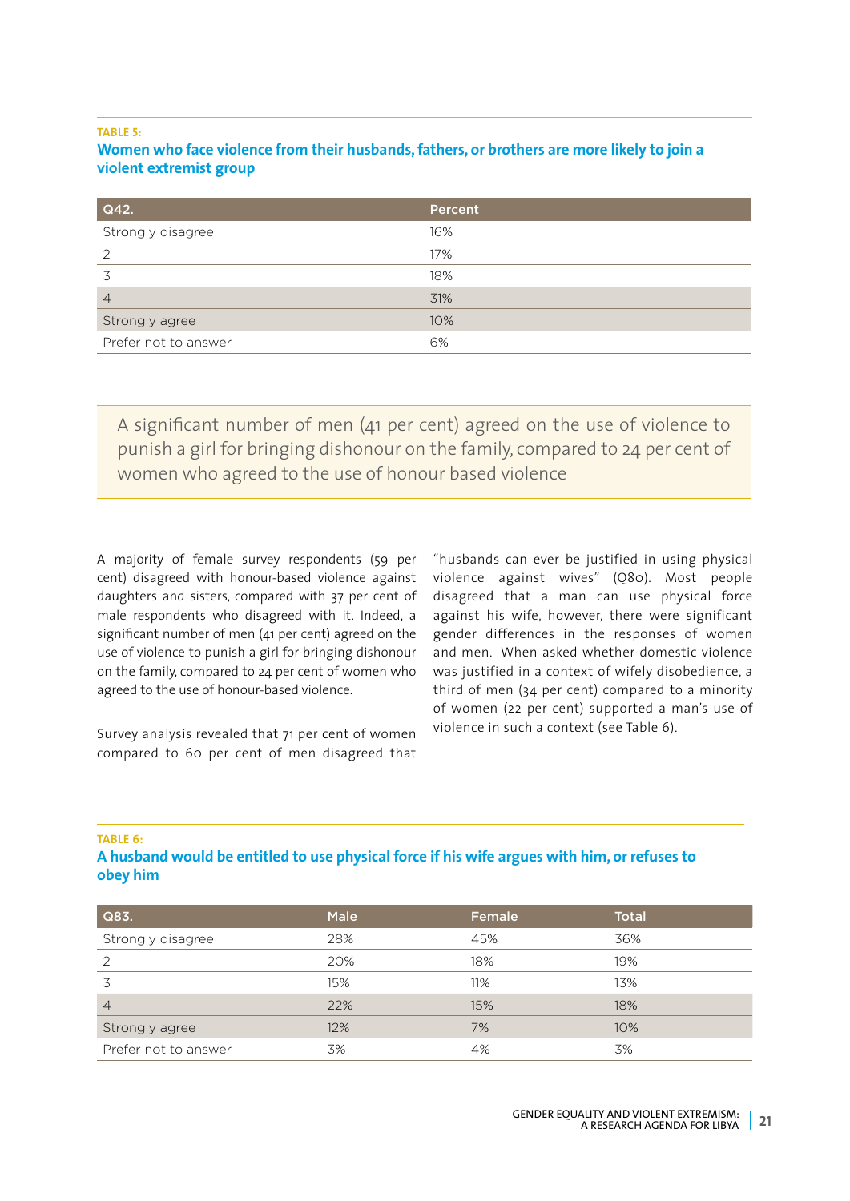**TABLE 5:**

**Women who face violence from their husbands, fathers, or brothers are more likely to join a violent extremist group**

| Q42. | Percent |
|---|---|
| Strongly disagree | 16% |
| 2 | 17% |
| 3 | 18% |
| 4 | 31% |
| Strongly agree | 10% |
| Prefer not to answer | 6% |

> A significant number of men (41 per cent) agreed on the use of violence to punish a girl for bringing dishonour on the family, compared to 24 per cent of women who agreed to the use of honour based violence

A majority of female survey respondents (59 per cent) disagreed with honour-based violence against daughters and sisters, compared with 37 per cent of male respondents who disagreed with it. Indeed, a significant number of men (41 per cent) agreed on the use of violence to punish a girl for bringing dishonour on the family, compared to 24 per cent of women who agreed to the use of honour-based violence.

Survey analysis revealed that 71 per cent of women compared to 60 per cent of men disagreed that "husbands can ever be justified in using physical violence against wives" (Q80). Most people disagreed that a man can use physical force against his wife, however, there were significant gender differences in the responses of women and men. When asked whether domestic violence was justified in a context of wifely disobedience, a third of men (34 per cent) compared to a minority of women (22 per cent) supported a man's use of violence in such a context (see Table 6).

**TABLE 6:**

**A husband would be entitled to use physical force if his wife argues with him, or refuses to obey him**

| Q83. | Male | Female | Total |
|---|---|---|---|
| Strongly disagree | 28% | 45% | 36% |
| 2 | 20% | 18% | 19% |
| 3 | 15% | 11% | 13% |
| 4 | 22% | 15% | 18% |
| Strongly agree | 12% | 7% | 10% |
| Prefer not to answer | 3% | 4% | 3% |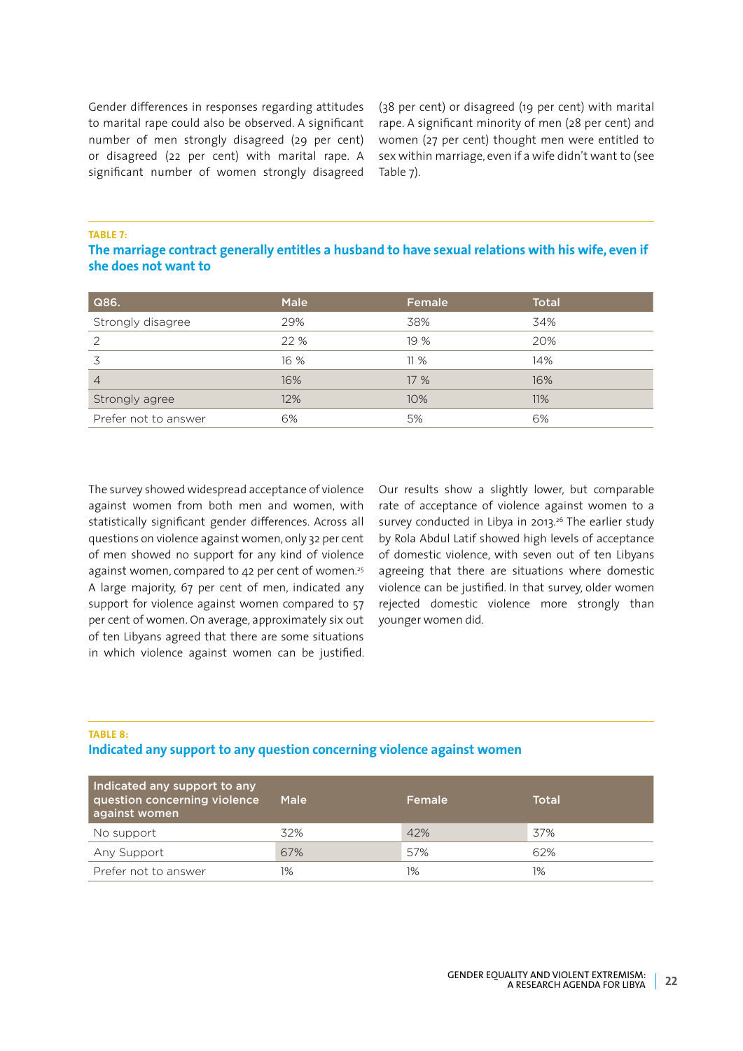Gender differences in responses regarding attitudes to marital rape could also be observed. A significant number of men strongly disagreed (29 per cent) or disagreed (22 per cent) with marital rape. A significant number of women strongly disagreed (38 per cent) or disagreed (19 per cent) with marital rape. A significant minority of men (28 per cent) and women (27 per cent) thought men were entitled to sex within marriage, even if a wife didn't want to (see Table 7).

**TABLE 7:**

**The marriage contract generally entitles a husband to have sexual relations with his wife, even if she does not want to**

| Q86. | Male | Female | Total |
|---|---|---|---|
| Strongly disagree | 29% | 38% | 34% |
| 2 | 22 % | 19 % | 20% |
| 3 | 16 % | 11 % | 14% |
| 4 | 16% | 17 % | 16% |
| Strongly agree | 12% | 10% | 11% |
| Prefer not to answer | 6% | 5% | 6% |

The survey showed widespread acceptance of violence against women from both men and women, with statistically significant gender differences. Across all questions on violence against women, only 32 per cent of men showed no support for any kind of violence against women, compared to 42 per cent of women.[25] A large majority, 67 per cent of men, indicated any support for violence against women compared to 57 per cent of women. On average, approximately six out of ten Libyans agreed that there are some situations in which violence against women can be justified.

Our results show a slightly lower, but comparable rate of acceptance of violence against women to a survey conducted in Libya in 2013.[26] The earlier study by Rola Abdul Latif showed high levels of acceptance of domestic violence, with seven out of ten Libyans agreeing that there are situations where domestic violence can be justified. In that survey, older women rejected domestic violence more strongly than younger women did.

**TABLE 8:**

**Indicated any support to any question concerning violence against women**

| Indicated any support to any question concerning violence against women | Male | Female | Total |
|---|---|---|---|
| No support | 32% | 42% | 37% |
| Any Support | 67% | 57% | 62% |
| Prefer not to answer | 1% | 1% | 1% |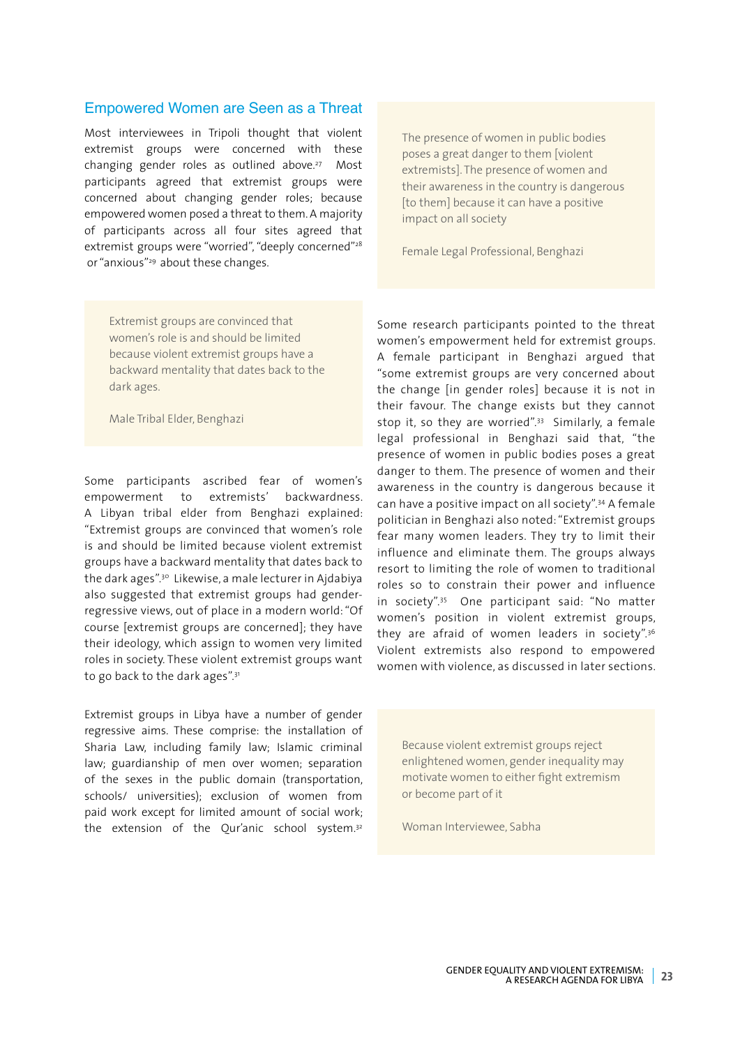## Empowered Women are Seen as a Threat

Most interviewees in Tripoli thought that violent extremist groups were concerned with these changing gender roles as outlined above.[27] Most participants agreed that extremist groups were concerned about changing gender roles; because empowered women posed a threat to them. A majority of participants across all four sites agreed that extremist groups were "worried", "deeply concerned"[28] or "anxious"[29] about these changes.

> Extremist groups are convinced that women's role is and should be limited because violent extremist groups have a backward mentality that dates back to the dark ages.
>
> Male Tribal Elder, Benghazi

Some participants ascribed fear of women's empowerment to extremists' backwardness. A Libyan tribal elder from Benghazi explained: "Extremist groups are convinced that women's role is and should be limited because violent extremist groups have a backward mentality that dates back to the dark ages".[30] Likewise, a male lecturer in Ajdabiya also suggested that extremist groups had gender-regressive views, out of place in a modern world: "Of course [extremist groups are concerned]; they have their ideology, which assign to women very limited roles in society. These violent extremist groups want to go back to the dark ages".[31]

Extremist groups in Libya have a number of gender regressive aims. These comprise: the installation of Sharia Law, including family law; Islamic criminal law; guardianship of men over women; separation of the sexes in the public domain (transportation, schools/ universities); exclusion of women from paid work except for limited amount of social work; the extension of the Qur'anic school system.[32]

> The presence of women in public bodies poses a great danger to them [violent extremists]. The presence of women and their awareness in the country is dangerous [to them] because it can have a positive impact on all society
>
> Female Legal Professional, Benghazi

Some research participants pointed to the threat women's empowerment held for extremist groups. A female participant in Benghazi argued that "some extremist groups are very concerned about the change [in gender roles] because it is not in their favour. The change exists but they cannot stop it, so they are worried".[33] Similarly, a female legal professional in Benghazi said that, "the presence of women in public bodies poses a great danger to them. The presence of women and their awareness in the country is dangerous because it can have a positive impact on all society".[34] A female politician in Benghazi also noted: "Extremist groups fear many women leaders. They try to limit their influence and eliminate them. The groups always resort to limiting the role of women to traditional roles so to constrain their power and influence in society".[35] One participant said: "No matter women's position in violent extremist groups, they are afraid of women leaders in society".[36] Violent extremists also respond to empowered women with violence, as discussed in later sections.

> Because violent extremist groups reject enlightened women, gender inequality may motivate women to either fight extremism or become part of it
>
> Woman Interviewee, Sabha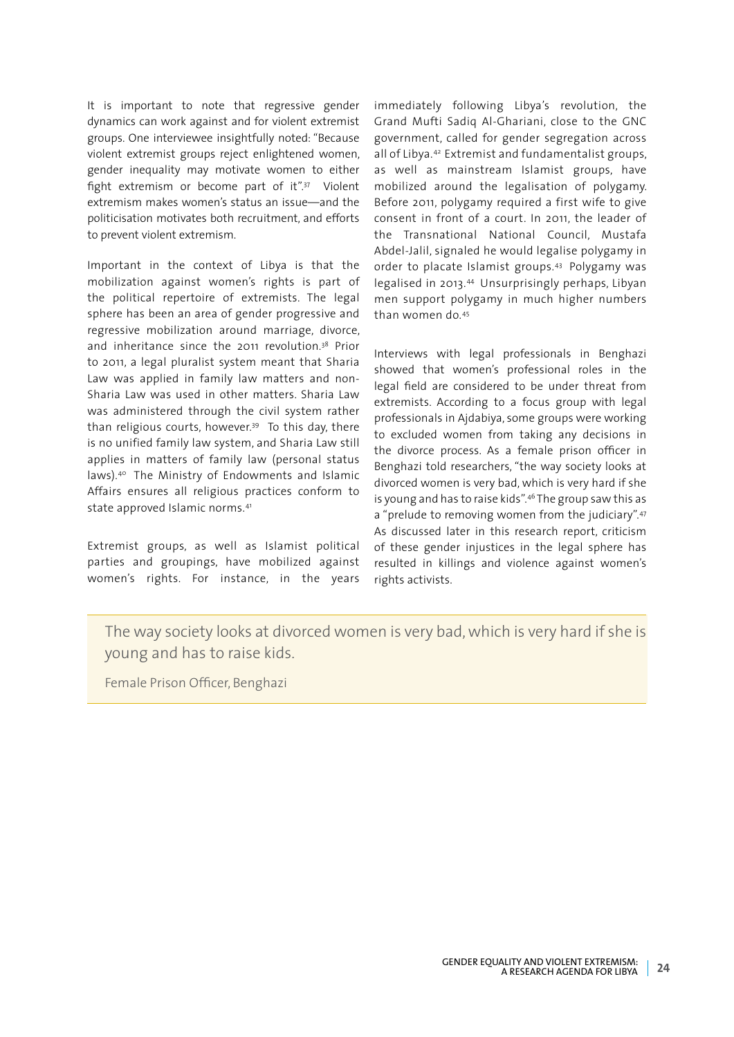It is important to note that regressive gender dynamics can work against and for violent extremist groups. One interviewee insightfully noted: "Because violent extremist groups reject enlightened women, gender inequality may motivate women to either fight extremism or become part of it".[37] Violent extremism makes women's status an issue—and the politicisation motivates both recruitment, and efforts to prevent violent extremism.

Important in the context of Libya is that the mobilization against women's rights is part of the political repertoire of extremists. The legal sphere has been an area of gender progressive and regressive mobilization around marriage, divorce, and inheritance since the 2011 revolution.[38] Prior to 2011, a legal pluralist system meant that Sharia Law was applied in family law matters and non-Sharia Law was used in other matters. Sharia Law was administered through the civil system rather than religious courts, however.[39] To this day, there is no unified family law system, and Sharia Law still applies in matters of family law (personal status laws).[40] The Ministry of Endowments and Islamic Affairs ensures all religious practices conform to state approved Islamic norms.[41]

Extremist groups, as well as Islamist political parties and groupings, have mobilized against women's rights. For instance, in the years immediately following Libya's revolution, the Grand Mufti Sadiq Al-Ghariani, close to the GNC government, called for gender segregation across all of Libya.[42] Extremist and fundamentalist groups, as well as mainstream Islamist groups, have mobilized around the legalisation of polygamy. Before 2011, polygamy required a first wife to give consent in front of a court. In 2011, the leader of the Transnational National Council, Mustafa Abdel-Jalil, signaled he would legalise polygamy in order to placate Islamist groups.[43] Polygamy was legalised in 2013.[44] Unsurprisingly perhaps, Libyan men support polygamy in much higher numbers than women do.[45]

Interviews with legal professionals in Benghazi showed that women's professional roles in the legal field are considered to be under threat from extremists. According to a focus group with legal professionals in Ajdabiya, some groups were working to excluded women from taking any decisions in the divorce process. As a female prison officer in Benghazi told researchers, "the way society looks at divorced women is very bad, which is very hard if she is young and has to raise kids".[46] The group saw this as a "prelude to removing women from the judiciary".[47] As discussed later in this research report, criticism of these gender injustices in the legal sphere has resulted in killings and violence against women's rights activists.

> The way society looks at divorced women is very bad, which is very hard if she is young and has to raise kids.
>
> Female Prison Officer, Benghazi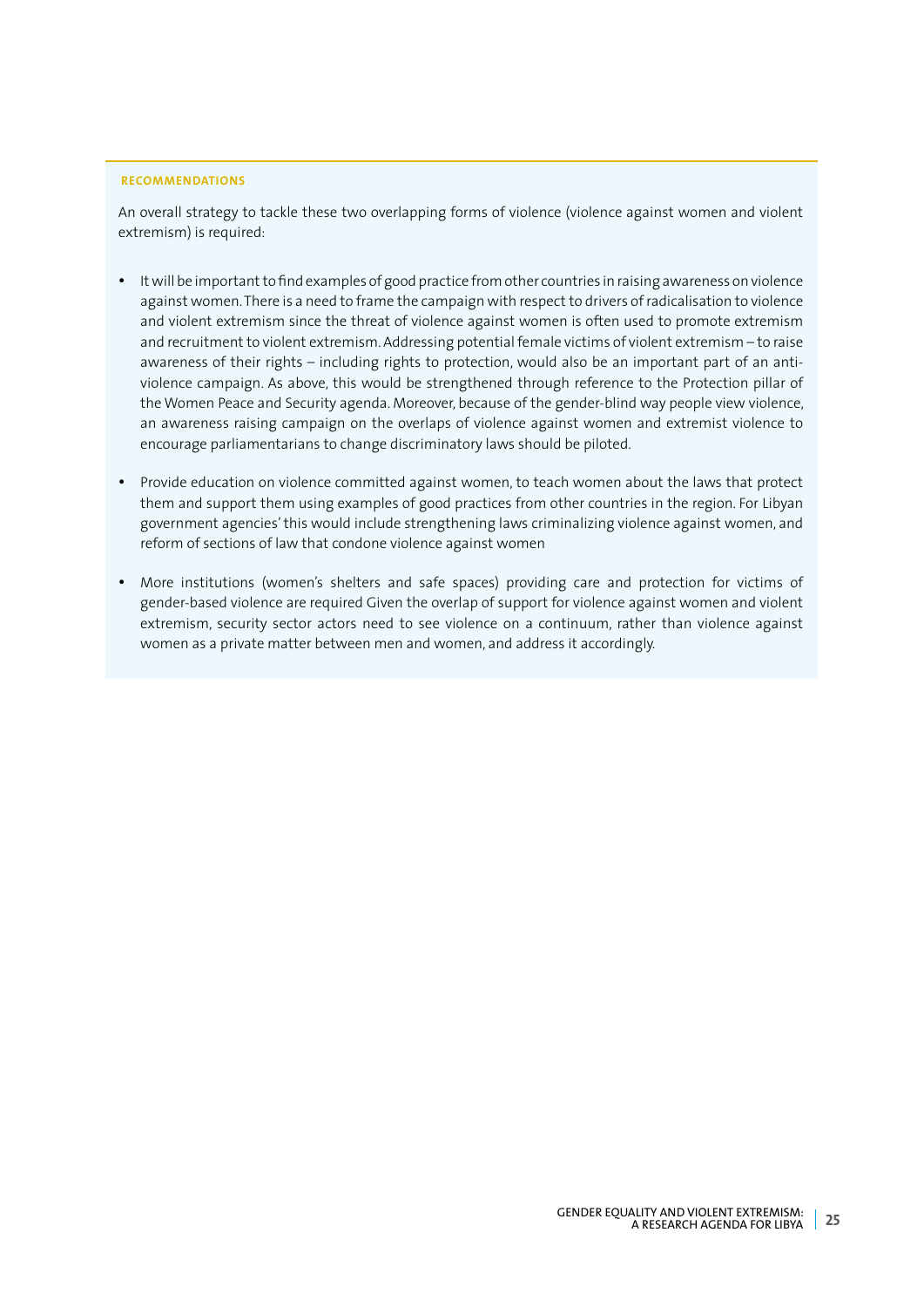**RECOMMENDATIONS**

An overall strategy to tackle these two overlapping forms of violence (violence against women and violent extremism) is required:

- It will be important to find examples of good practice from other countries in raising awareness on violence against women. There is a need to frame the campaign with respect to drivers of radicalisation to violence and violent extremism since the threat of violence against women is often used to promote extremism and recruitment to violent extremism. Addressing potential female victims of violent extremism – to raise awareness of their rights – including rights to protection, would also be an important part of an anti-violence campaign. As above, this would be strengthened through reference to the Protection pillar of the Women Peace and Security agenda. Moreover, because of the gender-blind way people view violence, an awareness raising campaign on the overlaps of violence against women and extremist violence to encourage parliamentarians to change discriminatory laws should be piloted.
- Provide education on violence committed against women, to teach women about the laws that protect them and support them using examples of good practices from other countries in the region. For Libyan government agencies' this would include strengthening laws criminalizing violence against women, and reform of sections of law that condone violence against women
- More institutions (women's shelters and safe spaces) providing care and protection for victims of gender-based violence are required Given the overlap of support for violence against women and violent extremism, security sector actors need to see violence on a continuum, rather than violence against women as a private matter between men and women, and address it accordingly.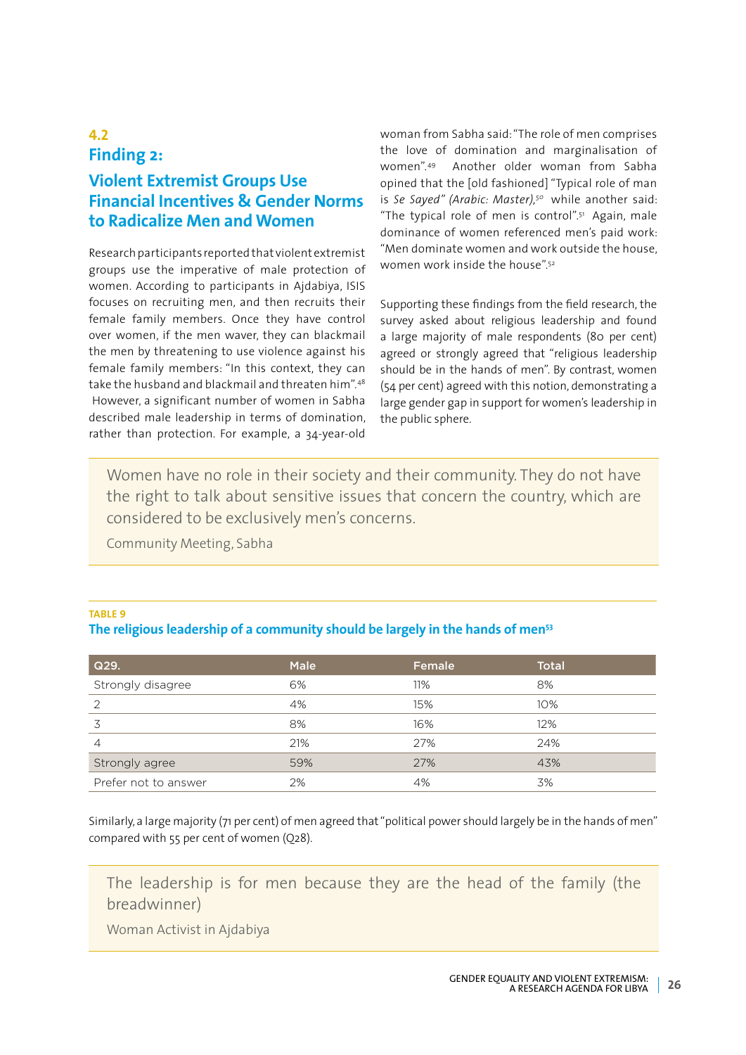## 4.2 Finding 2:

### Violent Extremist Groups Use Financial Incentives & Gender Norms to Radicalize Men and Women

Research participants reported that violent extremist groups use the imperative of male protection of women. According to participants in Ajdabiya, ISIS focuses on recruiting men, and then recruits their female family members. Once they have control over women, if the men waver, they can blackmail the men by threatening to use violence against his female family members: "In this context, they can take the husband and blackmail and threaten him".[48] However, a significant number of women in Sabha described male leadership in terms of domination, rather than protection. For example, a 34-year-old woman from Sabha said: "The role of men comprises the love of domination and marginalisation of women".[49] Another older woman from Sabha opined that the [old fashioned] "Typical role of man is *Se Sayed" (Arabic: Master)*,[50] while another said: "The typical role of men is control".[51] Again, male dominance of women referenced men's paid work: "Men dominate women and work outside the house, women work inside the house".[52]

Supporting these findings from the field research, the survey asked about religious leadership and found a large majority of male respondents (80 per cent) agreed or strongly agreed that "religious leadership should be in the hands of men". By contrast, women (54 per cent) agreed with this notion, demonstrating a large gender gap in support for women's leadership in the public sphere.

> Women have no role in their society and their community. They do not have the right to talk about sensitive issues that concern the country, which are considered to be exclusively men's concerns.
>
> Community Meeting, Sabha

**TABLE 9**

**The religious leadership of a community should be largely in the hands of men[53]**

| Q29. | Male | Female | Total |
|---|---|---|---|
| Strongly disagree | 6% | 11% | 8% |
| 2 | 4% | 15% | 10% |
| 3 | 8% | 16% | 12% |
| 4 | 21% | 27% | 24% |
| Strongly agree | 59% | 27% | 43% |
| Prefer not to answer | 2% | 4% | 3% |

Similarly, a large majority (71 per cent) of men agreed that "political power should largely be in the hands of men" compared with 55 per cent of women (Q28).

> The leadership is for men because they are the head of the family (the breadwinner)
>
> Woman Activist in Ajdabiya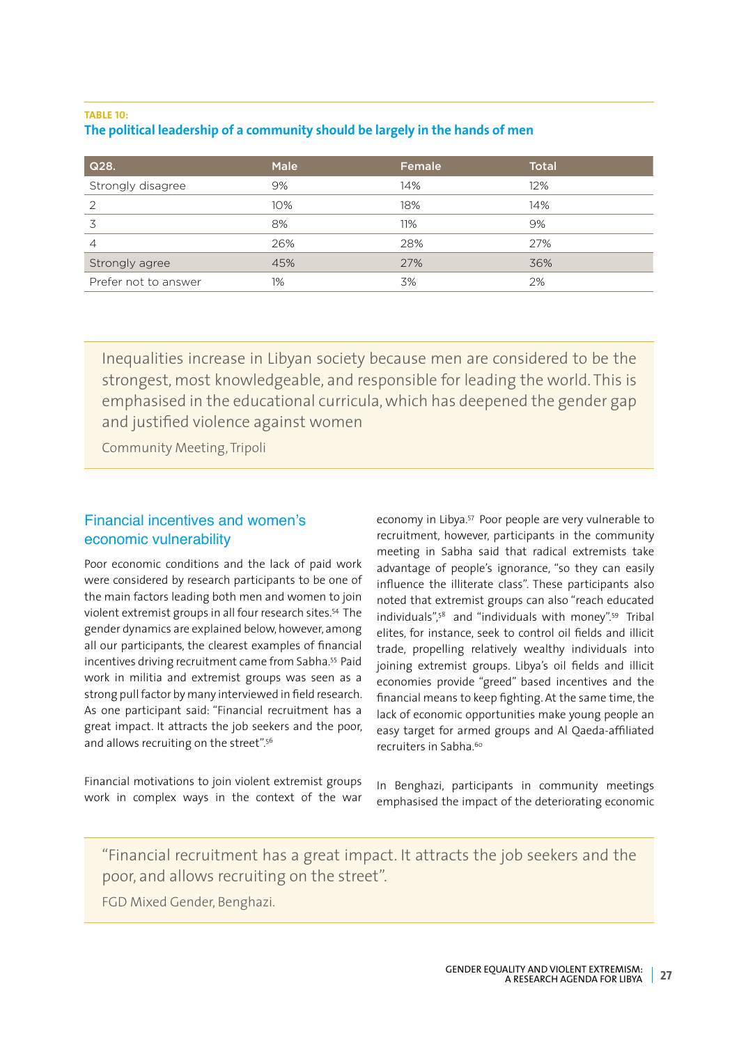**TABLE 10:**

**The political leadership of a community should be largely in the hands of men**

| Q28. | Male | Female | Total |
|---|---|---|---|
| Strongly disagree | 9% | 14% | 12% |
| 2 | 10% | 18% | 14% |
| 3 | 8% | 11% | 9% |
| 4 | 26% | 28% | 27% |
| Strongly agree | 45% | 27% | 36% |
| Prefer not to answer | 1% | 3% | 2% |

> Inequalities increase in Libyan society because men are considered to be the strongest, most knowledgeable, and responsible for leading the world. This is emphasised in the educational curricula, which has deepened the gender gap and justified violence against women
>
> Community Meeting, Tripoli

## Financial incentives and women's economic vulnerability

Poor economic conditions and the lack of paid work were considered by research participants to be one of the main factors leading both men and women to join violent extremist groups in all four research sites.[54] The gender dynamics are explained below, however, among all our participants, the clearest examples of financial incentives driving recruitment came from Sabha.[55] Paid work in militia and extremist groups was seen as a strong pull factor by many interviewed in field research. As one participant said: "Financial recruitment has a great impact. It attracts the job seekers and the poor, and allows recruiting on the street".[56]

Financial motivations to join violent extremist groups work in complex ways in the context of the war economy in Libya.[57] Poor people are very vulnerable to recruitment, however, participants in the community meeting in Sabha said that radical extremists take advantage of people's ignorance, "so they can easily influence the illiterate class". These participants also noted that extremist groups can also "reach educated individuals",[58] and "individuals with money".[59] Tribal elites, for instance, seek to control oil fields and illicit trade, propelling relatively wealthy individuals into joining extremist groups. Libya's oil fields and illicit economies provide "greed" based incentives and the financial means to keep fighting. At the same time, the lack of economic opportunities make young people an easy target for armed groups and Al Qaeda-affiliated recruiters in Sabha.[60]

In Benghazi, participants in community meetings emphasised the impact of the deteriorating economic

> "Financial recruitment has a great impact. It attracts the job seekers and the poor, and allows recruiting on the street".
>
> FGD Mixed Gender, Benghazi.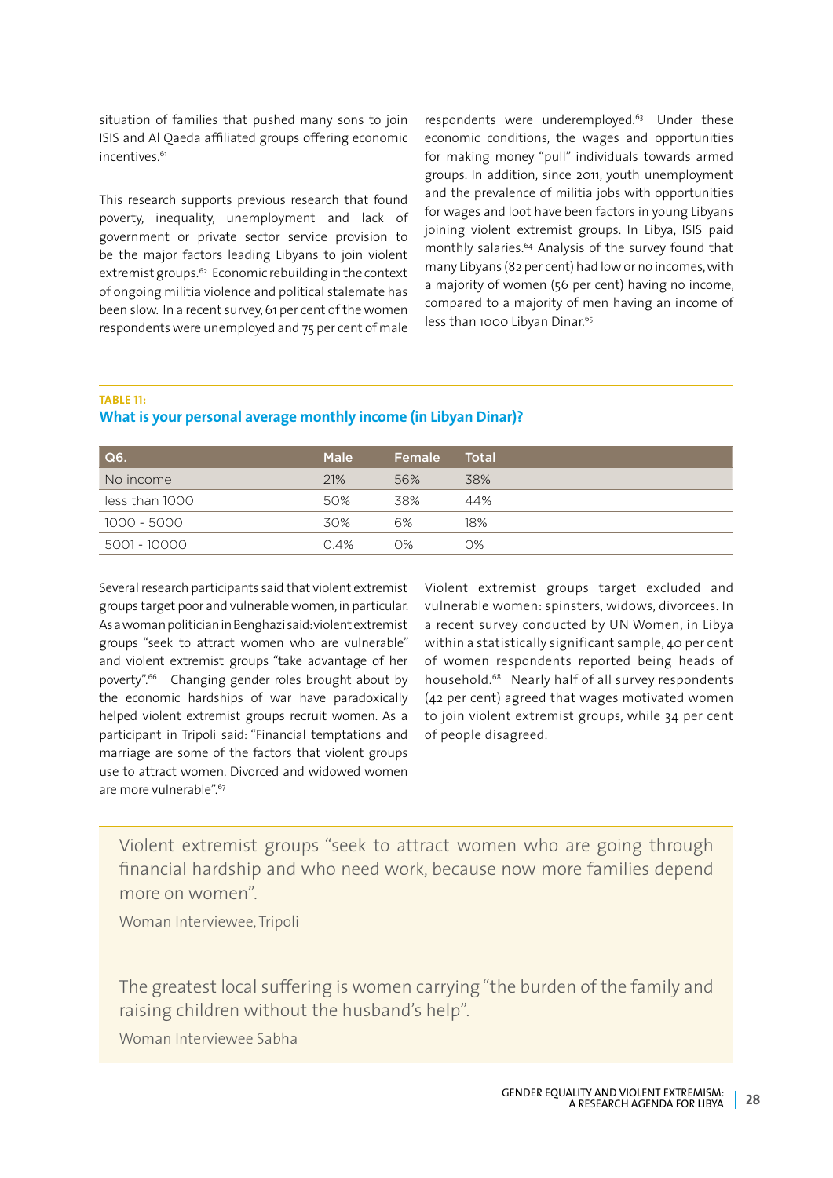situation of families that pushed many sons to join ISIS and Al Qaeda affiliated groups offering economic incentives.[61]

This research supports previous research that found poverty, inequality, unemployment and lack of government or private sector service provision to be the major factors leading Libyans to join violent extremist groups.[62] Economic rebuilding in the context of ongoing militia violence and political stalemate has been slow. In a recent survey, 61 per cent of the women respondents were unemployed and 75 per cent of male respondents were underemployed.[63] Under these economic conditions, the wages and opportunities for making money "pull" individuals towards armed groups. In addition, since 2011, youth unemployment and the prevalence of militia jobs with opportunities for wages and loot have been factors in young Libyans joining violent extremist groups. In Libya, ISIS paid monthly salaries.[64] Analysis of the survey found that many Libyans (82 per cent) had low or no incomes, with a majority of women (56 per cent) having no income, compared to a majority of men having an income of less than 1000 Libyan Dinar.[65]

**TABLE 11:**

### What is your personal average monthly income (in Libyan Dinar)?

| Q6. | Male | Female | Total |
|---|---|---|---|
| No income | 21% | 56% | 38% |
| less than 1000 | 50% | 38% | 44% |
| 1000 - 5000 | 30% | 6% | 18% |
| 5001 - 10000 | 0.4% | 0% | 0% |

Several research participants said that violent extremist groups target poor and vulnerable women, in particular. As a woman politician in Benghazi said: violent extremist groups "seek to attract women who are vulnerable" and violent extremist groups "take advantage of her poverty".[66] Changing gender roles brought about by the economic hardships of war have paradoxically helped violent extremist groups recruit women. As a participant in Tripoli said: "Financial temptations and marriage are some of the factors that violent groups use to attract women. Divorced and widowed women are more vulnerable".[67]

Violent extremist groups target excluded and vulnerable women: spinsters, widows, divorcees. In a recent survey conducted by UN Women, in Libya within a statistically significant sample, 40 per cent of women respondents reported being heads of household.[68] Nearly half of all survey respondents (42 per cent) agreed that wages motivated women to join violent extremist groups, while 34 per cent of people disagreed.

> Violent extremist groups "seek to attract women who are going through financial hardship and who need work, because now more families depend more on women".
>
> Woman Interviewee, Tripoli

> The greatest local suffering is women carrying "the burden of the family and raising children without the husband's help".
>
> Woman Interviewee Sabha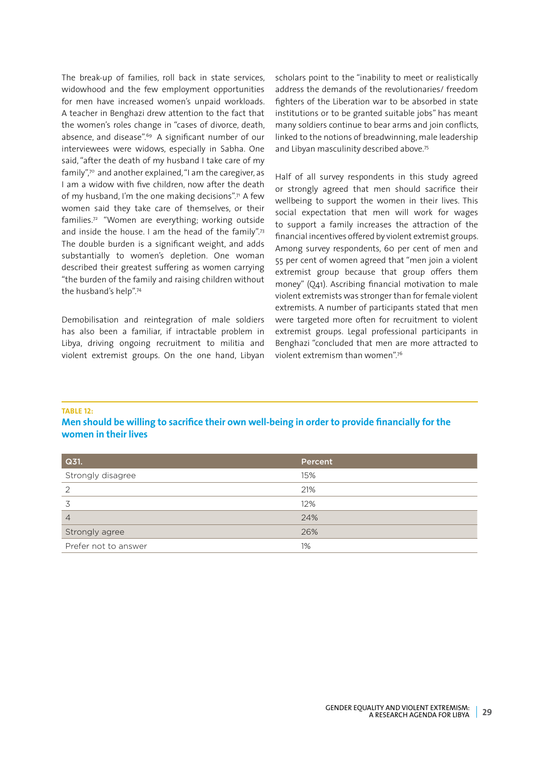The break-up of families, roll back in state services, widowhood and the few employment opportunities for men have increased women's unpaid workloads. A teacher in Benghazi drew attention to the fact that the women's roles change in "cases of divorce, death, absence, and disease".[69] A significant number of our interviewees were widows, especially in Sabha. One said, "after the death of my husband I take care of my family",[70] and another explained, "I am the caregiver, as I am a widow with five children, now after the death of my husband, I'm the one making decisions".[71] A few women said they take care of themselves, or their families.[72] "Women are everything; working outside and inside the house. I am the head of the family".[73] The double burden is a significant weight, and adds substantially to women's depletion. One woman described their greatest suffering as women carrying "the burden of the family and raising children without the husband's help".[74]

Demobilisation and reintegration of male soldiers has also been a familiar, if intractable problem in Libya, driving ongoing recruitment to militia and violent extremist groups. On the one hand, Libyan scholars point to the "inability to meet or realistically address the demands of the revolutionaries/ freedom fighters of the Liberation war to be absorbed in state institutions or to be granted suitable jobs" has meant many soldiers continue to bear arms and join conflicts, linked to the notions of breadwinning, male leadership and Libyan masculinity described above.[75]

Half of all survey respondents in this study agreed or strongly agreed that men should sacrifice their wellbeing to support the women in their lives. This social expectation that men will work for wages to support a family increases the attraction of the financial incentives offered by violent extremist groups. Among survey respondents, 60 per cent of men and 55 per cent of women agreed that "men join a violent extremist group because that group offers them money" (Q41). Ascribing financial motivation to male violent extremists was stronger than for female violent extremists. A number of participants stated that men were targeted more often for recruitment to violent extremist groups. Legal professional participants in Benghazi "concluded that men are more attracted to violent extremism than women".[76]

**TABLE 12:**

**Men should be willing to sacrifice their own well-being in order to provide financially for the women in their lives**

| Q31. | Percent |
|---|---|
| Strongly disagree | 15% |
| 2 | 21% |
| 3 | 12% |
| 4 | 24% |
| Strongly agree | 26% |
| Prefer not to answer | 1% |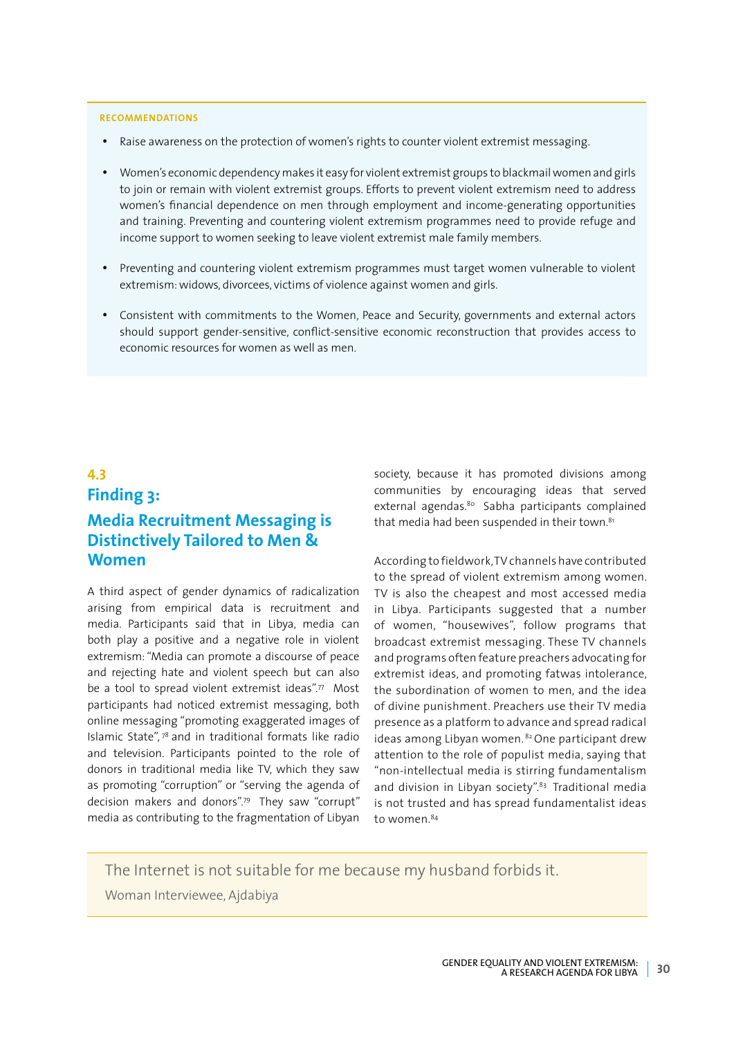**RECOMMENDATIONS**

- Raise awareness on the protection of women's rights to counter violent extremist messaging.
- Women's economic dependency makes it easy for violent extremist groups to blackmail women and girls to join or remain with violent extremist groups. Efforts to prevent violent extremism need to address women's financial dependence on men through employment and income-generating opportunities and training. Preventing and countering violent extremism programmes need to provide refuge and income support to women seeking to leave violent extremist male family members.
- Preventing and countering violent extremism programmes must target women vulnerable to violent extremism: widows, divorcees, victims of violence against women and girls.
- Consistent with commitments to the Women, Peace and Security, governments and external actors should support gender-sensitive, conflict-sensitive economic reconstruction that provides access to economic resources for women as well as men.

## 4.3

## Finding 3:

## Media Recruitment Messaging is Distinctively Tailored to Men & Women

A third aspect of gender dynamics of radicalization arising from empirical data is recruitment and media. Participants said that in Libya, media can both play a positive and a negative role in violent extremism: "Media can promote a discourse of peace and rejecting hate and violent speech but can also be a tool to spread violent extremist ideas".[77] Most participants had noticed extremist messaging, both online messaging "promoting exaggerated images of Islamic State",[78] and in traditional formats like radio and television. Participants pointed to the role of donors in traditional media like TV, which they saw as promoting "corruption" or "serving the agenda of decision makers and donors".[79] They saw "corrupt" media as contributing to the fragmentation of Libyan society, because it has promoted divisions among communities by encouraging ideas that served external agendas.[80] Sabha participants complained that media had been suspended in their town.[81]

According to fieldwork, TV channels have contributed to the spread of violent extremism among women. TV is also the cheapest and most accessed media in Libya. Participants suggested that a number of women, "housewives", follow programs that broadcast extremist messaging. These TV channels and programs often feature preachers advocating for extremist ideas, and promoting fatwas intolerance, the subordination of women to men, and the idea of divine punishment. Preachers use their TV media presence as a platform to advance and spread radical ideas among Libyan women.[82] One participant drew attention to the role of populist media, saying that "non-intellectual media is stirring fundamentalism and division in Libyan society".[83] Traditional media is not trusted and has spread fundamentalist ideas to women.[84]

> The Internet is not suitable for me because my husband forbids it.
>
> Woman Interviewee, Ajdabiya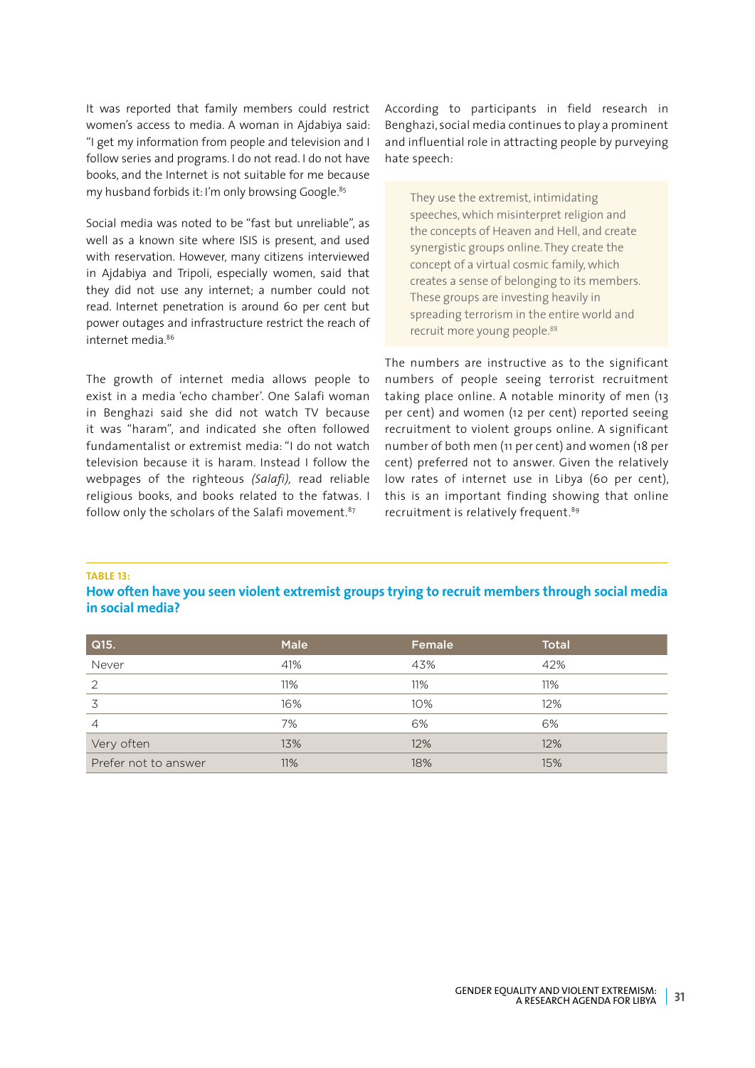It was reported that family members could restrict women's access to media. A woman in Ajdabiya said: "I get my information from people and television and I follow series and programs. I do not read. I do not have books, and the Internet is not suitable for me because my husband forbids it: I'm only browsing Google.[85]

Social media was noted to be "fast but unreliable", as well as a known site where ISIS is present, and used with reservation. However, many citizens interviewed in Ajdabiya and Tripoli, especially women, said that they did not use any internet; a number could not read. Internet penetration is around 60 per cent but power outages and infrastructure restrict the reach of internet media.[86]

The growth of internet media allows people to exist in a media 'echo chamber'. One Salafi woman in Benghazi said she did not watch TV because it was "haram", and indicated she often followed fundamentalist or extremist media: "I do not watch television because it is haram. Instead I follow the webpages of the righteous *(Salafi)*, read reliable religious books, and books related to the fatwas. I follow only the scholars of the Salafi movement.[87]

According to participants in field research in Benghazi, social media continues to play a prominent and influential role in attracting people by purveying hate speech:

> They use the extremist, intimidating speeches, which misinterpret religion and the concepts of Heaven and Hell, and create synergistic groups online. They create the concept of a virtual cosmic family, which creates a sense of belonging to its members. These groups are investing heavily in spreading terrorism in the entire world and recruit more young people.[88]

The numbers are instructive as to the significant numbers of people seeing terrorist recruitment taking place online. A notable minority of men (13 per cent) and women (12 per cent) reported seeing recruitment to violent groups online. A significant number of both men (11 per cent) and women (18 per cent) preferred not to answer. Given the relatively low rates of internet use in Libya (60 per cent), this is an important finding showing that online recruitment is relatively frequent.[89]

**TABLE 13:**

**How often have you seen violent extremist groups trying to recruit members through social media in social media?**

| Q15. | Male | Female | Total |
|---|---|---|---|
| Never | 41% | 43% | 42% |
| 2 | 11% | 11% | 11% |
| 3 | 16% | 10% | 12% |
| 4 | 7% | 6% | 6% |
| Very often | 13% | 12% | 12% |
| Prefer not to answer | 11% | 18% | 15% |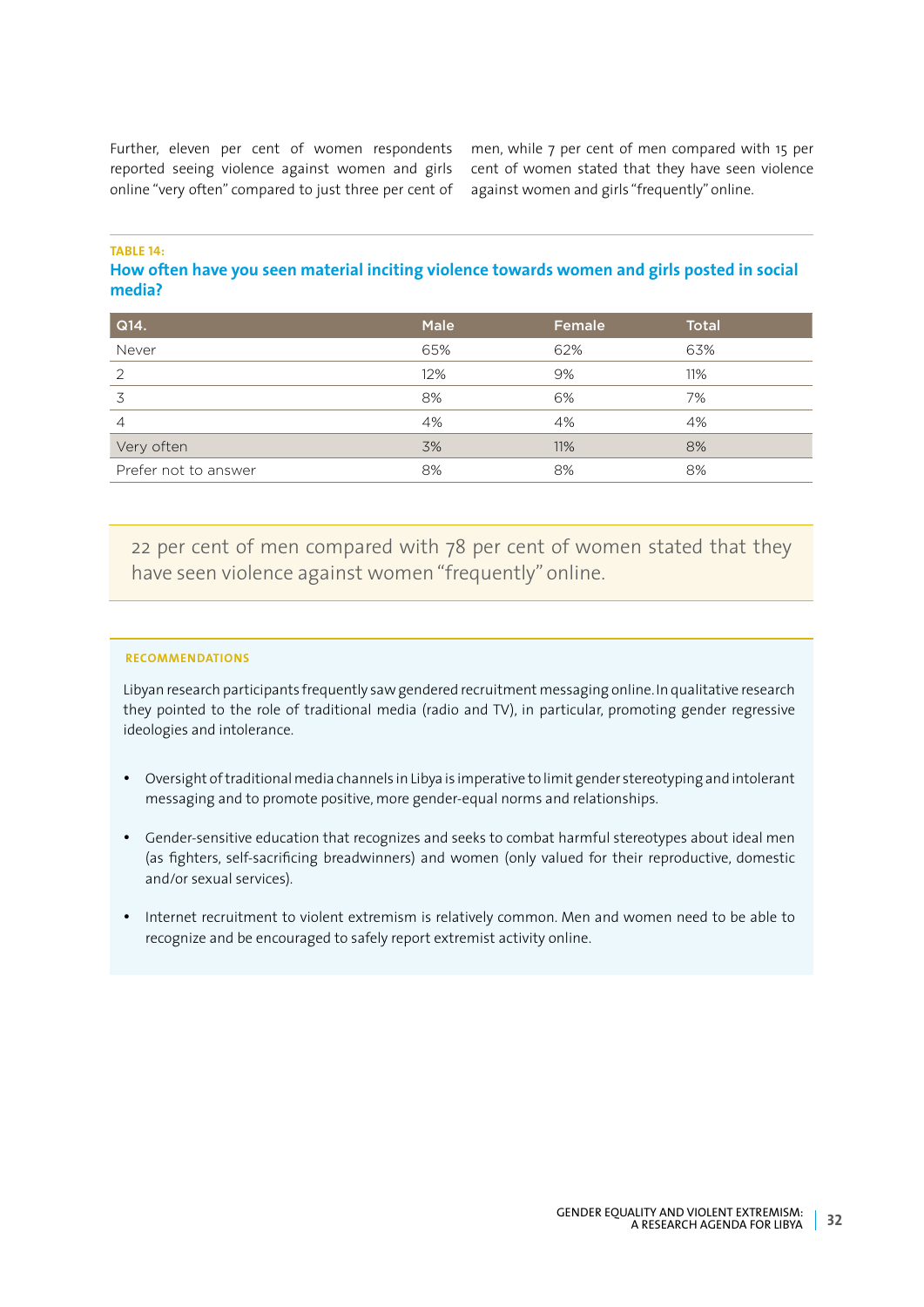Further, eleven per cent of women respondents reported seeing violence against women and girls online "very often" compared to just three per cent of men, while 7 per cent of men compared with 15 per cent of women stated that they have seen violence against women and girls "frequently" online.

**TABLE 14:**

**How often have you seen material inciting violence towards women and girls posted in social media?**

| Q14. | Male | Female | Total |
|---|---|---|---|
| Never | 65% | 62% | 63% |
| 2 | 12% | 9% | 11% |
| 3 | 8% | 6% | 7% |
| 4 | 4% | 4% | 4% |
| Very often | 3% | 11% | 8% |
| Prefer not to answer | 8% | 8% | 8% |

> 22 per cent of men compared with 78 per cent of women stated that they have seen violence against women "frequently" online.

**RECOMMENDATIONS**

Libyan research participants frequently saw gendered recruitment messaging online. In qualitative research they pointed to the role of traditional media (radio and TV), in particular, promoting gender regressive ideologies and intolerance.

- Oversight of traditional media channels in Libya is imperative to limit gender stereotyping and intolerant messaging and to promote positive, more gender-equal norms and relationships.
- Gender-sensitive education that recognizes and seeks to combat harmful stereotypes about ideal men (as fighters, self-sacrificing breadwinners) and women (only valued for their reproductive, domestic and/or sexual services).
- Internet recruitment to violent extremism is relatively common. Men and women need to be able to recognize and be encouraged to safely report extremist activity online.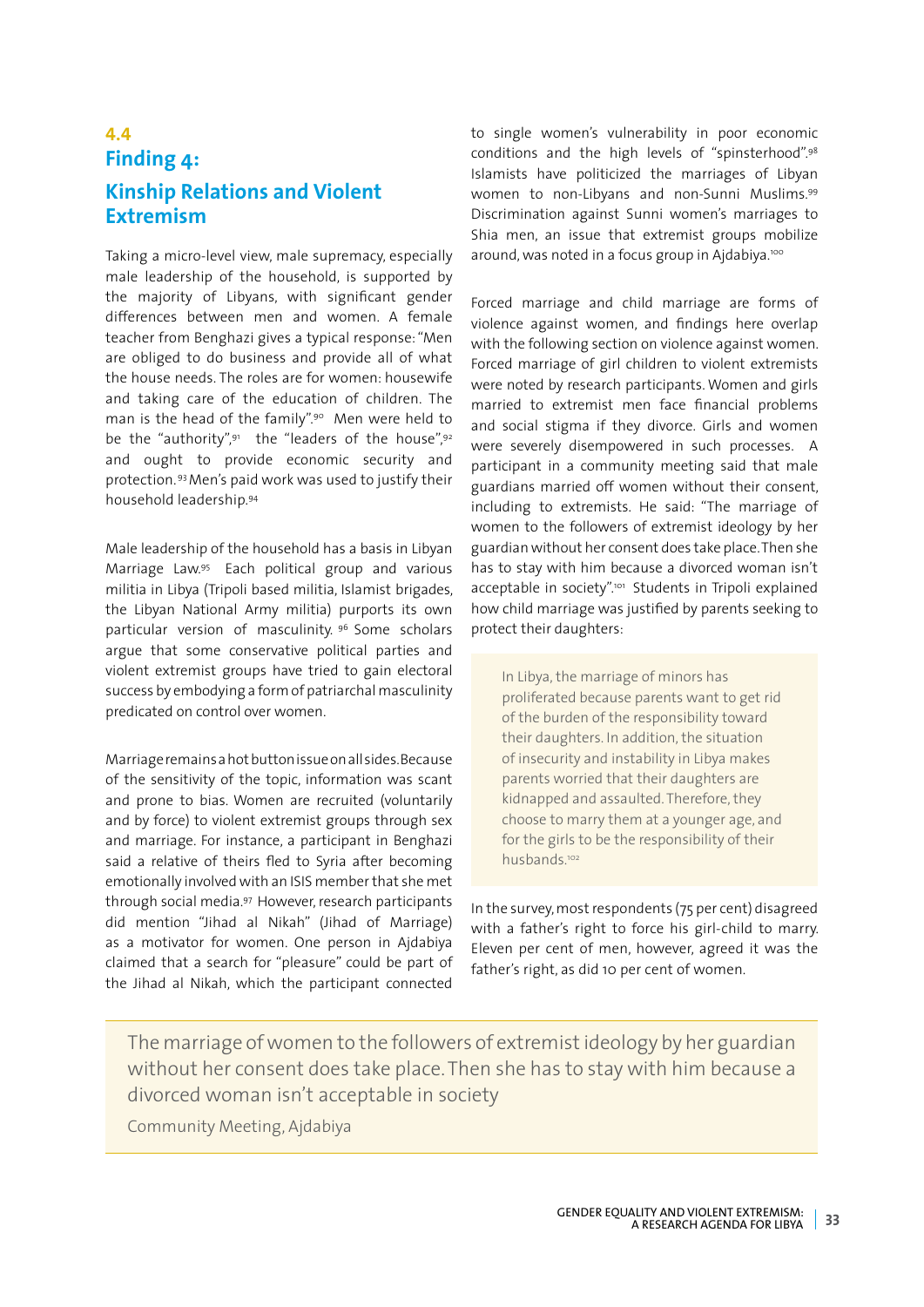## 4.4 Finding 4: Kinship Relations and Violent Extremism

Taking a micro-level view, male supremacy, especially male leadership of the household, is supported by the majority of Libyans, with significant gender differences between men and women. A female teacher from Benghazi gives a typical response: "Men are obliged to do business and provide all of what the house needs. The roles are for women: housewife and taking care of the education of children. The man is the head of the family".[90] Men were held to be the "authority",[91] the "leaders of the house",[92] and ought to provide economic security and protection.[93] Men's paid work was used to justify their household leadership.[94]

Male leadership of the household has a basis in Libyan Marriage Law.[95] Each political group and various militia in Libya (Tripoli based militia, Islamist brigades, the Libyan National Army militia) purports its own particular version of masculinity.[96] Some scholars argue that some conservative political parties and violent extremist groups have tried to gain electoral success by embodying a form of patriarchal masculinity predicated on control over women.

Marriage remains a hot button issue on all sides. Because of the sensitivity of the topic, information was scant and prone to bias. Women are recruited (voluntarily and by force) to violent extremist groups through sex and marriage. For instance, a participant in Benghazi said a relative of theirs fled to Syria after becoming emotionally involved with an ISIS member that she met through social media.[97] However, research participants did mention "Jihad al Nikah" (Jihad of Marriage) as a motivator for women. One person in Ajdabiya claimed that a search for "pleasure" could be part of the Jihad al Nikah, which the participant connected to single women's vulnerability in poor economic conditions and the high levels of "spinsterhood".[98] Islamists have politicized the marriages of Libyan women to non-Libyans and non-Sunni Muslims.[99] Discrimination against Sunni women's marriages to Shia men, an issue that extremist groups mobilize around, was noted in a focus group in Ajdabiya.[100]

Forced marriage and child marriage are forms of violence against women, and findings here overlap with the following section on violence against women. Forced marriage of girl children to violent extremists were noted by research participants. Women and girls married to extremist men face financial problems and social stigma if they divorce. Girls and women were severely disempowered in such processes. A participant in a community meeting said that male guardians married off women without their consent, including to extremists. He said: "The marriage of women to the followers of extremist ideology by her guardian without her consent does take place. Then she has to stay with him because a divorced woman isn't acceptable in society".[101] Students in Tripoli explained how child marriage was justified by parents seeking to protect their daughters:

> In Libya, the marriage of minors has proliferated because parents want to get rid of the burden of the responsibility toward their daughters. In addition, the situation of insecurity and instability in Libya makes parents worried that their daughters are kidnapped and assaulted. Therefore, they choose to marry them at a younger age, and for the girls to be the responsibility of their husbands.[102]

In the survey, most respondents (75 per cent) disagreed with a father's right to force his girl-child to marry. Eleven per cent of men, however, agreed it was the father's right, as did 10 per cent of women.

> The marriage of women to the followers of extremist ideology by her guardian without her consent does take place. Then she has to stay with him because a divorced woman isn't acceptable in society
>
> Community Meeting, Ajdabiya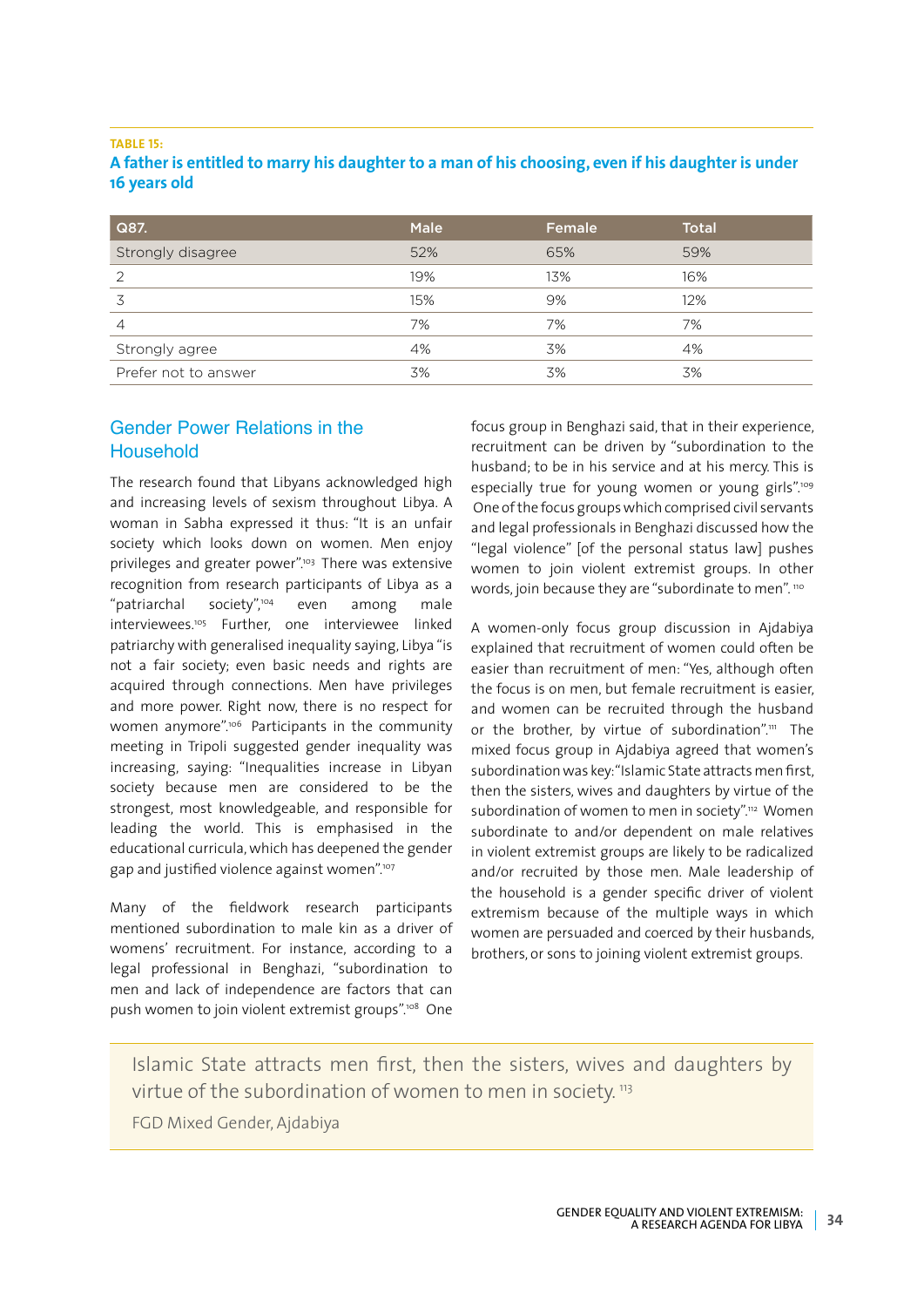**TABLE 15:**

**A father is entitled to marry his daughter to a man of his choosing, even if his daughter is under 16 years old**

| Q87. | Male | Female | Total |
|---|---|---|---|
| Strongly disagree | 52% | 65% | 59% |
| 2 | 19% | 13% | 16% |
| 3 | 15% | 9% | 12% |
| 4 | 7% | 7% | 7% |
| Strongly agree | 4% | 3% | 4% |
| Prefer not to answer | 3% | 3% | 3% |

## Gender Power Relations in the Household

The research found that Libyans acknowledged high and increasing levels of sexism throughout Libya. A woman in Sabha expressed it thus: "It is an unfair society which looks down on women. Men enjoy privileges and greater power".[103] There was extensive recognition from research participants of Libya as a "patriarchal society",[104] even among male interviewees.[105] Further, one interviewee linked patriarchy with generalised inequality saying, Libya "is not a fair society; even basic needs and rights are acquired through connections. Men have privileges and more power. Right now, there is no respect for women anymore".[106] Participants in the community meeting in Tripoli suggested gender inequality was increasing, saying: "Inequalities increase in Libyan society because men are considered to be the strongest, most knowledgeable, and responsible for leading the world. This is emphasised in the educational curricula, which has deepened the gender gap and justified violence against women".[107]

Many of the fieldwork research participants mentioned subordination to male kin as a driver of womens' recruitment. For instance, according to a legal professional in Benghazi, "subordination to men and lack of independence are factors that can push women to join violent extremist groups".[108] One focus group in Benghazi said, that in their experience, recruitment can be driven by "subordination to the husband; to be in his service and at his mercy. This is especially true for young women or young girls".[109] One of the focus groups which comprised civil servants and legal professionals in Benghazi discussed how the "legal violence" [of the personal status law] pushes women to join violent extremist groups. In other words, join because they are "subordinate to men".[110]

A women-only focus group discussion in Ajdabiya explained that recruitment of women could often be easier than recruitment of men: "Yes, although often the focus is on men, but female recruitment is easier, and women can be recruited through the husband or the brother, by virtue of subordination".[111] The mixed focus group in Ajdabiya agreed that women's subordination was key: "Islamic State attracts men first, then the sisters, wives and daughters by virtue of the subordination of women to men in society".[112] Women subordinate to and/or dependent on male relatives in violent extremist groups are likely to be radicalized and/or recruited by those men. Male leadership of the household is a gender specific driver of violent extremism because of the multiple ways in which women are persuaded and coerced by their husbands, brothers, or sons to joining violent extremist groups.

> Islamic State attracts men first, then the sisters, wives and daughters by virtue of the subordination of women to men in society.[113]
>
> FGD Mixed Gender, Ajdabiya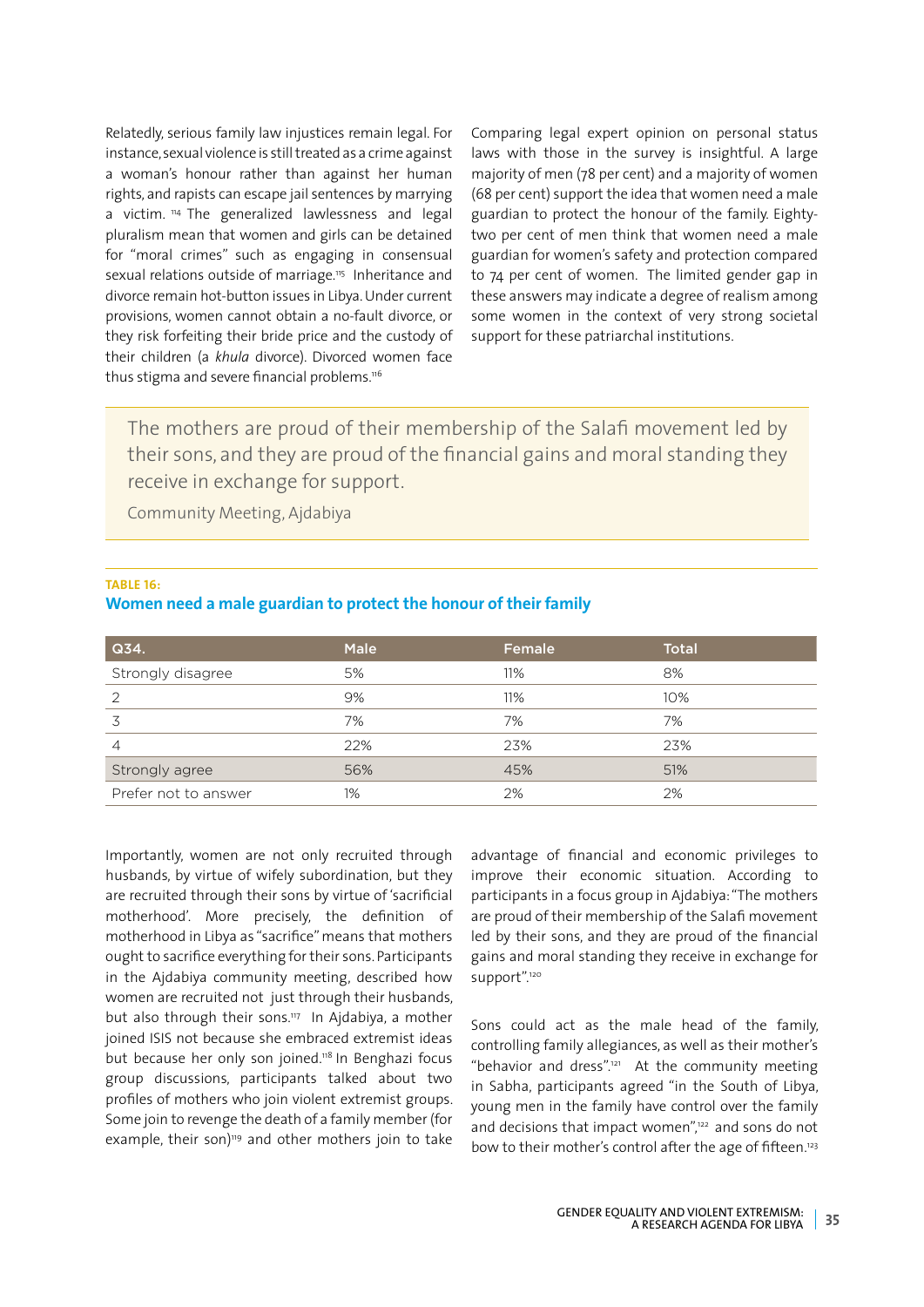Relatedly, serious family law injustices remain legal. For instance, sexual violence is still treated as a crime against a woman's honour rather than against her human rights, and rapists can escape jail sentences by marrying a victim. [114] The generalized lawlessness and legal pluralism mean that women and girls can be detained for "moral crimes" such as engaging in consensual sexual relations outside of marriage.[115] Inheritance and divorce remain hot-button issues in Libya. Under current provisions, women cannot obtain a no-fault divorce, or they risk forfeiting their bride price and the custody of their children (a *khula* divorce). Divorced women face thus stigma and severe financial problems.[116]

Comparing legal expert opinion on personal status laws with those in the survey is insightful. A large majority of men (78 per cent) and a majority of women (68 per cent) support the idea that women need a male guardian to protect the honour of the family. Eighty-two per cent of men think that women need a male guardian for women's safety and protection compared to 74 per cent of women. The limited gender gap in these answers may indicate a degree of realism among some women in the context of very strong societal support for these patriarchal institutions.

> The mothers are proud of their membership of the Salafi movement led by their sons, and they are proud of the financial gains and moral standing they receive in exchange for support.
>
> Community Meeting, Ajdabiya

**TABLE 16:**

**Women need a male guardian to protect the honour of their family**

| Q34. | Male | Female | Total |
|---|---|---|---|
| Strongly disagree | 5% | 11% | 8% |
| 2 | 9% | 11% | 10% |
| 3 | 7% | 7% | 7% |
| 4 | 22% | 23% | 23% |
| Strongly agree | 56% | 45% | 51% |
| Prefer not to answer | 1% | 2% | 2% |

Importantly, women are not only recruited through husbands, by virtue of wifely subordination, but they are recruited through their sons by virtue of 'sacrificial motherhood'. More precisely, the definition of motherhood in Libya as "sacrifice" means that mothers ought to sacrifice everything for their sons. Participants in the Ajdabiya community meeting, described how women are recruited not just through their husbands, but also through their sons.[117] In Ajdabiya, a mother joined ISIS not because she embraced extremist ideas but because her only son joined.[118] In Benghazi focus group discussions, participants talked about two profiles of mothers who join violent extremist groups. Some join to revenge the death of a family member (for example, their son)[119] and other mothers join to take advantage of financial and economic privileges to improve their economic situation. According to participants in a focus group in Ajdabiya: "The mothers are proud of their membership of the Salafi movement led by their sons, and they are proud of the financial gains and moral standing they receive in exchange for support".[120]

Sons could act as the male head of the family, controlling family allegiances, as well as their mother's "behavior and dress".[121] At the community meeting in Sabha, participants agreed "in the South of Libya, young men in the family have control over the family and decisions that impact women",[122] and sons do not bow to their mother's control after the age of fifteen.[123]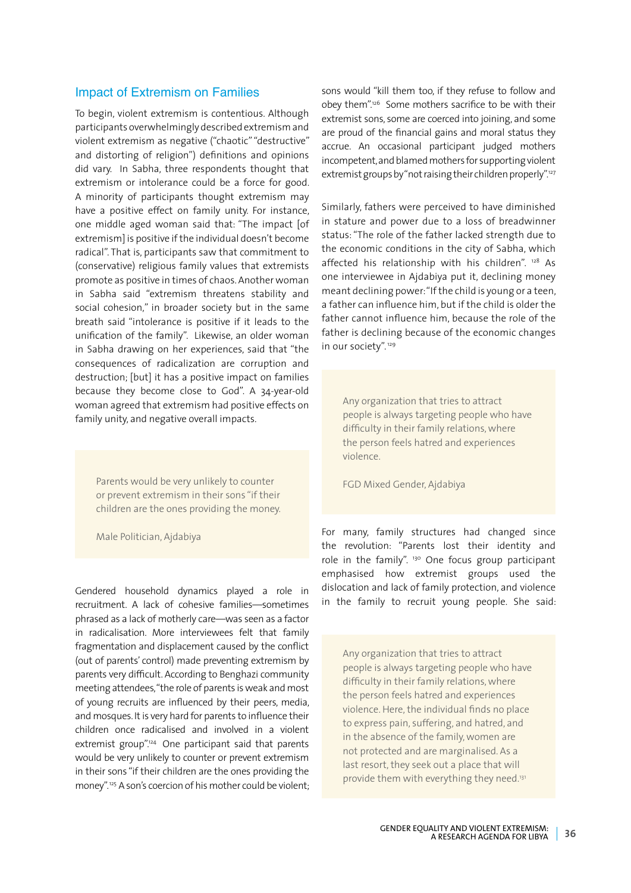## Impact of Extremism on Families

To begin, violent extremism is contentious. Although participants overwhelmingly described extremism and violent extremism as negative ("chaotic" "destructive" and distorting of religion") definitions and opinions did vary. In Sabha, three respondents thought that extremism or intolerance could be a force for good. A minority of participants thought extremism may have a positive effect on family unity. For instance, one middle aged woman said that: "The impact [of extremism] is positive if the individual doesn't become radical". That is, participants saw that commitment to (conservative) religious family values that extremists promote as positive in times of chaos. Another woman in Sabha said "extremism threatens stability and social cohesion," in broader society but in the same breath said "intolerance is positive if it leads to the unification of the family". Likewise, an older woman in Sabha drawing on her experiences, said that "the consequences of radicalization are corruption and destruction; [but] it has a positive impact on families because they become close to God". A 34-year-old woman agreed that extremism had positive effects on family unity, and negative overall impacts.

> Parents would be very unlikely to counter or prevent extremism in their sons "if their children are the ones providing the money.
>
> Male Politician, Ajdabiya

Gendered household dynamics played a role in recruitment. A lack of cohesive families—sometimes phrased as a lack of motherly care—was seen as a factor in radicalisation. More interviewees felt that family fragmentation and displacement caused by the conflict (out of parents' control) made preventing extremism by parents very difficult. According to Benghazi community meeting attendees, "the role of parents is weak and most of young recruits are influenced by their peers, media, and mosques. It is very hard for parents to influence their children once radicalised and involved in a violent extremist group".[124] One participant said that parents would be very unlikely to counter or prevent extremism in their sons "if their children are the ones providing the money".[125] A son's coercion of his mother could be violent; sons would "kill them too, if they refuse to follow and obey them".[126] Some mothers sacrifice to be with their extremist sons, some are coerced into joining, and some are proud of the financial gains and moral status they accrue. An occasional participant judged mothers incompetent, and blamed mothers for supporting violent extremist groups by "not raising their children properly".[127]

Similarly, fathers were perceived to have diminished in stature and power due to a loss of breadwinner status: "The role of the father lacked strength due to the economic conditions in the city of Sabha, which affected his relationship with his children". [128] As one interviewee in Ajdabiya put it, declining money meant declining power: "If the child is young or a teen, a father can influence him, but if the child is older the father cannot influence him, because the role of the father is declining because of the economic changes in our society".[129]

> Any organization that tries to attract people is always targeting people who have difficulty in their family relations, where the person feels hatred and experiences violence.
>
> FGD Mixed Gender, Ajdabiya

For many, family structures had changed since the revolution: "Parents lost their identity and role in the family". [130] One focus group participant emphasised how extremist groups used the dislocation and lack of family protection, and violence in the family to recruit young people. She said:

> Any organization that tries to attract people is always targeting people who have difficulty in their family relations, where the person feels hatred and experiences violence. Here, the individual finds no place to express pain, suffering, and hatred, and in the absence of the family, women are not protected and are marginalised. As a last resort, they seek out a place that will provide them with everything they need.[131]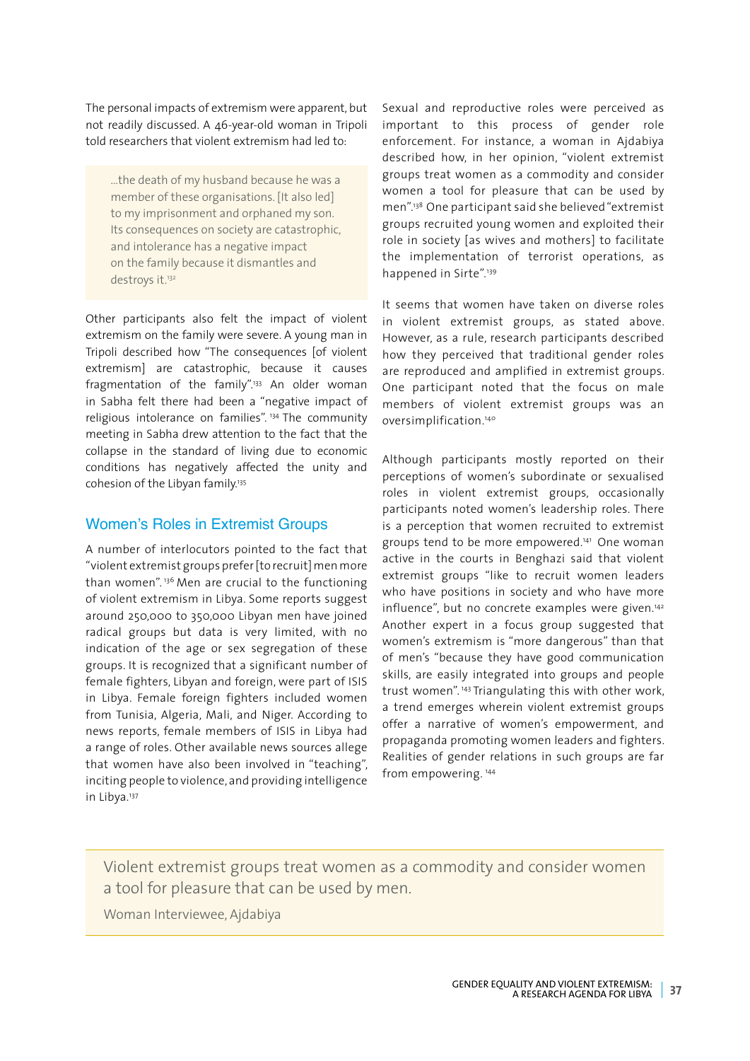The personal impacts of extremism were apparent, but not readily discussed. A 46-year-old woman in Tripoli told researchers that violent extremism had led to:

> ...the death of my husband because he was a member of these organisations. [It also led] to my imprisonment and orphaned my son. Its consequences on society are catastrophic, and intolerance has a negative impact on the family because it dismantles and destroys it.[132]

Other participants also felt the impact of violent extremism on the family were severe. A young man in Tripoli described how "The consequences [of violent extremism] are catastrophic, because it causes fragmentation of the family".[133] An older woman in Sabha felt there had been a "negative impact of religious intolerance on families".[134] The community meeting in Sabha drew attention to the fact that the collapse in the standard of living due to economic conditions has negatively affected the unity and cohesion of the Libyan family.[135]

## Women's Roles in Extremist Groups

A number of interlocutors pointed to the fact that "violent extremist groups prefer [to recruit] men more than women".[136] Men are crucial to the functioning of violent extremism in Libya. Some reports suggest around 250,000 to 350,000 Libyan men have joined radical groups but data is very limited, with no indication of the age or sex segregation of these groups. It is recognized that a significant number of female fighters, Libyan and foreign, were part of ISIS in Libya. Female foreign fighters included women from Tunisia, Algeria, Mali, and Niger. According to news reports, female members of ISIS in Libya had a range of roles. Other available news sources allege that women have also been involved in "teaching", inciting people to violence, and providing intelligence in Libya.[137]

Sexual and reproductive roles were perceived as important to this process of gender role enforcement. For instance, a woman in Ajdabiya described how, in her opinion, "violent extremist groups treat women as a commodity and consider women a tool for pleasure that can be used by men".[138] One participant said she believed "extremist groups recruited young women and exploited their role in society [as wives and mothers] to facilitate the implementation of terrorist operations, as happened in Sirte".[139]

It seems that women have taken on diverse roles in violent extremist groups, as stated above. However, as a rule, research participants described how they perceived that traditional gender roles are reproduced and amplified in extremist groups. One participant noted that the focus on male members of violent extremist groups was an oversimplification.[140]

Although participants mostly reported on their perceptions of women's subordinate or sexualised roles in violent extremist groups, occasionally participants noted women's leadership roles. There is a perception that women recruited to extremist groups tend to be more empowered.[141] One woman active in the courts in Benghazi said that violent extremist groups "like to recruit women leaders who have positions in society and who have more influence", but no concrete examples were given.[142] Another expert in a focus group suggested that women's extremism is "more dangerous" than that of men's "because they have good communication skills, are easily integrated into groups and people trust women".[143] Triangulating this with other work, a trend emerges wherein violent extremist groups offer a narrative of women's empowerment, and propaganda promoting women leaders and fighters. Realities of gender relations in such groups are far from empowering.[144]

> Violent extremist groups treat women as a commodity and consider women a tool for pleasure that can be used by men.
>
> Woman Interviewee, Ajdabiya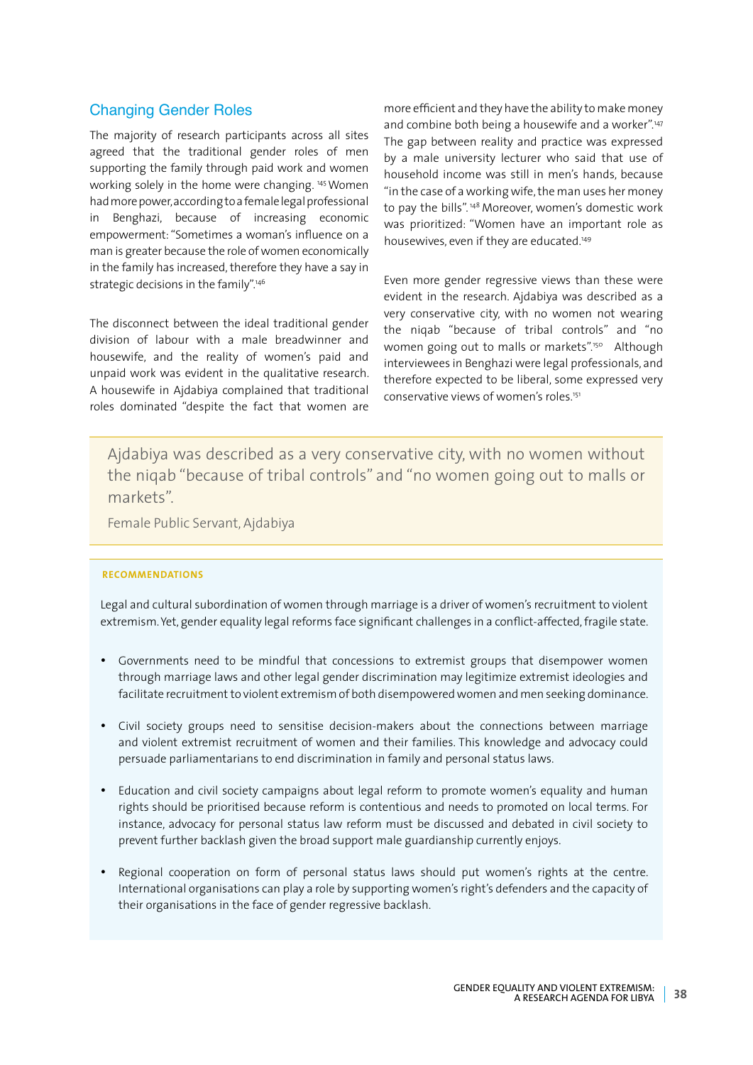## Changing Gender Roles

The majority of research participants across all sites agreed that the traditional gender roles of men supporting the family through paid work and women working solely in the home were changing. [145] Women had more power, according to a female legal professional in Benghazi, because of increasing economic empowerment: "Sometimes a woman's influence on a man is greater because the role of women economically in the family has increased, therefore they have a say in strategic decisions in the family".[146]

The disconnect between the ideal traditional gender division of labour with a male breadwinner and housewife, and the reality of women's paid and unpaid work was evident in the qualitative research. A housewife in Ajdabiya complained that traditional roles dominated "despite the fact that women are more efficient and they have the ability to make money and combine both being a housewife and a worker".[147] The gap between reality and practice was expressed by a male university lecturer who said that use of household income was still in men's hands, because "in the case of a working wife, the man uses her money to pay the bills". [148] Moreover, women's domestic work was prioritized: "Women have an important role as housewives, even if they are educated.[149]

Even more gender regressive views than these were evident in the research. Ajdabiya was described as a very conservative city, with no women not wearing the niqab "because of tribal controls" and "no women going out to malls or markets".[150] Although interviewees in Benghazi were legal professionals, and therefore expected to be liberal, some expressed very conservative views of women's roles.[151]

> Ajdabiya was described as a very conservative city, with no women without the niqab "because of tribal controls" and "no women going out to malls or markets".
>
> Female Public Servant, Ajdabiya

**RECOMMENDATIONS**

Legal and cultural subordination of women through marriage is a driver of women's recruitment to violent extremism. Yet, gender equality legal reforms face significant challenges in a conflict-affected, fragile state.

- Governments need to be mindful that concessions to extremist groups that disempower women through marriage laws and other legal gender discrimination may legitimize extremist ideologies and facilitate recruitment to violent extremism of both disempowered women and men seeking dominance.
- Civil society groups need to sensitise decision-makers about the connections between marriage and violent extremist recruitment of women and their families. This knowledge and advocacy could persuade parliamentarians to end discrimination in family and personal status laws.
- Education and civil society campaigns about legal reform to promote women's equality and human rights should be prioritised because reform is contentious and needs to promoted on local terms. For instance, advocacy for personal status law reform must be discussed and debated in civil society to prevent further backlash given the broad support male guardianship currently enjoys.
- Regional cooperation on form of personal status laws should put women's rights at the centre. International organisations can play a role by supporting women's right's defenders and the capacity of their organisations in the face of gender regressive backlash.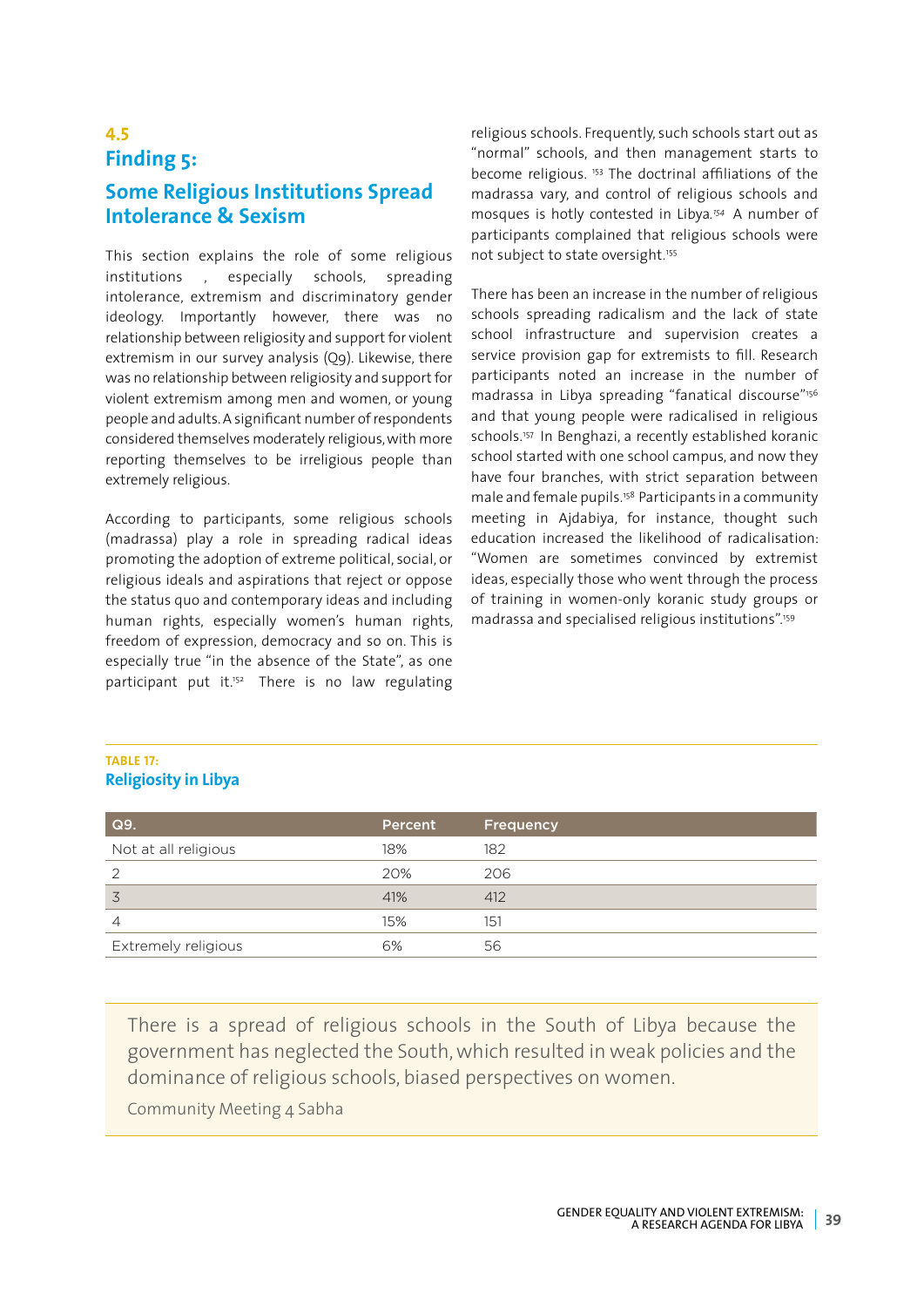## 4.5
## Finding 5:
## Some Religious Institutions Spread Intolerance & Sexism

This section explains the role of some religious institutions , especially schools, spreading intolerance, extremism and discriminatory gender ideology. Importantly however, there was no relationship between religiosity and support for violent extremism in our survey analysis (Q9). Likewise, there was no relationship between religiosity and support for violent extremism among men and women, or young people and adults. A significant number of respondents considered themselves moderately religious, with more reporting themselves to be irreligious people than extremely religious.

According to participants, some religious schools (madrassa) play a role in spreading radical ideas promoting the adoption of extreme political, social, or religious ideals and aspirations that reject or oppose the status quo and contemporary ideas and including human rights, especially women's human rights, freedom of expression, democracy and so on. This is especially true "in the absence of the State", as one participant put it.[152] There is no law regulating religious schools. Frequently, such schools start out as "normal" schools, and then management starts to become religious. [153] The doctrinal affiliations of the madrassa vary, and control of religious schools and mosques is hotly contested in Libya.[154] A number of participants complained that religious schools were not subject to state oversight.[155]

There has been an increase in the number of religious schools spreading radicalism and the lack of state school infrastructure and supervision creates a service provision gap for extremists to fill. Research participants noted an increase in the number of madrassa in Libya spreading "fanatical discourse"[156] and that young people were radicalised in religious schools.[157] In Benghazi, a recently established koranic school started with one school campus, and now they have four branches, with strict separation between male and female pupils.[158] Participants in a community meeting in Ajdabiya, for instance, thought such education increased the likelihood of radicalisation: "Women are sometimes convinced by extremist ideas, especially those who went through the process of training in women-only koranic study groups or madrassa and specialised religious institutions".[159]

**TABLE 17:**
**Religiosity in Libya**

| Q9. | Percent | Frequency |
|---|---|---|
| Not at all religious | 18% | 182 |
| 2 | 20% | 206 |
| 3 | 41% | 412 |
| 4 | 15% | 151 |
| Extremely religious | 6% | 56 |

> There is a spread of religious schools in the South of Libya because the government has neglected the South, which resulted in weak policies and the dominance of religious schools, biased perspectives on women.
>
> Community Meeting 4 Sabha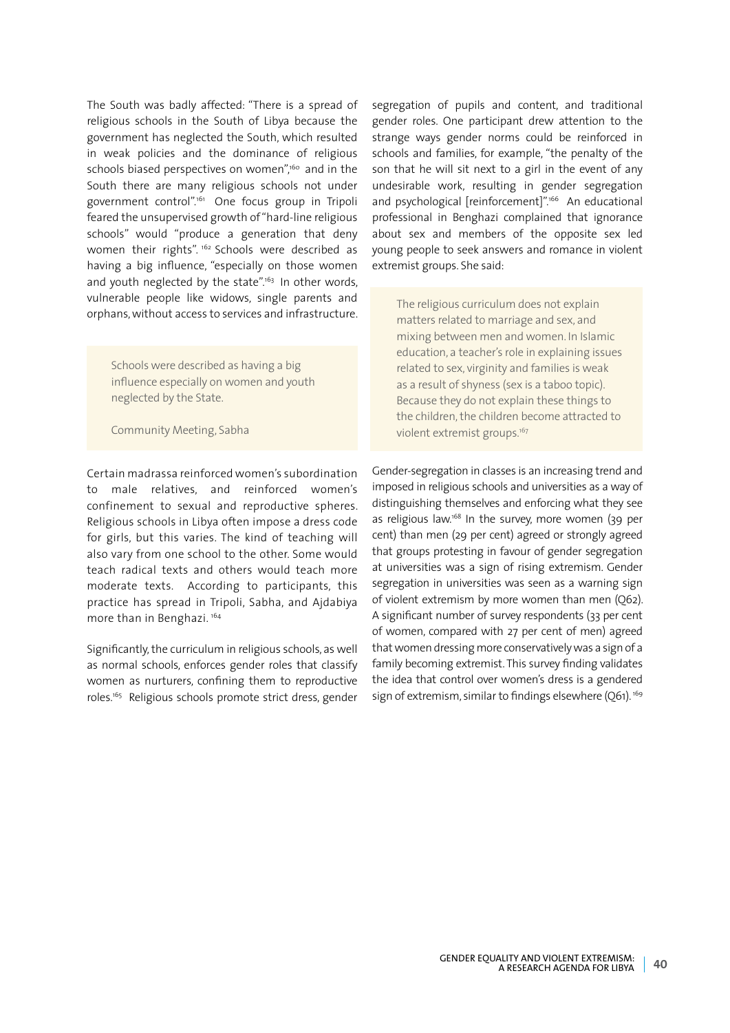The South was badly affected: "There is a spread of religious schools in the South of Libya because the government has neglected the South, which resulted in weak policies and the dominance of religious schools biased perspectives on women",[160] and in the South there are many religious schools not under government control".[161] One focus group in Tripoli feared the unsupervised growth of "hard-line religious schools" would "produce a generation that deny women their rights". [162] Schools were described as having a big influence, "especially on those women and youth neglected by the state".[163] In other words, vulnerable people like widows, single parents and orphans, without access to services and infrastructure.

> Schools were described as having a big influence especially on women and youth neglected by the State.
>
> Community Meeting, Sabha

Certain madrassa reinforced women's subordination to male relatives, and reinforced women's confinement to sexual and reproductive spheres. Religious schools in Libya often impose a dress code for girls, but this varies. The kind of teaching will also vary from one school to the other. Some would teach radical texts and others would teach more moderate texts. According to participants, this practice has spread in Tripoli, Sabha, and Ajdabiya more than in Benghazi. [164]

Significantly, the curriculum in religious schools, as well as normal schools, enforces gender roles that classify women as nurturers, confining them to reproductive roles.[165] Religious schools promote strict dress, gender segregation of pupils and content, and traditional gender roles. One participant drew attention to the strange ways gender norms could be reinforced in schools and families, for example, "the penalty of the son that he will sit next to a girl in the event of any undesirable work, resulting in gender segregation and psychological [reinforcement]".[166] An educational professional in Benghazi complained that ignorance about sex and members of the opposite sex led young people to seek answers and romance in violent extremist groups. She said:

> The religious curriculum does not explain matters related to marriage and sex, and mixing between men and women. In Islamic education, a teacher's role in explaining issues related to sex, virginity and families is weak as a result of shyness (sex is a taboo topic). Because they do not explain these things to the children, the children become attracted to violent extremist groups.[167]

Gender-segregation in classes is an increasing trend and imposed in religious schools and universities as a way of distinguishing themselves and enforcing what they see as religious law.[168] In the survey, more women (39 per cent) than men (29 per cent) agreed or strongly agreed that groups protesting in favour of gender segregation at universities was a sign of rising extremism. Gender segregation in universities was seen as a warning sign of violent extremism by more women than men (Q62). A significant number of survey respondents (33 per cent of women, compared with 27 per cent of men) agreed that women dressing more conservatively was a sign of a family becoming extremist. This survey finding validates the idea that control over women's dress is a gendered sign of extremism, similar to findings elsewhere (Q61). [169]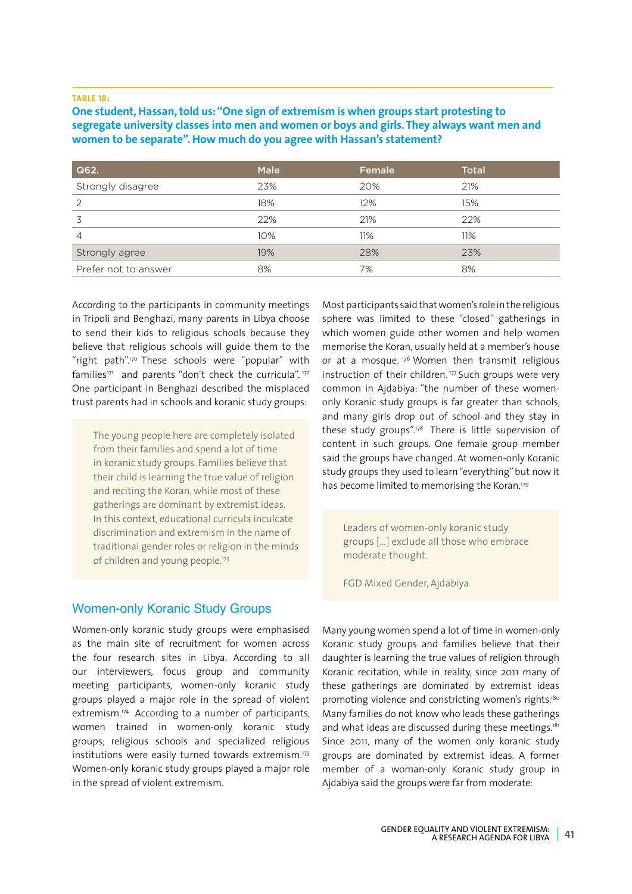**TABLE 18:**

**One student, Hassan, told us: "One sign of extremism is when groups start protesting to segregate university classes into men and women or boys and girls. They always want men and women to be separate". How much do you agree with Hassan's statement?**

| Q62. | Male | Female | Total |
|---|---|---|---|
| Strongly disagree | 23% | 20% | 21% |
| 2 | 18% | 12% | 15% |
| 3 | 22% | 21% | 22% |
| 4 | 10% | 11% | 11% |
| Strongly agree | 19% | 28% | 23% |
| Prefer not to answer | 8% | 7% | 8% |

According to the participants in community meetings in Tripoli and Benghazi, many parents in Libya choose to send their kids to religious schools because they believe that religious schools will guide them to the "right path".[170] These schools were "popular" with families[171] and parents "don't check the curricula". [172] One participant in Benghazi described the misplaced trust parents had in schools and koranic study groups:

> The young people here are completely isolated from their families and spend a lot of time in koranic study groups. Families believe that their child is learning the true value of religion and reciting the Koran, while most of these gatherings are dominant by extremist ideas. In this context, educational curricula inculcate discrimination and extremism in the name of traditional gender roles or religion in the minds of children and young people.[173]

## Women-only Koranic Study Groups

Women-only koranic study groups were emphasised as the main site of recruitment for women across the four research sites in Libya. According to all our interviewers, focus group and community meeting participants, women-only koranic study groups played a major role in the spread of violent extremism.[174] According to a number of participants, women trained in women-only koranic study groups; religious schools and specialized religious institutions were easily turned towards extremism.[175] Women-only koranic study groups played a major role in the spread of violent extremism.

Most participants said that women's role in the religious sphere was limited to these "closed" gatherings in which women guide other women and help women memorise the Koran, usually held at a member's house or at a mosque. [176] Women then transmit religious instruction of their children. [177] Such groups were very common in Ajdabiya: "the number of these women-only Koranic study groups is far greater than schools, and many girls drop out of school and they stay in these study groups".[178] There is little supervision of content in such groups. One female group member said the groups have changed. At women-only Koranic study groups they used to learn "everything" but now it has become limited to memorising the Koran.[179]

> Leaders of women-only koranic study groups [...] exclude all those who embrace moderate thought.
>
> FGD Mixed Gender, Ajdabiya

Many young women spend a lot of time in women-only Koranic study groups and families believe that their daughter is learning the true values of religion through Koranic recitation, while in reality, since 2011 many of these gatherings are dominated by extremist ideas promoting violence and constricting women's rights.[180] Many families do not know who leads these gatherings and what ideas are discussed during these meetings.[181] Since 2011, many of the women only koranic study groups are dominated by extremist ideas. A former member of a woman-only Koranic study group in Ajdabiya said the groups were far from moderate: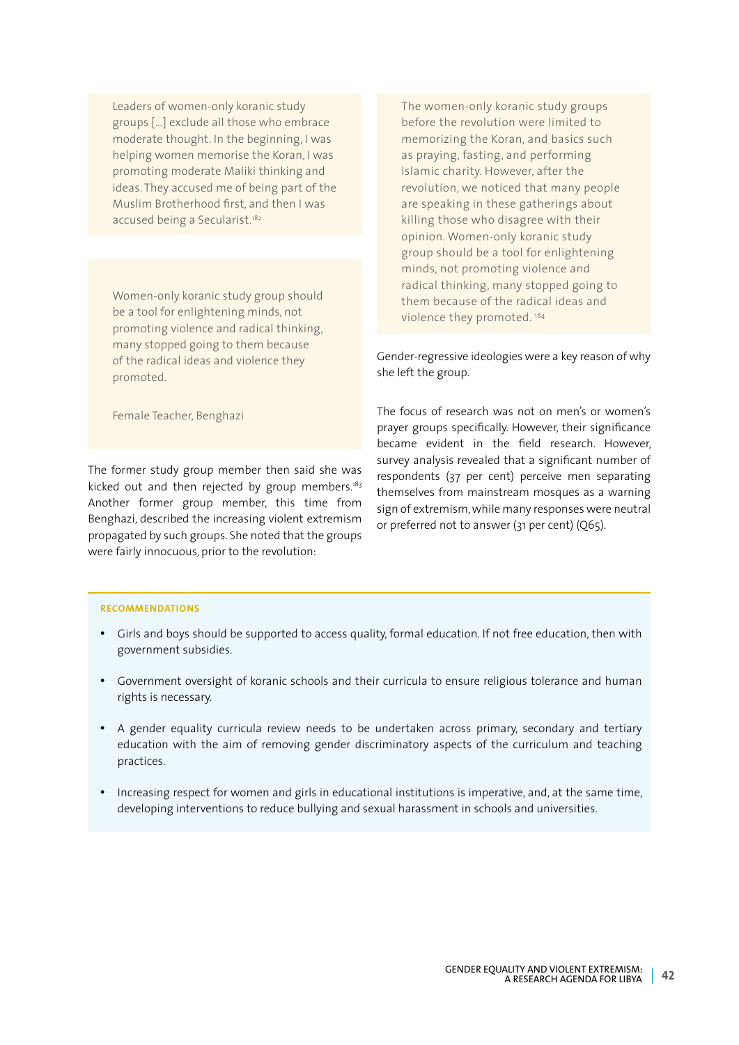> Leaders of women-only koranic study groups [...] exclude all those who embrace moderate thought. In the beginning, I was helping women memorise the Koran, I was promoting moderate Maliki thinking and ideas. They accused me of being part of the Muslim Brotherhood first, and then I was accused being a Secularist.[182]

> Women-only koranic study group should be a tool for enlightening minds, not promoting violence and radical thinking, many stopped going to them because of the radical ideas and violence they promoted.
>
> Female Teacher, Benghazi

The former study group member then said she was kicked out and then rejected by group members.[183] Another former group member, this time from Benghazi, described the increasing violent extremism propagated by such groups. She noted that the groups were fairly innocuous, prior to the revolution:

> The women-only koranic study groups before the revolution were limited to memorizing the Koran, and basics such as praying, fasting, and performing Islamic charity. However, after the revolution, we noticed that many people are speaking in these gatherings about killing those who disagree with their opinion. Women-only koranic study group should be a tool for enlightening minds, not promoting violence and radical thinking, many stopped going to them because of the radical ideas and violence they promoted. [184]

Gender-regressive ideologies were a key reason of why she left the group.

The focus of research was not on men's or women's prayer groups specifically. However, their significance became evident in the field research. However, survey analysis revealed that a significant number of respondents (37 per cent) perceive men separating themselves from mainstream mosques as a warning sign of extremism, while many responses were neutral or preferred not to answer (31 per cent) (Q65).

**RECOMMENDATIONS**

- Girls and boys should be supported to access quality, formal education. If not free education, then with government subsidies.
- Government oversight of koranic schools and their curricula to ensure religious tolerance and human rights is necessary.
- A gender equality curricula review needs to be undertaken across primary, secondary and tertiary education with the aim of removing gender discriminatory aspects of the curriculum and teaching practices.
- Increasing respect for women and girls in educational institutions is imperative, and, at the same time, developing interventions to reduce bullying and sexual harassment in schools and universities.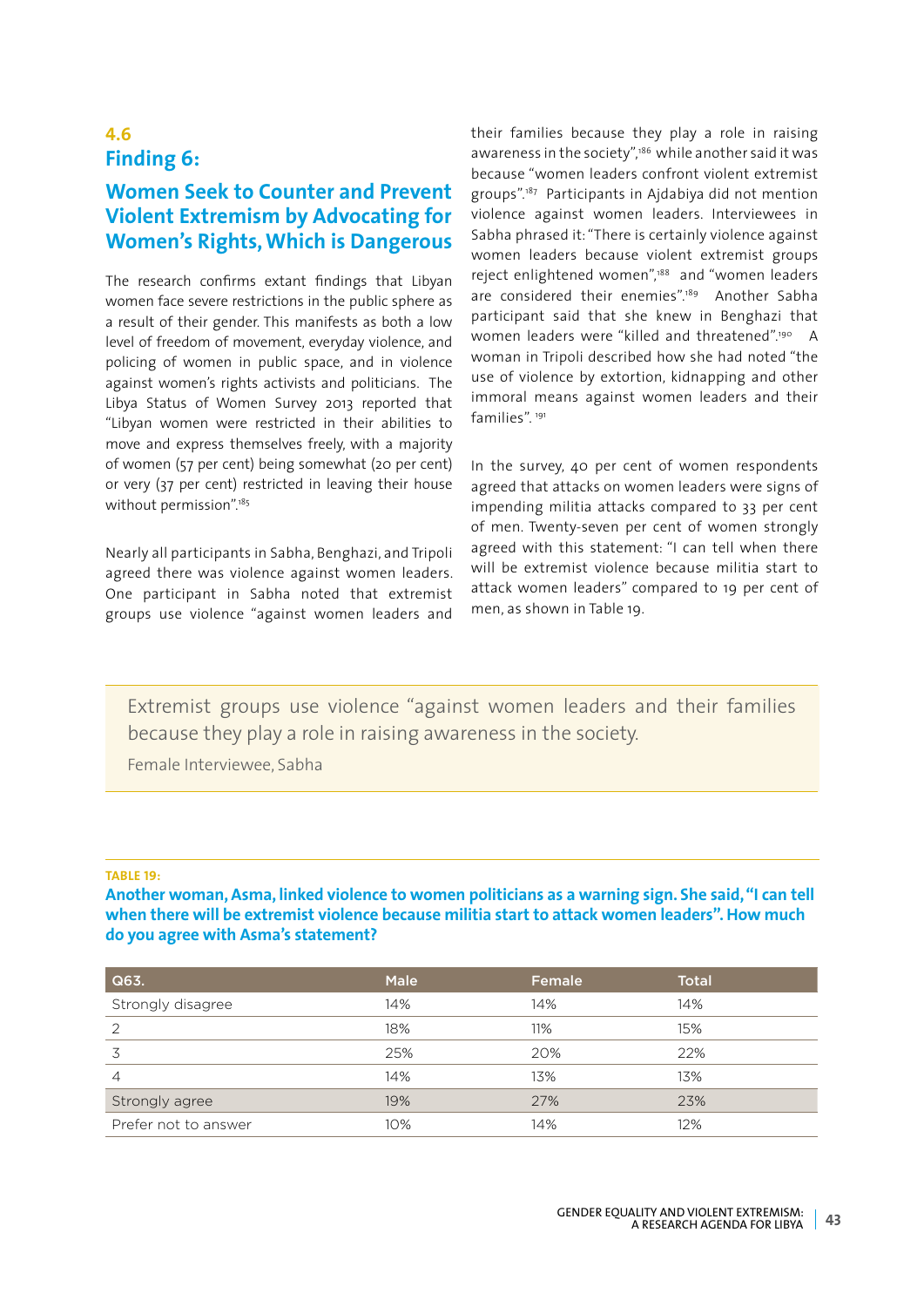## 4.6 Finding 6:

## Women Seek to Counter and Prevent Violent Extremism by Advocating for Women's Rights, Which is Dangerous

The research confirms extant findings that Libyan women face severe restrictions in the public sphere as a result of their gender. This manifests as both a low level of freedom of movement, everyday violence, and policing of women in public space, and in violence against women's rights activists and politicians. The Libya Status of Women Survey 2013 reported that "Libyan women were restricted in their abilities to move and express themselves freely, with a majority of women (57 per cent) being somewhat (20 per cent) or very (37 per cent) restricted in leaving their house without permission".[185]

Nearly all participants in Sabha, Benghazi, and Tripoli agreed there was violence against women leaders. One participant in Sabha noted that extremist groups use violence "against women leaders and their families because they play a role in raising awareness in the society",[186] while another said it was because "women leaders confront violent extremist groups".[187] Participants in Ajdabiya did not mention violence against women leaders. Interviewees in Sabha phrased it: "There is certainly violence against women leaders because violent extremist groups reject enlightened women",[188] and "women leaders are considered their enemies".[189] Another Sabha participant said that she knew in Benghazi that women leaders were "killed and threatened".[190] A woman in Tripoli described how she had noted "the use of violence by extortion, kidnapping and other immoral means against women leaders and their families".[191]

In the survey, 40 per cent of women respondents agreed that attacks on women leaders were signs of impending militia attacks compared to 33 per cent of men. Twenty-seven per cent of women strongly agreed with this statement: "I can tell when there will be extremist violence because militia start to attack women leaders" compared to 19 per cent of men, as shown in Table 19.

> Extremist groups use violence "against women leaders and their families because they play a role in raising awareness in the society.
>
> Female Interviewee, Sabha

**TABLE 19:**

**Another woman, Asma, linked violence to women politicians as a warning sign. She said, "I can tell when there will be extremist violence because militia start to attack women leaders". How much do you agree with Asma's statement?**

| Q63. | Male | Female | Total |
|---|---|---|---|
| Strongly disagree | 14% | 14% | 14% |
| 2 | 18% | 11% | 15% |
| 3 | 25% | 20% | 22% |
| 4 | 14% | 13% | 13% |
| Strongly agree | 19% | 27% | 23% |
| Prefer not to answer | 10% | 14% | 12% |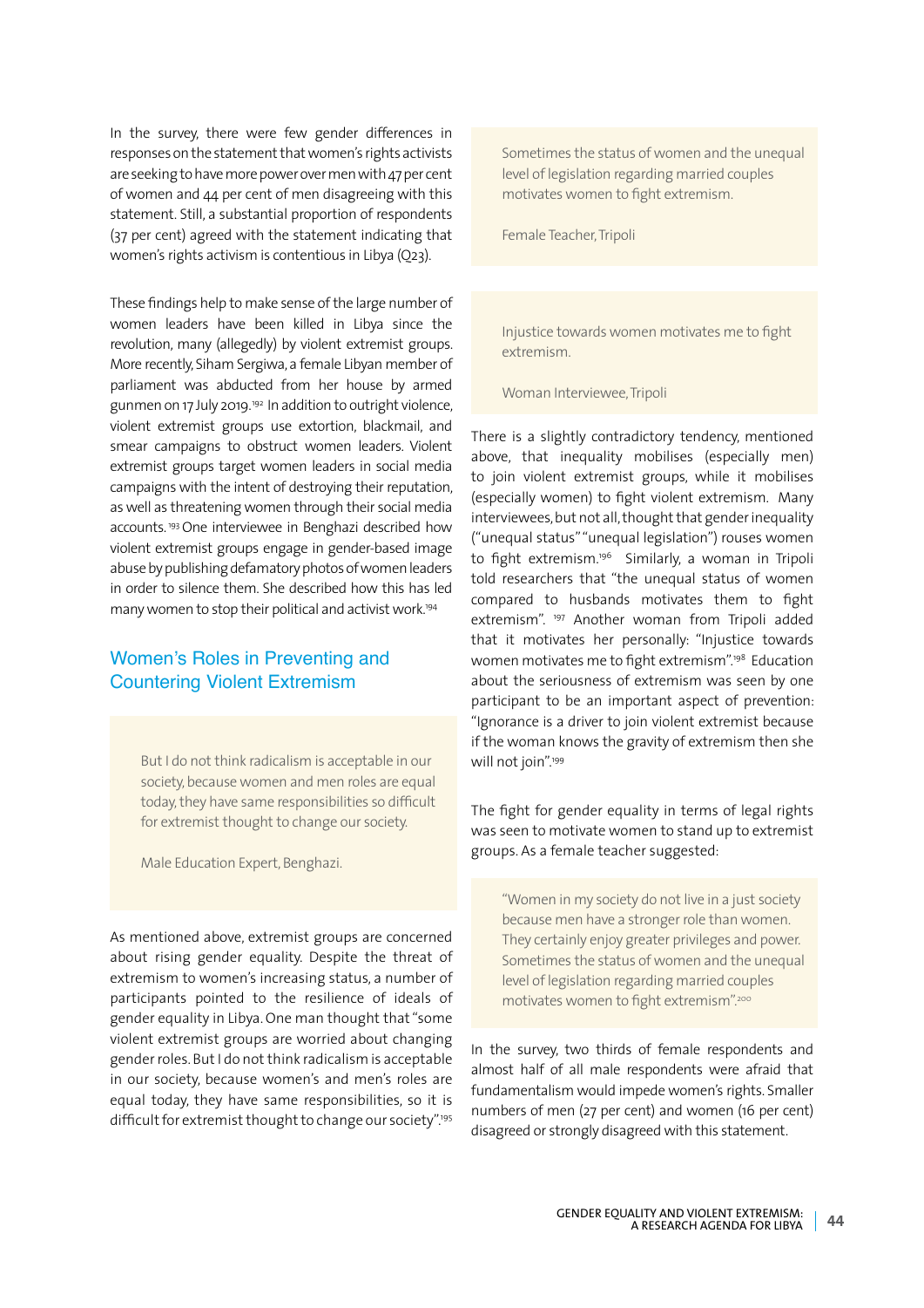In the survey, there were few gender differences in responses on the statement that women's rights activists are seeking to have more power over men with 47 per cent of women and 44 per cent of men disagreeing with this statement. Still, a substantial proportion of respondents (37 per cent) agreed with the statement indicating that women's rights activism is contentious in Libya (Q23).

These findings help to make sense of the large number of women leaders have been killed in Libya since the revolution, many (allegedly) by violent extremist groups. More recently, Siham Sergiwa, a female Libyan member of parliament was abducted from her house by armed gunmen on 17 July 2019.[192] In addition to outright violence, violent extremist groups use extortion, blackmail, and smear campaigns to obstruct women leaders. Violent extremist groups target women leaders in social media campaigns with the intent of destroying their reputation, as well as threatening women through their social media accounts.[193] One interviewee in Benghazi described how violent extremist groups engage in gender-based image abuse by publishing defamatory photos of women leaders in order to silence them. She described how this has led many women to stop their political and activist work.[194]

## Women's Roles in Preventing and Countering Violent Extremism

> But I do not think radicalism is acceptable in our society, because women and men roles are equal today, they have same responsibilities so difficult for extremist thought to change our society.
>
> Male Education Expert, Benghazi.

As mentioned above, extremist groups are concerned about rising gender equality. Despite the threat of extremism to women's increasing status, a number of participants pointed to the resilience of ideals of gender equality in Libya. One man thought that "some violent extremist groups are worried about changing gender roles. But I do not think radicalism is acceptable in our society, because women's and men's roles are equal today, they have same responsibilities, so it is difficult for extremist thought to change our society".[195]

> Sometimes the status of women and the unequal level of legislation regarding married couples motivates women to fight extremism.
>
> Female Teacher, Tripoli

> Injustice towards women motivates me to fight extremism.
>
> Woman Interviewee, Tripoli

There is a slightly contradictory tendency, mentioned above, that inequality mobilises (especially men) to join violent extremist groups, while it mobilises (especially women) to fight violent extremism. Many interviewees, but not all, thought that gender inequality ("unequal status" "unequal legislation") rouses women to fight extremism.[196] Similarly, a woman in Tripoli told researchers that "the unequal status of women compared to husbands motivates them to fight extremism".[197] Another woman from Tripoli added that it motivates her personally: "Injustice towards women motivates me to fight extremism".[198] Education about the seriousness of extremism was seen by one participant to be an important aspect of prevention: "Ignorance is a driver to join violent extremist because if the woman knows the gravity of extremism then she will not join".[199]

The fight for gender equality in terms of legal rights was seen to motivate women to stand up to extremist groups. As a female teacher suggested:

> "Women in my society do not live in a just society because men have a stronger role than women. They certainly enjoy greater privileges and power. Sometimes the status of women and the unequal level of legislation regarding married couples motivates women to fight extremism".[200]

In the survey, two thirds of female respondents and almost half of all male respondents were afraid that fundamentalism would impede women's rights. Smaller numbers of men (27 per cent) and women (16 per cent) disagreed or strongly disagreed with this statement.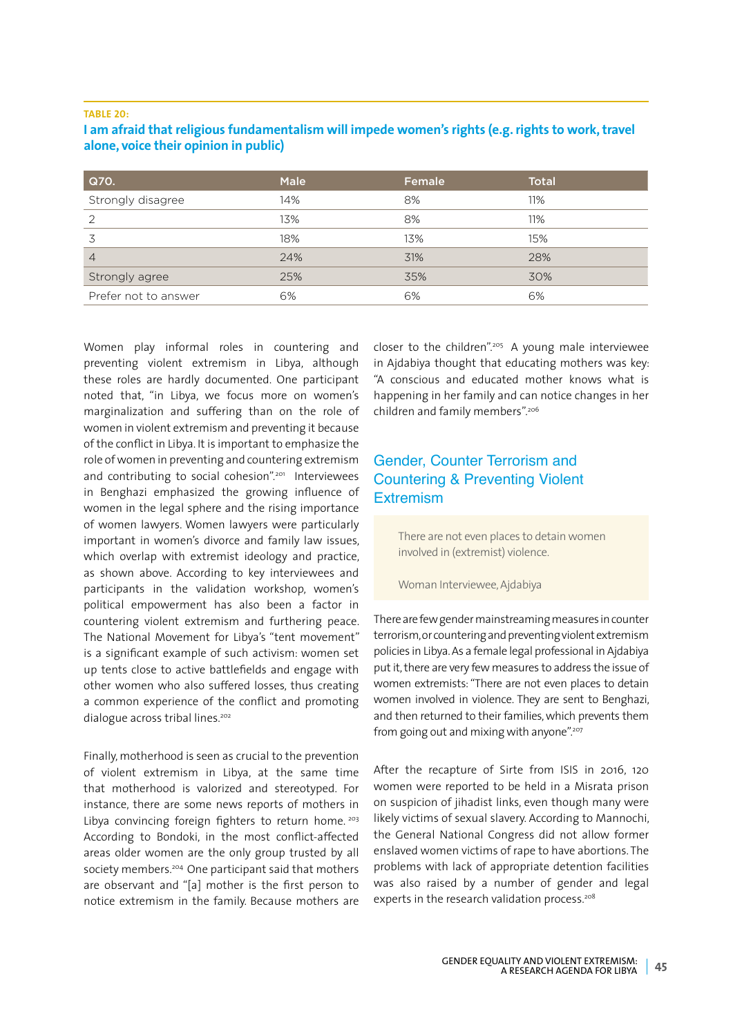**TABLE 20:**

**I am afraid that religious fundamentalism will impede women's rights (e.g. rights to work, travel alone, voice their opinion in public)**

| Q70. | Male | Female | Total |
|---|---|---|---|
| Strongly disagree | 14% | 8% | 11% |
| 2 | 13% | 8% | 11% |
| 3 | 18% | 13% | 15% |
| 4 | 24% | 31% | 28% |
| Strongly agree | 25% | 35% | 30% |
| Prefer not to answer | 6% | 6% | 6% |

Women play informal roles in countering and preventing violent extremism in Libya, although these roles are hardly documented. One participant noted that, "in Libya, we focus more on women's marginalization and suffering than on the role of women in violent extremism and preventing it because of the conflict in Libya. It is important to emphasize the role of women in preventing and countering extremism and contributing to social cohesion".[201] Interviewees in Benghazi emphasized the growing influence of women in the legal sphere and the rising importance of women lawyers. Women lawyers were particularly important in women's divorce and family law issues, which overlap with extremist ideology and practice, as shown above. According to key interviewees and participants in the validation workshop, women's political empowerment has also been a factor in countering violent extremism and furthering peace. The National Movement for Libya's "tent movement" is a significant example of such activism: women set up tents close to active battlefields and engage with other women who also suffered losses, thus creating a common experience of the conflict and promoting dialogue across tribal lines.[202]

Finally, motherhood is seen as crucial to the prevention of violent extremism in Libya, at the same time that motherhood is valorized and stereotyped. For instance, there are some news reports of mothers in Libya convincing foreign fighters to return home.[203] According to Bondoki, in the most conflict-affected areas older women are the only group trusted by all society members.[204] One participant said that mothers are observant and "[a] mother is the first person to notice extremism in the family. Because mothers are closer to the children".[205] A young male interviewee in Ajdabiya thought that educating mothers was key: "A conscious and educated mother knows what is happening in her family and can notice changes in her children and family members".[206]

## Gender, Counter Terrorism and Countering & Preventing Violent Extremism

> There are not even places to detain women involved in (extremist) violence.
>
> Woman Interviewee, Ajdabiya

There are few gender mainstreaming measures in counter terrorism, or countering and preventing violent extremism policies in Libya. As a female legal professional in Ajdabiya put it, there are very few measures to address the issue of women extremists: "There are not even places to detain women involved in violence. They are sent to Benghazi, and then returned to their families, which prevents them from going out and mixing with anyone".[207]

After the recapture of Sirte from ISIS in 2016, 120 women were reported to be held in a Misrata prison on suspicion of jihadist links, even though many were likely victims of sexual slavery. According to Mannochi, the General National Congress did not allow former enslaved women victims of rape to have abortions. The problems with lack of appropriate detention facilities was also raised by a number of gender and legal experts in the research validation process.[208]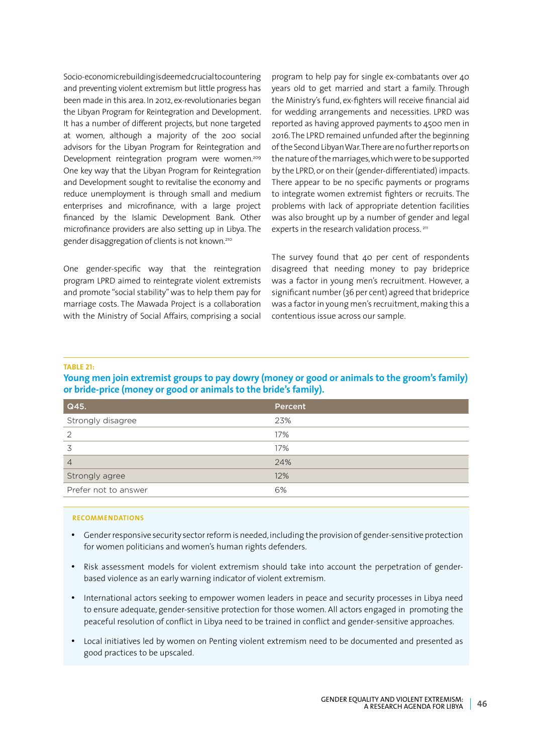Socio-economic rebuilding is deemed crucial to countering and preventing violent extremism but little progress has been made in this area. In 2012, ex-revolutionaries began the Libyan Program for Reintegration and Development. It has a number of different projects, but none targeted at women, although a majority of the 200 social advisors for the Libyan Program for Reintegration and Development reintegration program were women.[209] One key way that the Libyan Program for Reintegration and Development sought to revitalise the economy and reduce unemployment is through small and medium enterprises and microfinance, with a large project financed by the Islamic Development Bank. Other microfinance providers are also setting up in Libya. The gender disaggregation of clients is not known.[210]

One gender-specific way that the reintegration program LPRD aimed to reintegrate violent extremists and promote "social stability" was to help them pay for marriage costs. The Mawada Project is a collaboration with the Ministry of Social Affairs, comprising a social program to help pay for single ex-combatants over 40 years old to get married and start a family. Through the Ministry's fund, ex-fighters will receive financial aid for wedding arrangements and necessities. LPRD was reported as having approved payments to 4500 men in 2016. The LPRD remained unfunded after the beginning of the Second Libyan War. There are no further reports on the nature of the marriages, which were to be supported by the LPRD, or on their (gender-differentiated) impacts. There appear to be no specific payments or programs to integrate women extremist fighters or recruits. The problems with lack of appropriate detention facilities was also brought up by a number of gender and legal experts in the research validation process.[211]

The survey found that 40 per cent of respondents disagreed that needing money to pay brideprice was a factor in young men's recruitment. However, a significant number (36 per cent) agreed that brideprice was a factor in young men's recruitment, making this a contentious issue across our sample.

**TABLE 21:**

**Young men join extremist groups to pay dowry (money or good or animals to the groom's family) or bride-price (money or good or animals to the bride's family).**

| Q45. | Percent |
|---|---|
| Strongly disagree | 23% |
| 2 | 17% |
| 3 | 17% |
| 4 | 24% |
| Strongly agree | 12% |
| Prefer not to answer | 6% |

**RECOMMENDATIONS**

- Gender responsive security sector reform is needed, including the provision of gender-sensitive protection for women politicians and women's human rights defenders.
- Risk assessment models for violent extremism should take into account the perpetration of gender-based violence as an early warning indicator of violent extremism.
- International actors seeking to empower women leaders in peace and security processes in Libya need to ensure adequate, gender-sensitive protection for those women. All actors engaged in promoting the peaceful resolution of conflict in Libya need to be trained in conflict and gender-sensitive approaches.
- Local initiatives led by women on Penting violent extremism need to be documented and presented as good practices to be upscaled.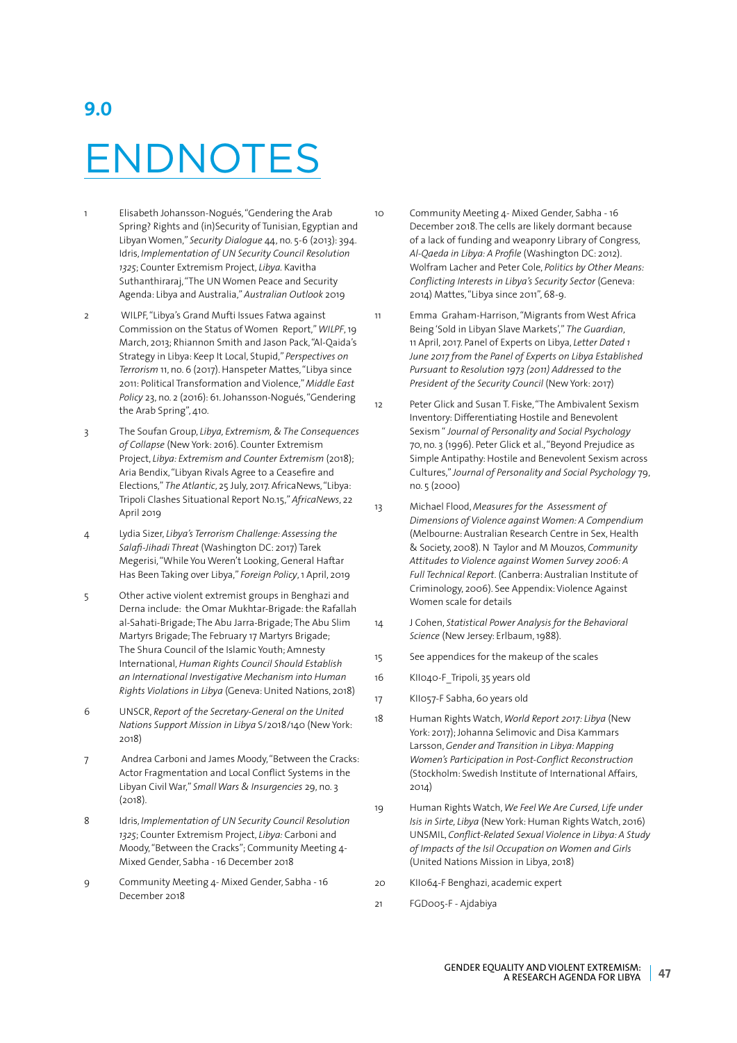# 9.0

# ENDNOTES

1. Elisabeth Johansson-Nogués, "Gendering the Arab Spring? Rights and (in)Security of Tunisian, Egyptian and Libyan Women," *Security Dialogue* 44, no. 5-6 (2013): 394. Idris, *Implementation of UN Security Council Resolution 1325*; Counter Extremism Project, *Libya.* Kavitha Suthanthiraraj, "The UN Women Peace and Security Agenda: Libya and Australia," *Australian Outlook* 2019

2. WILPF, "Libya's Grand Mufti Issues Fatwa against Commission on the Status of Women Report," *WILPF*, 19 March, 2013; Rhiannon Smith and Jason Pack, "Al-Qaida's Strategy in Libya: Keep It Local, Stupid," *Perspectives on Terrorism* 11, no. 6 (2017). Hanspeter Mattes, "Libya since 2011: Political Transformation and Violence," *Middle East Policy* 23, no. 2 (2016): 61. Johansson-Nogués, "Gendering the Arab Spring", 410.

3. The Soufan Group, *Libya, Extremism, & The Consequences of Collapse* (New York: 2016). Counter Extremism Project, *Libya: Extremism and Counter Extremism* (2018); Aria Bendix, "Libyan Rivals Agree to a Ceasefire and Elections," *The Atlantic*, 25 July, 2017. AfricaNews, "Libya: Tripoli Clashes Situational Report No.15," *AfricaNews*, 22 April 2019

4. Lydia Sizer, *Libya's Terrorism Challenge: Assessing the Salafi-Jihadi Threat* (Washington DC: 2017) Tarek Megerisi, "While You Weren't Looking, General Haftar Has Been Taking over Libya," *Foreign Policy*, 1 April, 2019

5. Other active violent extremist groups in Benghazi and Derna include: the Omar Mukhtar-Brigade: the Rafallah al-Sahati-Brigade; The Abu Jarra-Brigade; The Abu Slim Martyrs Brigade; The February 17 Martyrs Brigade; The Shura Council of the Islamic Youth; Amnesty International, *Human Rights Council Should Establish an International Investigative Mechanism into Human Rights Violations in Libya* (Geneva: United Nations, 2018)

6. UNSCR, *Report of the Secretary-General on the United Nations Support Mission in Libya* S/2018/140 (New York: 2018)

7. Andrea Carboni and James Moody, "Between the Cracks: Actor Fragmentation and Local Conflict Systems in the Libyan Civil War," *Small Wars & Insurgencies* 29, no. 3 (2018).

8. Idris, *Implementation of UN Security Council Resolution 1325*; Counter Extremism Project, *Libya:* Carboni and Moody, "Between the Cracks"; Community Meeting 4- Mixed Gender, Sabha - 16 December 2018

9. Community Meeting 4- Mixed Gender, Sabha - 16 December 2018

10. Community Meeting 4- Mixed Gender, Sabha - 16 December 2018. The cells are likely dormant because of a lack of funding and weaponry Library of Congress, *Al-Qaeda in Libya: A Profile* (Washington DC: 2012). Wolfram Lacher and Peter Cole, *Politics by Other Means: Conflicting Interests in Libya's Security Sector* (Geneva: 2014) Mattes, "Libya since 2011", 68-9.

11. Emma Graham-Harrison, "Migrants from West Africa Being 'Sold in Libyan Slave Markets'," *The Guardian*, 11 April, 2017. Panel of Experts on Libya, *Letter Dated 1 June 2017 from the Panel of Experts on Libya Established Pursuant to Resolution 1973 (2011) Addressed to the President of the Security Council* (New York: 2017)

12. Peter Glick and Susan T. Fiske, "The Ambivalent Sexism Inventory: Differentiating Hostile and Benevolent Sexism " *Journal of Personality and Social Psychology* 70, no. 3 (1996). Peter Glick et al., "Beyond Prejudice as Simple Antipathy: Hostile and Benevolent Sexism across Cultures," *Journal of Personality and Social Psychology* 79, no. 5 (2000)

13. Michael Flood, *Measures for the Assessment of Dimensions of Violence against Women: A Compendium* (Melbourne: Australian Research Centre in Sex, Health & Society, 2008). N Taylor and M Mouzos, *Community Attitudes to Violence against Women Survey 2006: A Full Technical Report*. (Canberra: Australian Institute of Criminology, 2006). See Appendix: Violence Against Women scale for details

14. J Cohen, *Statistical Power Analysis for the Behavioral Science* (New Jersey: Erlbaum, 1988).

15. See appendices for the makeup of the scales

16. KII040-F_Tripoli, 35 years old

17. KII057-F Sabha, 60 years old

18. Human Rights Watch, *World Report 2017: Libya* (New York: 2017); Johanna Selimovic and Disa Kammars Larsson, *Gender and Transition in Libya: Mapping Women's Participation in Post-Conflict Reconstruction* (Stockholm: Swedish Institute of International Affairs, 2014)

19. Human Rights Watch, *We Feel We Are Cursed, Life under Isis in Sirte, Libya* (New York: Human Rights Watch, 2016) UNSMIL, *Conflict-Related Sexual Violence in Libya: A Study of Impacts of the Isil Occupation on Women and Girls* (United Nations Mission in Libya, 2018)

20. KII064-F Benghazi, academic expert

21. FGD005-F - Ajdabiya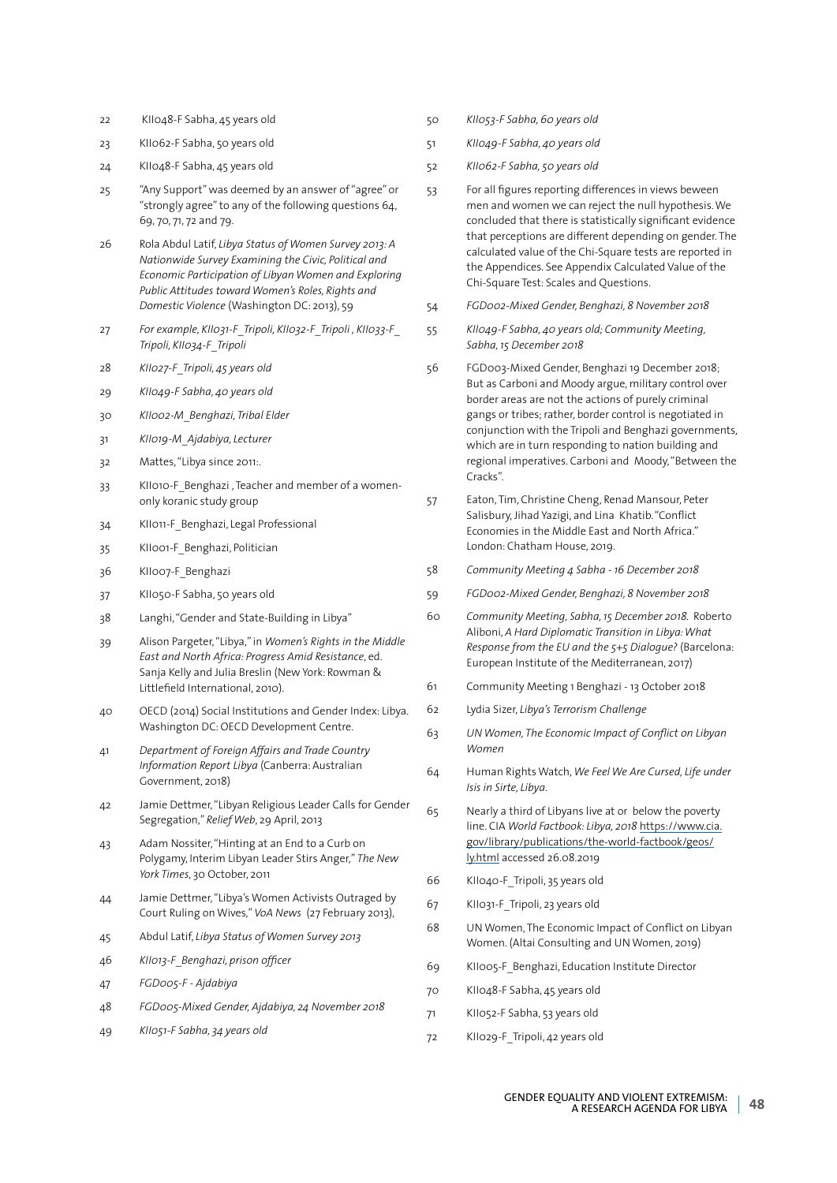22 KII048-F Sabha, 45 years old

23 KII062-F Sabha, 50 years old

24 KII048-F Sabha, 45 years old

25 "Any Support" was deemed by an answer of "agree" or "strongly agree" to any of the following questions 64, 69, 70, 71, 72 and 79.

26 Rola Abdul Latif, *Libya Status of Women Survey 2013: A Nationwide Survey Examining the Civic, Political and Economic Participation of Libyan Women and Exploring Public Attitudes toward Women's Roles, Rights and Domestic Violence* (Washington DC: 2013), 59

27 *For example, KII031-F_Tripoli, KII032-F_Tripoli , KII033-F_Tripoli, KII034-F_Tripoli*

28 *KII027-F_Tripoli, 45 years old*

29 *KII049-F Sabha, 40 years old*

30 *KII002-M_Benghazi, Tribal Elder*

31 *KII019-M_Ajdabiya, Lecturer*

32 Mattes, "Libya since 2011:.

33 KII010-F_Benghazi , Teacher and member of a women-only koranic study group

34 KII011-F_Benghazi, Legal Professional

35 KII001-F_Benghazi, Politician

36 KII007-F_Benghazi

37 KII050-F Sabha, 50 years old

38 Langhi, "Gender and State-Building in Libya"

39 Alison Pargeter, "Libya," in *Women's Rights in the Middle East and North Africa: Progress Amid Resistance*, ed. Sanja Kelly and Julia Breslin (New York: Rowman & Littlefield International, 2010).

40 OECD (2014) Social Institutions and Gender Index: Libya. Washington DC: OECD Development Centre.

41 *Department of Foreign Affairs and Trade Country Information Report Libya* (Canberra: Australian Government, 2018)

42 Jamie Dettmer, "Libyan Religious Leader Calls for Gender Segregation," *Relief Web*, 29 April, 2013

43 Adam Nossiter, "Hinting at an End to a Curb on Polygamy, Interim Libyan Leader Stirs Anger," *The New York Times*, 30 October, 2011

44 Jamie Dettmer, "Libya's Women Activists Outraged by Court Ruling on Wives," *VoA News* (27 February 2013),

45 Abdul Latif, *Libya Status of Women Survey 2013*

46 *KII013-F_Benghazi, prison officer*

47 *FGD005-F - Ajdabiya*

48 *FGD005-Mixed Gender, Ajdabiya, 24 November 2018*

49 *KII051-F Sabha, 34 years old*

50 *KII053-F Sabha, 60 years old*

51 *KII049-F Sabha, 40 years old*

52 *KII062-F Sabha, 50 years old*

53 For all figures reporting differences in views beween men and women we can reject the null hypothesis. We concluded that there is statistically significant evidence that perceptions are different depending on gender. The calculated value of the Chi-Square tests are reported in the Appendices. See Appendix Calculated Value of the Chi-Square Test: Scales and Questions.

54 *FGD002-Mixed Gender, Benghazi, 8 November 2018*

55 *KII049-F Sabha, 40 years old; Community Meeting, Sabha, 15 December 2018*

56 FGD003-Mixed Gender, Benghazi 19 December 2018; But as Carboni and Moody argue, military control over border areas are not the actions of purely criminal gangs or tribes; rather, border control is negotiated in conjunction with the Tripoli and Benghazi governments, which are in turn responding to nation building and regional imperatives. Carboni and Moody, "Between the Cracks".

57 Eaton, Tim, Christine Cheng, Renad Mansour, Peter Salisbury, Jihad Yazigi, and Lina Khatib. "Conflict Economies in the Middle East and North Africa." London: Chatham House, 2019.

58 *Community Meeting 4 Sabha - 16 December 2018*

59 *FGD002-Mixed Gender, Benghazi, 8 November 2018*

60 *Community Meeting, Sabha, 15 December 2018.* Roberto Aliboni, *A Hard Diplomatic Transition in Libya: What Response from the EU and the 5+5 Dialogue?* (Barcelona: European Institute of the Mediterranean, 2017)

61 Community Meeting 1 Benghazi - 13 October 2018

62 Lydia Sizer, *Libya's Terrorism Challenge*

63 *UN Women, The Economic Impact of Conflict on Libyan Women*

64 Human Rights Watch, *We Feel We Are Cursed, Life under Isis in Sirte, Libya.*

65 Nearly a third of Libyans live at or below the poverty line. CIA *World Factbook: Libya, 2018* https://www.cia.gov/library/publications/the-world-factbook/geos/ly.html accessed 26.08.2019

66 KII040-F_Tripoli, 35 years old

67 KII031-F_Tripoli, 23 years old

68 UN Women, The Economic Impact of Conflict on Libyan Women. (Altai Consulting and UN Women, 2019)

69 KII005-F_Benghazi, Education Institute Director

70 KII048-F Sabha, 45 years old

71 KII052-F Sabha, 53 years old

72 KII029-F_Tripoli, 42 years old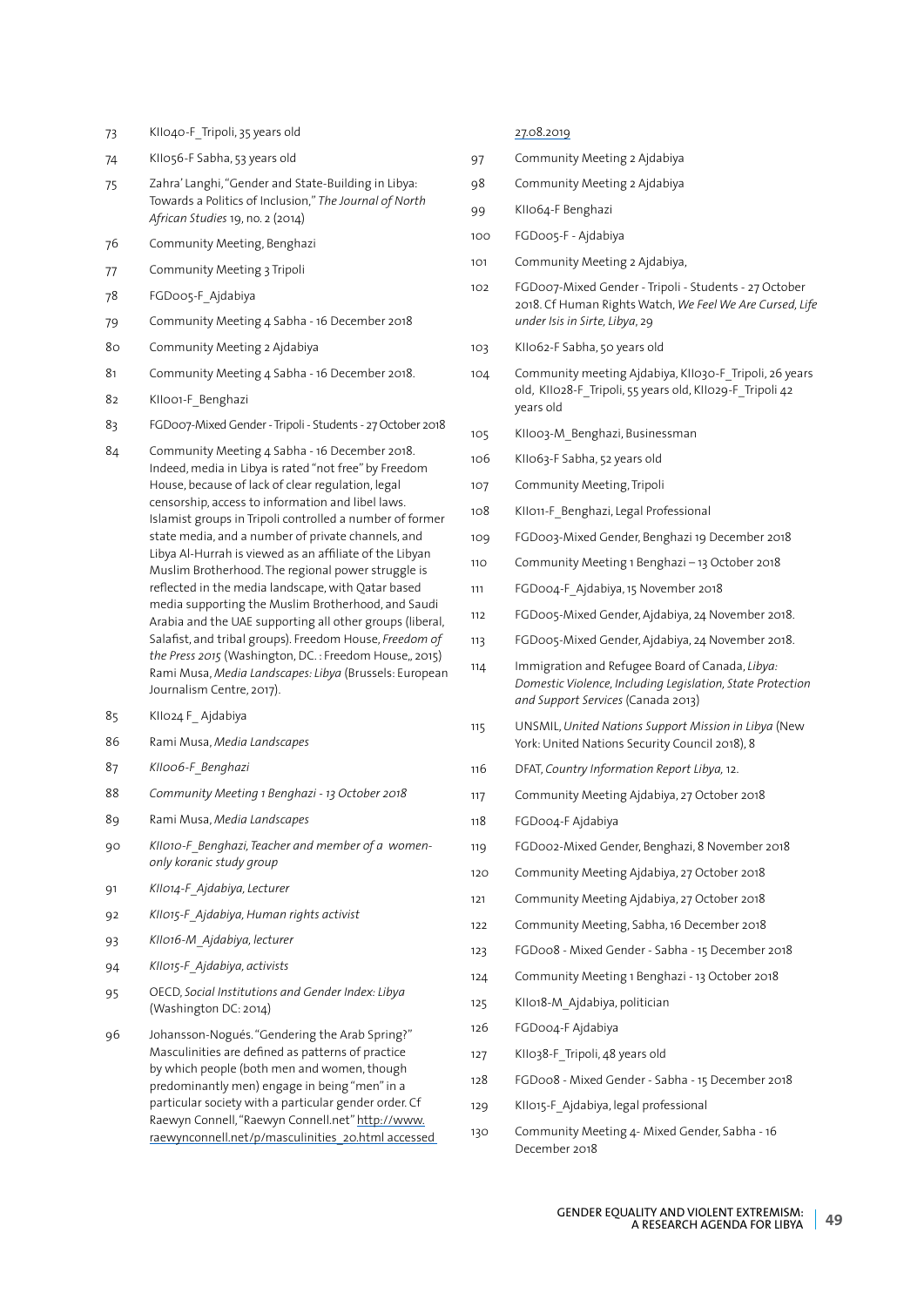73 KII040-F_Tripoli, 35 years old

74 KII056-F Sabha, 53 years old

75 Zahra' Langhi, "Gender and State-Building in Libya: Towards a Politics of Inclusion," *The Journal of North African Studies* 19, no. 2 (2014)

76 Community Meeting, Benghazi

77 Community Meeting 3 Tripoli

78 FGD005-F_Ajdabiya

79 Community Meeting 4 Sabha - 16 December 2018

80 Community Meeting 2 Ajdabiya

81 Community Meeting 4 Sabha - 16 December 2018.

82 KII001-F_Benghazi

83 FGD007-Mixed Gender - Tripoli - Students - 27 October 2018

84 Community Meeting 4 Sabha - 16 December 2018. Indeed, media in Libya is rated "not free" by Freedom House, because of lack of clear regulation, legal censorship, access to information and libel laws. Islamist groups in Tripoli controlled a number of former state media, and a number of private channels, and Libya Al-Hurrah is viewed as an affiliate of the Libyan Muslim Brotherhood. The regional power struggle is reflected in the media landscape, with Qatar based media supporting the Muslim Brotherhood, and Saudi Arabia and the UAE supporting all other groups (liberal, Salafist, and tribal groups). Freedom House, *Freedom of the Press 2015* (Washington, DC. : Freedom House,, 2015) Rami Musa, *Media Landscapes: Libya* (Brussels: European Journalism Centre, 2017).

85 KII024 F_ Ajdabiya

86 Rami Musa, *Media Landscapes*

87 *KII006-F_Benghazi*

88 *Community Meeting 1 Benghazi - 13 October 2018*

89 Rami Musa, *Media Landscapes*

90 *KII010-F_Benghazi, Teacher and member of a women-only koranic study group*

91 *KII014-F_Ajdabiya, Lecturer*

92 *KII015-F_Ajdabiya, Human rights activist*

93 *KII016-M_Ajdabiya, lecturer*

94 *KII015-F_Ajdabiya, activists*

95 OECD, *Social Institutions and Gender Index: Libya* (Washington DC: 2014)

96 Johansson-Nogués. "Gendering the Arab Spring?" Masculinities are defined as patterns of practice by which people (both men and women, though predominantly men) engage in being "men" in a particular society with a particular gender order. Cf Raewyn Connell, "Raewyn Connell.net" http://www.raewynconnell.net/p/masculinities_20.html accessed 27.08.2019

97 Community Meeting 2 Ajdabiya

98 Community Meeting 2 Ajdabiya

99 KII064-F Benghazi

100 FGD005-F - Ajdabiya

101 Community Meeting 2 Ajdabiya,

102 FGD007-Mixed Gender - Tripoli - Students - 27 October 2018. Cf Human Rights Watch, *We Feel We Are Cursed, Life under Isis in Sirte, Libya*, 29

103 KII062-F Sabha, 50 years old

104 Community meeting Ajdabiya, KII030-F_Tripoli, 26 years old, KII028-F_Tripoli, 55 years old, KII029-F_Tripoli 42 years old

105 KII003-M_Benghazi, Businessman

106 KII063-F Sabha, 52 years old

107 Community Meeting, Tripoli

108 KII011-F_Benghazi, Legal Professional

109 FGD003-Mixed Gender, Benghazi 19 December 2018

110 Community Meeting 1 Benghazi – 13 October 2018

111 FGD004-F_Ajdabiya, 15 November 2018

112 FGD005-Mixed Gender, Ajdabiya, 24 November 2018.

113 FGD005-Mixed Gender, Ajdabiya, 24 November 2018.

114 Immigration and Refugee Board of Canada, *Libya: Domestic Violence, Including Legislation, State Protection and Support Services* (Canada 2013)

115 UNSMIL, *United Nations Support Mission in Libya* (New York: United Nations Security Council 2018), 8

116 DFAT, *Country Information Report Libya,* 12.

117 Community Meeting Ajdabiya, 27 October 2018

118 FGD004-F Ajdabiya

119 FGD002-Mixed Gender, Benghazi, 8 November 2018

120 Community Meeting Ajdabiya, 27 October 2018

121 Community Meeting Ajdabiya, 27 October 2018

122 Community Meeting, Sabha, 16 December 2018

123 FGD008 - Mixed Gender - Sabha - 15 December 2018

124 Community Meeting 1 Benghazi - 13 October 2018

125 KII018-M_Ajdabiya, politician

126 FGD004-F Ajdabiya

127 KII038-F_Tripoli, 48 years old

128 FGD008 - Mixed Gender - Sabha - 15 December 2018

129 KII015-F_Ajdabiya, legal professional

130 Community Meeting 4- Mixed Gender, Sabha - 16 December 2018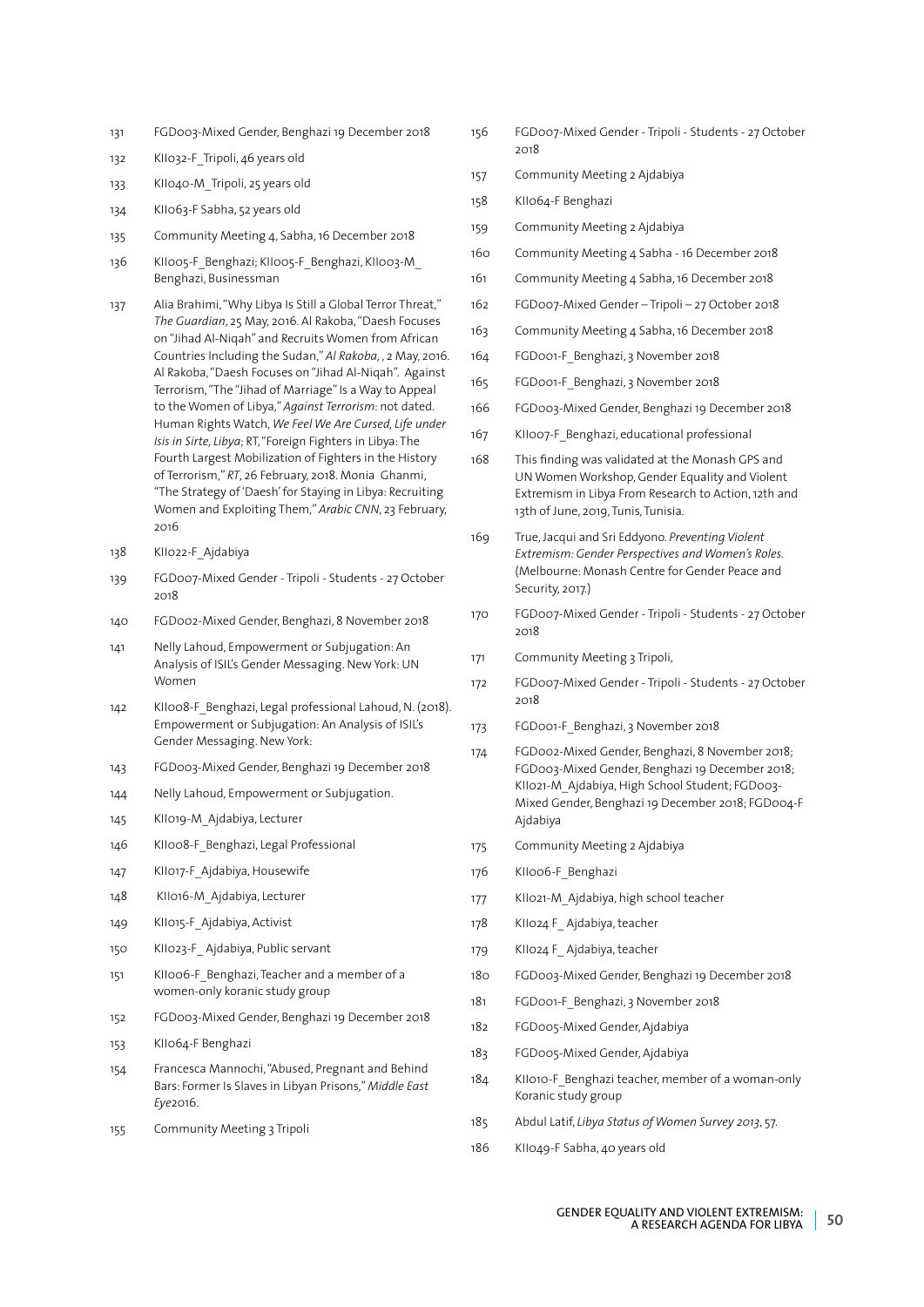131 FGD003-Mixed Gender, Benghazi 19 December 2018

132 KII032-F_Tripoli, 46 years old

133 KII040-M_Tripoli, 25 years old

134 KII063-F Sabha, 52 years old

135 Community Meeting 4, Sabha, 16 December 2018

136 KII005-F_Benghazi; KII005-F_Benghazi, KII003-M_ Benghazi, Businessman

137 Alia Brahimi, "Why Libya Is Still a Global Terror Threat," *The Guardian*, 25 May, 2016. Al Rakoba, "Daesh Focuses on "Jihad Al-Niqah" and Recruits Women from African Countries Including the Sudan," *Al Rakoba*, , 2 May, 2016. Al Rakoba, "Daesh Focuses on "Jihad Al-Niqah". Against Terrorism, "The "Jihad of Marriage" Is a Way to Appeal to the Women of Libya," *Against Terrorism*: not dated. Human Rights Watch, *We Feel We Are Cursed, Life under Isis in Sirte, Libya*; RT, "Foreign Fighters in Libya: The Fourth Largest Mobilization of Fighters in the History of Terrorism," *RT*, 26 February, 2018. Monia Ghanmi, "The Strategy of 'Daesh' for Staying in Libya: Recruiting Women and Exploiting Them," *Arabic CNN*, 23 February, 2016

138 KII022-F_Ajdabiya

139 FGD007-Mixed Gender - Tripoli - Students - 27 October 2018

140 FGD002-Mixed Gender, Benghazi, 8 November 2018

141 Nelly Lahoud, Empowerment or Subjugation: An Analysis of ISIL's Gender Messaging. New York: UN Women

142 KII008-F_Benghazi, Legal professional Lahoud, N. (2018). Empowerment or Subjugation: An Analysis of ISIL's Gender Messaging. New York:

143 FGD003-Mixed Gender, Benghazi 19 December 2018

144 Nelly Lahoud, Empowerment or Subjugation.

145 KII019-M_Ajdabiya, Lecturer

146 KII008-F_Benghazi, Legal Professional

147 KII017-F_Ajdabiya, Housewife

148 KII016-M_Ajdabiya, Lecturer

149 KII015-F_Ajdabiya, Activist

150 KII023-F_ Ajdabiya, Public servant

151 KII006-F_Benghazi, Teacher and a member of a women-only koranic study group

152 FGD003-Mixed Gender, Benghazi 19 December 2018

153 KII064-F Benghazi

154 Francesca Mannochi, "Abused, Pregnant and Behind Bars: Former Is Slaves in Libyan Prisons," *Middle East Eye*2016.

155 Community Meeting 3 Tripoli

156 FGD007-Mixed Gender - Tripoli - Students - 27 October 2018

157 Community Meeting 2 Ajdabiya

158 KII064-F Benghazi

159 Community Meeting 2 Ajdabiya

160 Community Meeting 4 Sabha - 16 December 2018

161 Community Meeting 4 Sabha, 16 December 2018

162 FGD007-Mixed Gender – Tripoli – 27 October 2018

163 Community Meeting 4 Sabha, 16 December 2018

164 FGD001-F_Benghazi, 3 November 2018

165 FGD001-F_Benghazi, 3 November 2018

166 FGD003-Mixed Gender, Benghazi 19 December 2018

167 KII007-F_Benghazi, educational professional

168 This finding was validated at the Monash GPS and UN Women Workshop, Gender Equality and Violent Extremism in Libya From Research to Action, 12th and 13th of June, 2019, Tunis, Tunisia.

169 True, Jacqui and Sri Eddyono. *Preventing Violent Extremism: Gender Perspectives and Women's Roles*. (Melbourne: Monash Centre for Gender Peace and Security, 2017.)

170 FGD007-Mixed Gender - Tripoli - Students - 27 October 2018

171 Community Meeting 3 Tripoli,

172 FGD007-Mixed Gender - Tripoli - Students - 27 October 2018

173 FGD001-F_Benghazi, 3 November 2018

174 FGD002-Mixed Gender, Benghazi, 8 November 2018; FGD003-Mixed Gender, Benghazi 19 December 2018; KII021-M_Ajdabiya, High School Student; FGD003-Mixed Gender, Benghazi 19 December 2018; FGD004-F Ajdabiya

175 Community Meeting 2 Ajdabiya

176 KII006-F_Benghazi

177 KII021-M_Ajdabiya, high school teacher

178 KII024 F_ Ajdabiya, teacher

179 KII024 F_ Ajdabiya, teacher

180 FGD003-Mixed Gender, Benghazi 19 December 2018

181 FGD001-F_Benghazi, 3 November 2018

182 FGD005-Mixed Gender, Ajdabiya

183 FGD005-Mixed Gender, Ajdabiya

184 KII010-F_Benghazi teacher, member of a woman-only Koranic study group

185 Abdul Latif, *Libya Status of Women Survey 2013*, 57.

186 KII049-F Sabha, 40 years old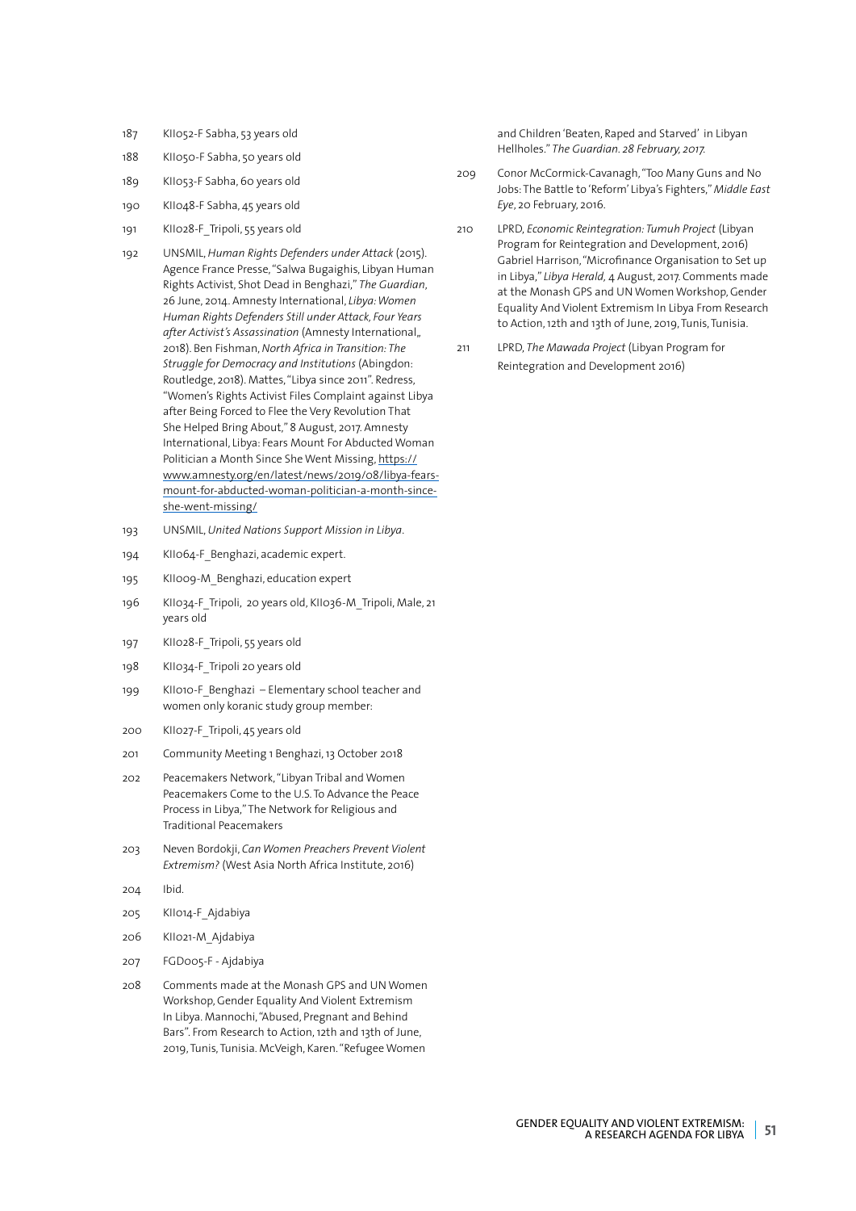187 KII052-F Sabha, 53 years old

188 KII050-F Sabha, 50 years old

189 KII053-F Sabha, 60 years old

190 KII048-F Sabha, 45 years old

191 KII028-F_Tripoli, 55 years old

192 UNSMIL, *Human Rights Defenders under Attack* (2015). Agence France Presse, "Salwa Bugaighis, Libyan Human Rights Activist, Shot Dead in Benghazi," *The Guardian*, 26 June, 2014. Amnesty International, *Libya: Women Human Rights Defenders Still under Attack, Four Years after Activist's Assassination* (Amnesty International,, 2018). Ben Fishman, *North Africa in Transition: The Struggle for Democracy and Institutions* (Abingdon: Routledge, 2018). Mattes, "Libya since 2011". Redress, "Women's Rights Activist Files Complaint against Libya after Being Forced to Flee the Very Revolution That She Helped Bring About," 8 August, 2017. Amnesty International, Libya: Fears Mount For Abducted Woman Politician a Month Since She Went Missing, https://www.amnesty.org/en/latest/news/2019/08/libya-fears-mount-for-abducted-woman-politician-a-month-since-she-went-missing/

193 UNSMIL, *United Nations Support Mission in Libya*.

194 KII064-F_Benghazi, academic expert.

195 KII009-M_Benghazi, education expert

196 KII034-F_Tripoli, 20 years old, KII036-M_Tripoli, Male, 21 years old

197 KII028-F_Tripoli, 55 years old

198 KII034-F_Tripoli 20 years old

199 KII010-F_Benghazi – Elementary school teacher and women only koranic study group member:

200 KII027-F_Tripoli, 45 years old

201 Community Meeting 1 Benghazi, 13 October 2018

202 Peacemakers Network, "Libyan Tribal and Women Peacemakers Come to the U.S. To Advance the Peace Process in Libya," The Network for Religious and Traditional Peacemakers

203 Neven Bordokji, *Can Women Preachers Prevent Violent Extremism?* (West Asia North Africa Institute, 2016)

204 Ibid.

205 KII014-F_Ajdabiya

206 KII021-M_Ajdabiya

207 FGD005-F - Ajdabiya

208 Comments made at the Monash GPS and UN Women Workshop, Gender Equality And Violent Extremism In Libya. Mannochi, "Abused, Pregnant and Behind Bars". From Research to Action, 12th and 13th of June, 2019, Tunis, Tunisia. McVeigh, Karen. "Refugee Women and Children 'Beaten, Raped and Starved' in Libyan Hellholes." *The Guardian. 28 February, 2017.*

209 Conor McCormick-Cavanagh, "Too Many Guns and No Jobs: The Battle to 'Reform' Libya's Fighters," *Middle East Eye*, 20 February, 2016.

210 LPRD, *Economic Reintegration: Tumuh Project* (Libyan Program for Reintegration and Development, 2016) Gabriel Harrison, "Microfinance Organisation to Set up in Libya," *Libya Herald,* 4 August, 2017. Comments made at the Monash GPS and UN Women Workshop, Gender Equality And Violent Extremism In Libya From Research to Action, 12th and 13th of June, 2019, Tunis, Tunisia.

211 LPRD, *The Mawada Project* (Libyan Program for Reintegration and Development 2016)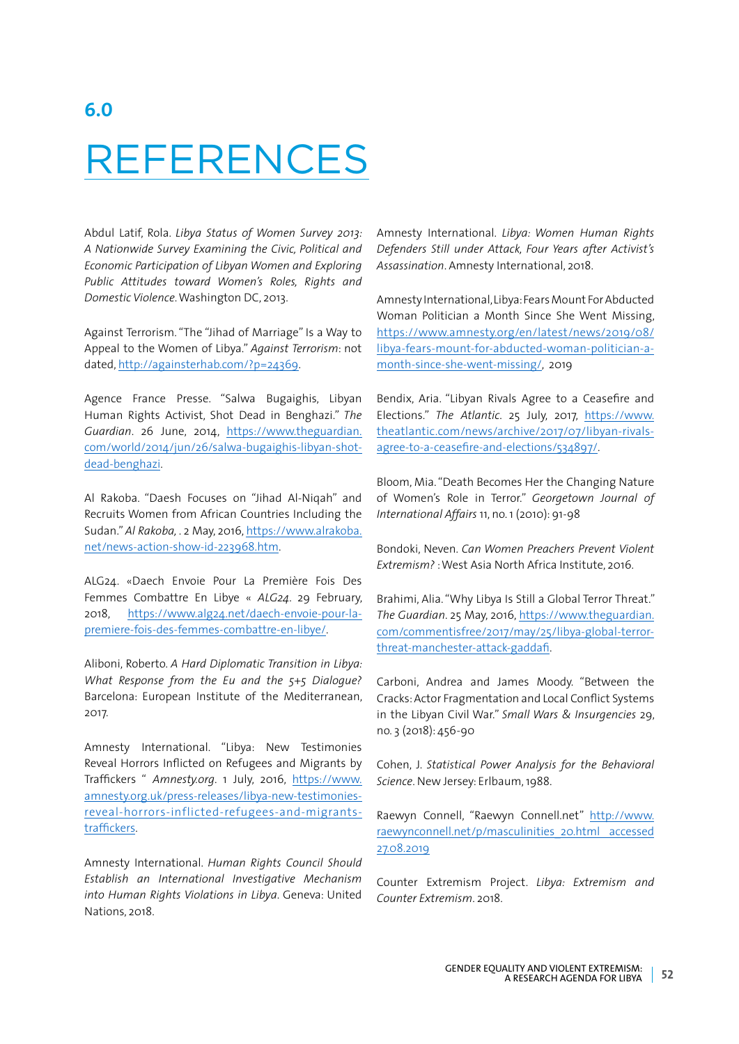## 6.0

# REFERENCES

Abdul Latif, Rola. *Libya Status of Women Survey 2013: A Nationwide Survey Examining the Civic, Political and Economic Participation of Libyan Women and Exploring Public Attitudes toward Women's Roles, Rights and Domestic Violence.* Washington DC, 2013.

Against Terrorism. "The "Jihad of Marriage" Is a Way to Appeal to the Women of Libya." *Against Terrorism*: not dated, http://againsterhab.com/?p=24369.

Agence France Presse. "Salwa Bugaighis, Libyan Human Rights Activist, Shot Dead in Benghazi." *The Guardian*. 26 June, 2014, https://www.theguardian.com/world/2014/jun/26/salwa-bugaighis-libyan-shot-dead-benghazi.

Al Rakoba. "Daesh Focuses on "Jihad Al-Niqah" and Recruits Women from African Countries Including the Sudan." *Al Rakoba*, . 2 May, 2016, https://www.alrakoba.net/news-action-show-id-223968.htm.

ALG24. «Daech Envoie Pour La Première Fois Des Femmes Combattre En Libye « *ALG24*. 29 February, 2018, https://www.alg24.net/daech-envoie-pour-la-premiere-fois-des-femmes-combattre-en-libye/.

Aliboni, Roberto. *A Hard Diplomatic Transition in Libya: What Response from the Eu and the 5+5 Dialogue?* Barcelona: European Institute of the Mediterranean, 2017.

Amnesty International. "Libya: New Testimonies Reveal Horrors Inflicted on Refugees and Migrants by Traffickers " *Amnesty.org*. 1 July, 2016, https://www.amnesty.org.uk/press-releases/libya-new-testimonies-reveal-horrors-inflicted-refugees-and-migrants-traffickers.

Amnesty International. *Human Rights Council Should Establish an International Investigative Mechanism into Human Rights Violations in Libya*. Geneva: United Nations, 2018.

Amnesty International. *Libya: Women Human Rights Defenders Still under Attack, Four Years after Activist's Assassination*. Amnesty International, 2018.

Amnesty International, Libya: Fears Mount For Abducted Woman Politician a Month Since She Went Missing, https://www.amnesty.org/en/latest/news/2019/08/libya-fears-mount-for-abducted-woman-politician-a-month-since-she-went-missing/, 2019

Bendix, Aria. "Libyan Rivals Agree to a Ceasefire and Elections." *The Atlantic*. 25 July, 2017, https://www.theatlantic.com/news/archive/2017/07/libyan-rivals-agree-to-a-ceasefire-and-elections/534897/.

Bloom, Mia. "Death Becomes Her the Changing Nature of Women's Role in Terror." *Georgetown Journal of International Affairs* 11, no. 1 (2010): 91-98

Bondoki, Neven. *Can Women Preachers Prevent Violent Extremism?* : West Asia North Africa Institute, 2016.

Brahimi, Alia. "Why Libya Is Still a Global Terror Threat." *The Guardian*. 25 May, 2016, https://www.theguardian.com/commentisfree/2017/may/25/libya-global-terror-threat-manchester-attack-gaddafi.

Carboni, Andrea and James Moody. "Between the Cracks: Actor Fragmentation and Local Conflict Systems in the Libyan Civil War." *Small Wars & Insurgencies* 29, no. 3 (2018): 456-90

Cohen, J. *Statistical Power Analysis for the Behavioral Science*. New Jersey: Erlbaum, 1988.

Raewyn Connell, "Raewyn Connell.net" http://www.raewynconnell.net/p/masculinities_20.html accessed 27.08.2019

Counter Extremism Project. *Libya: Extremism and Counter Extremism*. 2018.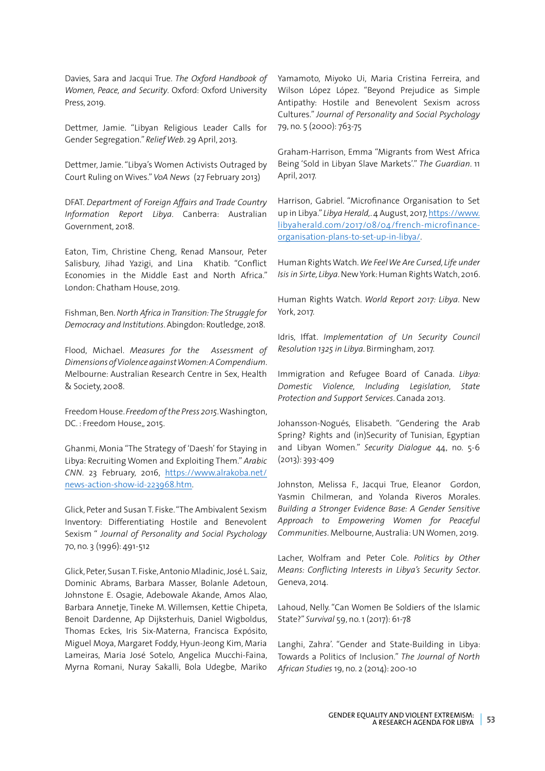Davies, Sara and Jacqui True. *The Oxford Handbook of Women, Peace, and Security*. Oxford: Oxford University Press, 2019.

Dettmer, Jamie. "Libyan Religious Leader Calls for Gender Segregation." *Relief Web*. 29 April, 2013.

Dettmer, Jamie. "Libya's Women Activists Outraged by Court Ruling on Wives." *VoA News* (27 February 2013)

DFAT. *Department of Foreign Affairs and Trade Country Information Report Libya*. Canberra: Australian Government, 2018.

Eaton, Tim, Christine Cheng, Renad Mansour, Peter Salisbury, Jihad Yazigi, and Lina Khatib. "Conflict Economies in the Middle East and North Africa." London: Chatham House, 2019.

Fishman, Ben. *North Africa in Transition: The Struggle for Democracy and Institutions*. Abingdon: Routledge, 2018.

Flood, Michael. *Measures for the Assessment of Dimensions of Violence against Women: A Compendium*. Melbourne: Australian Research Centre in Sex, Health & Society, 2008.

Freedom House. *Freedom of the Press 2015*. Washington, DC. : Freedom House,, 2015.

Ghanmi, Monia "The Strategy of 'Daesh' for Staying in Libya: Recruiting Women and Exploiting Them." *Arabic CNN*. 23 February, 2016, https://www.alrakoba.net/news-action-show-id-223968.htm.

Glick, Peter and Susan T. Fiske. "The Ambivalent Sexism Inventory: Differentiating Hostile and Benevolent Sexism " *Journal of Personality and Social Psychology* 70, no. 3 (1996): 491-512

Glick, Peter, Susan T. Fiske, Antonio Mladinic, José L. Saiz, Dominic Abrams, Barbara Masser, Bolanle Adetoun, Johnstone E. Osagie, Adebowale Akande, Amos Alao, Barbara Annetje, Tineke M. Willemsen, Kettie Chipeta, Benoit Dardenne, Ap Dijksterhuis, Daniel Wigboldus, Thomas Eckes, Iris Six-Materna, Francisca Expósito, Miguel Moya, Margaret Foddy, Hyun-Jeong Kim, Maria Lameiras, Maria José Sotelo, Angelica Mucchi-Faina, Myrna Romani, Nuray Sakalli, Bola Udegbe, Mariko Yamamoto, Miyoko Ui, Maria Cristina Ferreira, and Wilson López López. "Beyond Prejudice as Simple Antipathy: Hostile and Benevolent Sexism across Cultures." *Journal of Personality and Social Psychology* 79, no. 5 (2000): 763-75

Graham-Harrison, Emma "Migrants from West Africa Being 'Sold in Libyan Slave Markets'." *The Guardian*. 11 April, 2017.

Harrison, Gabriel. "Microfinance Organisation to Set up in Libya." *Libya Herald,*. 4 August, 2017, https://www.libyaherald.com/2017/08/04/french-microfinance-organisation-plans-to-set-up-in-libya/.

Human Rights Watch. *We Feel We Are Cursed, Life under Isis in Sirte, Libya*. New York: Human Rights Watch, 2016.

Human Rights Watch. *World Report 2017: Libya*. New York, 2017.

Idris, Iffat. *Implementation of Un Security Council Resolution 1325 in Libya*. Birmingham, 2017.

Immigration and Refugee Board of Canada. *Libya: Domestic Violence, Including Legislation, State Protection and Support Services*. Canada 2013.

Johansson-Nogués, Elisabeth. "Gendering the Arab Spring? Rights and (in)Security of Tunisian, Egyptian and Libyan Women." *Security Dialogue* 44, no. 5-6 (2013): 393-409

Johnston, Melissa F., Jacqui True, Eleanor Gordon, Yasmin Chilmeran, and Yolanda Riveros Morales. *Building a Stronger Evidence Base: A Gender Sensitive Approach to Empowering Women for Peaceful Communities*. Melbourne, Australia: UN Women, 2019.

Lacher, Wolfram and Peter Cole. *Politics by Other Means: Conflicting Interests in Libya's Security Sector*. Geneva, 2014.

Lahoud, Nelly. "Can Women Be Soldiers of the Islamic State?" *Survival* 59, no. 1 (2017): 61-78

Langhi, Zahra'. "Gender and State-Building in Libya: Towards a Politics of Inclusion." *The Journal of North African Studies* 19, no. 2 (2014): 200-10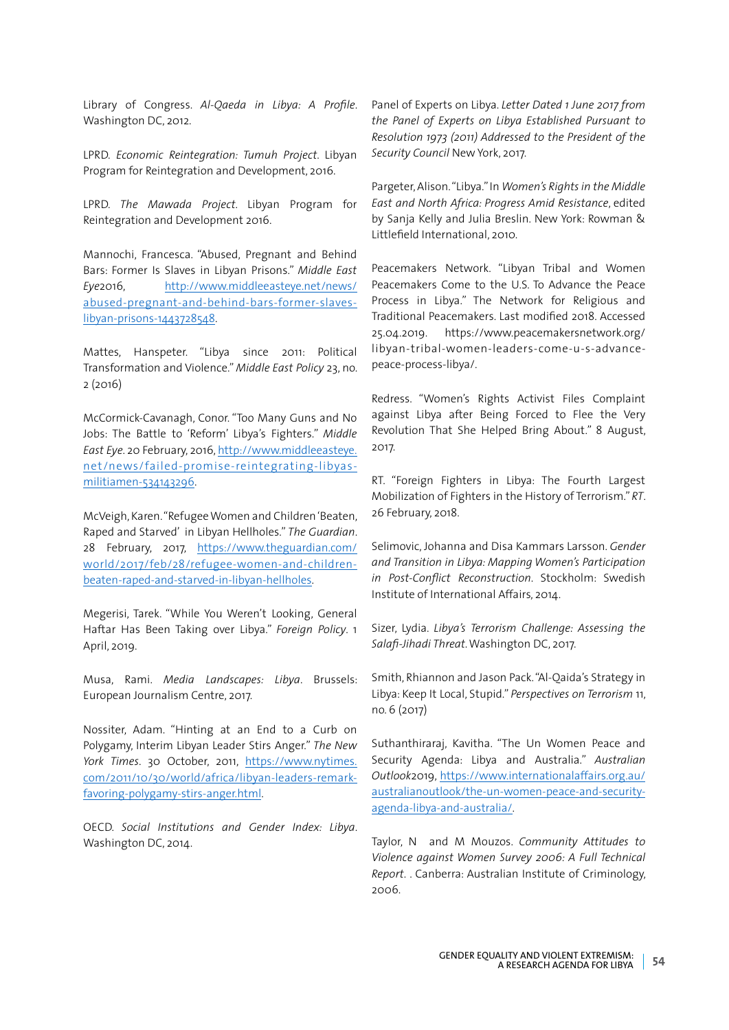Library of Congress. *Al-Qaeda in Libya: A Profile*. Washington DC, 2012.

LPRD. *Economic Reintegration: Tumuh Project*. Libyan Program for Reintegration and Development, 2016.

LPRD. *The Mawada Project*. Libyan Program for Reintegration and Development 2016.

Mannochi, Francesca. "Abused, Pregnant and Behind Bars: Former Is Slaves in Libyan Prisons." *Middle East Eye*2016, http://www.middleeasteye.net/news/abused-pregnant-and-behind-bars-former-slaves-libyan-prisons-1443728548.

Mattes, Hanspeter. "Libya since 2011: Political Transformation and Violence." *Middle East Policy* 23, no. 2 (2016)

McCormick-Cavanagh, Conor. "Too Many Guns and No Jobs: The Battle to 'Reform' Libya's Fighters." *Middle East Eye*. 20 February, 2016, http://www.middleeasteye.net/news/failed-promise-reintegrating-libyas-militiamen-534143296.

McVeigh, Karen. "Refugee Women and Children 'Beaten, Raped and Starved' in Libyan Hellholes." *The Guardian*. 28 February, 2017, https://www.theguardian.com/world/2017/feb/28/refugee-women-and-children-beaten-raped-and-starved-in-libyan-hellholes.

Megerisi, Tarek. "While You Weren't Looking, General Haftar Has Been Taking over Libya." *Foreign Policy*. 1 April, 2019.

Musa, Rami. *Media Landscapes: Libya*. Brussels: European Journalism Centre, 2017.

Nossiter, Adam. "Hinting at an End to a Curb on Polygamy, Interim Libyan Leader Stirs Anger." *The New York Times*. 30 October, 2011, https://www.nytimes.com/2011/10/30/world/africa/libyan-leaders-remark-favoring-polygamy-stirs-anger.html.

OECD. *Social Institutions and Gender Index: Libya*. Washington DC, 2014.

Panel of Experts on Libya. *Letter Dated 1 June 2017 from the Panel of Experts on Libya Established Pursuant to Resolution 1973 (2011) Addressed to the President of the Security Council* New York, 2017.

Pargeter, Alison. "Libya." In *Women's Rights in the Middle East and North Africa: Progress Amid Resistance*, edited by Sanja Kelly and Julia Breslin. New York: Rowman & Littlefield International, 2010.

Peacemakers Network. "Libyan Tribal and Women Peacemakers Come to the U.S. To Advance the Peace Process in Libya." The Network for Religious and Traditional Peacemakers. Last modified 2018. Accessed 25.04.2019. https://www.peacemakersnetwork.org/libyan-tribal-women-leaders-come-u-s-advance-peace-process-libya/.

Redress. "Women's Rights Activist Files Complaint against Libya after Being Forced to Flee the Very Revolution That She Helped Bring About." 8 August, 2017.

RT. "Foreign Fighters in Libya: The Fourth Largest Mobilization of Fighters in the History of Terrorism." *RT*. 26 February, 2018.

Selimovic, Johanna and Disa Kammars Larsson. *Gender and Transition in Libya: Mapping Women's Participation in Post-Conflict Reconstruction*. Stockholm: Swedish Institute of International Affairs, 2014.

Sizer, Lydia. *Libya's Terrorism Challenge: Assessing the Salafi-Jihadi Threat*. Washington DC, 2017.

Smith, Rhiannon and Jason Pack. "Al-Qaida's Strategy in Libya: Keep It Local, Stupid." *Perspectives on Terrorism* 11, no. 6 (2017)

Suthanthiraraj, Kavitha. "The Un Women Peace and Security Agenda: Libya and Australia." *Australian Outlook*2019, https://www.internationalaffairs.org.au/australianoutlook/the-un-women-peace-and-security-agenda-libya-and-australia/.

Taylor, N and M Mouzos. *Community Attitudes to Violence against Women Survey 2006: A Full Technical Report*. . Canberra: Australian Institute of Criminology, 2006.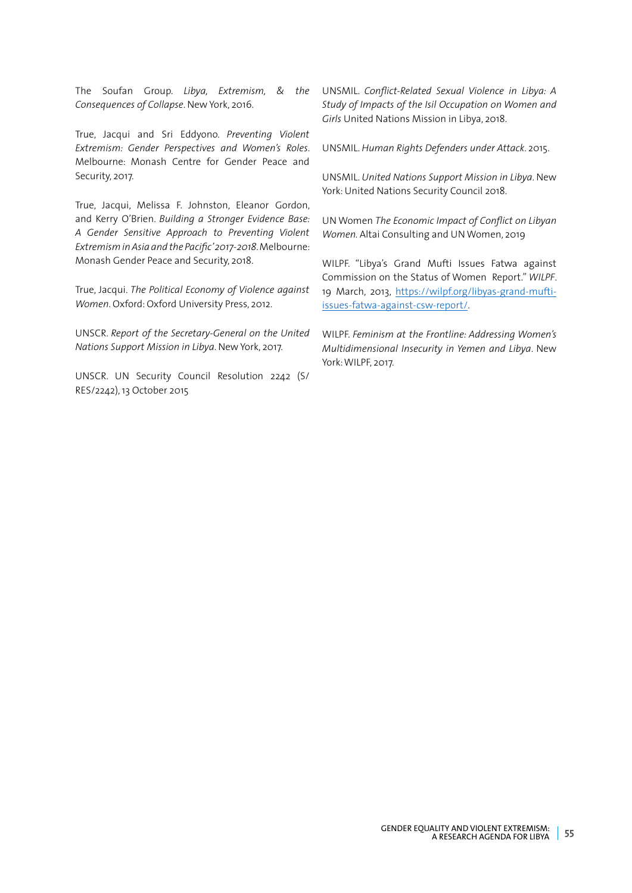The Soufan Group. *Libya, Extremism, & the Consequences of Collapse*. New York, 2016.

True, Jacqui and Sri Eddyono. *Preventing Violent Extremism: Gender Perspectives and Women's Roles*. Melbourne: Monash Centre for Gender Peace and Security, 2017.

True, Jacqui, Melissa F. Johnston, Eleanor Gordon, and Kerry O'Brien. *Building a Stronger Evidence Base: A Gender Sensitive Approach to Preventing Violent Extremism in Asia and the Pacific' 2017-2018*. Melbourne: Monash Gender Peace and Security, 2018.

True, Jacqui. *The Political Economy of Violence against Women*. Oxford: Oxford University Press, 2012.

UNSCR. *Report of the Secretary-General on the United Nations Support Mission in Libya*. New York, 2017.

UNSCR. UN Security Council Resolution 2242 (S/RES/2242), 13 October 2015

UNSMIL. *Conflict-Related Sexual Violence in Libya: A Study of Impacts of the Isil Occupation on Women and Girls* United Nations Mission in Libya, 2018.

UNSMIL. *Human Rights Defenders under Attack*. 2015.

UNSMIL. *United Nations Support Mission in Libya*. New York: United Nations Security Council 2018.

UN Women *The Economic Impact of Conflict on Libyan Women*. Altai Consulting and UN Women, 2019

WILPF. "Libya's Grand Mufti Issues Fatwa against Commission on the Status of Women Report." *WILPF*. 19 March, 2013, https://wilpf.org/libyas-grand-mufti-issues-fatwa-against-csw-report/.

WILPF. *Feminism at the Frontline: Addressing Women's Multidimensional Insecurity in Yemen and Libya*. New York: WILPF, 2017.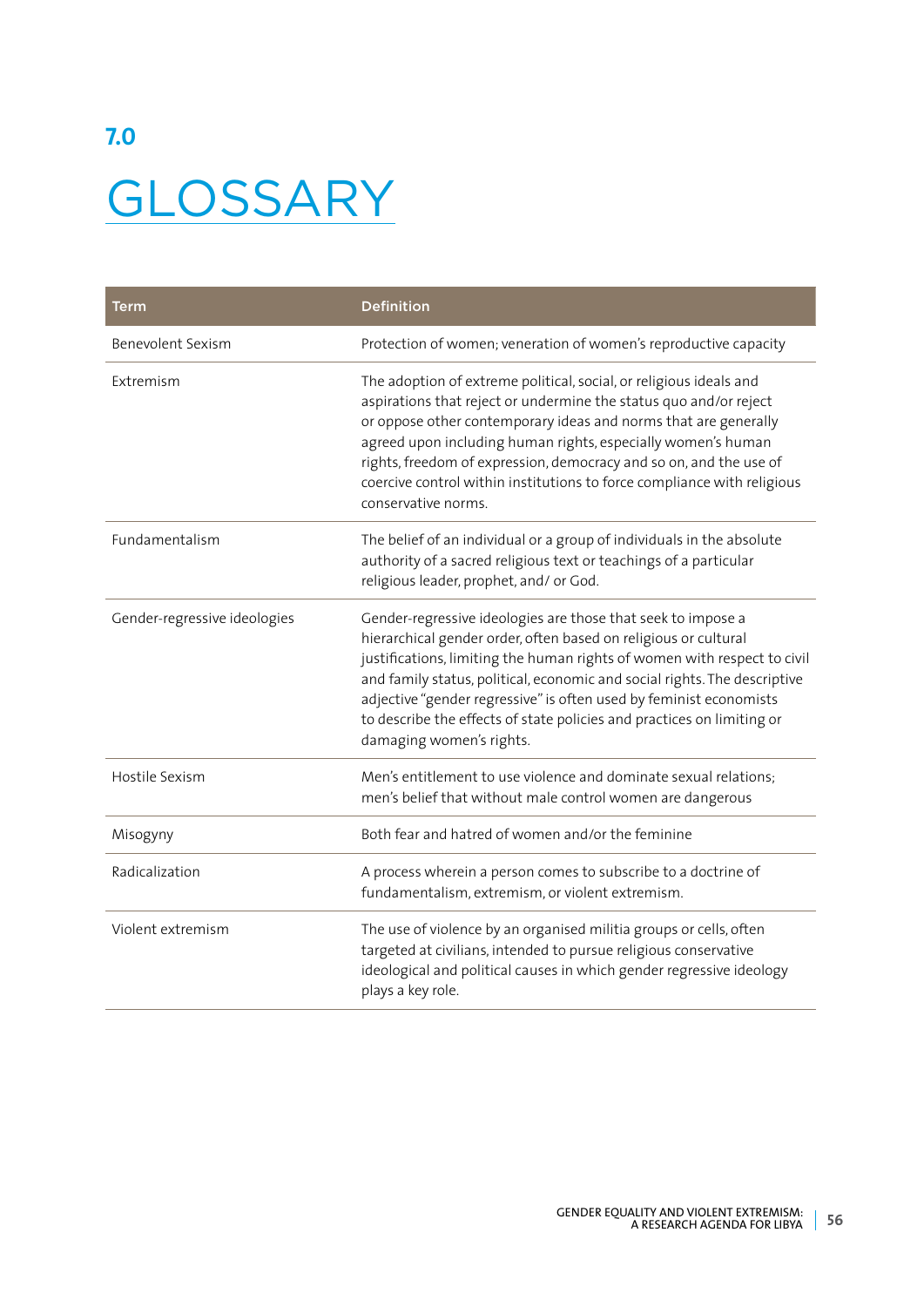# 7.0 GLOSSARY

| Term | Definition |
| --- | --- |
| Benevolent Sexism | Protection of women; veneration of women's reproductive capacity |
| Extremism | The adoption of extreme political, social, or religious ideals and aspirations that reject or undermine the status quo and/or reject or oppose other contemporary ideas and norms that are generally agreed upon including human rights, especially women's human rights, freedom of expression, democracy and so on, and the use of coercive control within institutions to force compliance with religious conservative norms. |
| Fundamentalism | The belief of an individual or a group of individuals in the absolute authority of a sacred religious text or teachings of a particular religious leader, prophet, and/ or God. |
| Gender-regressive ideologies | Gender-regressive ideologies are those that seek to impose a hierarchical gender order, often based on religious or cultural justifications, limiting the human rights of women with respect to civil and family status, political, economic and social rights. The descriptive adjective "gender regressive" is often used by feminist economists to describe the effects of state policies and practices on limiting or damaging women's rights. |
| Hostile Sexism | Men's entitlement to use violence and dominate sexual relations; men's belief that without male control women are dangerous |
| Misogyny | Both fear and hatred of women and/or the feminine |
| Radicalization | A process wherein a person comes to subscribe to a doctrine of fundamentalism, extremism, or violent extremism. |
| Violent extremism | The use of violence by an organised militia groups or cells, often targeted at civilians, intended to pursue religious conservative ideological and political causes in which gender regressive ideology plays a key role. |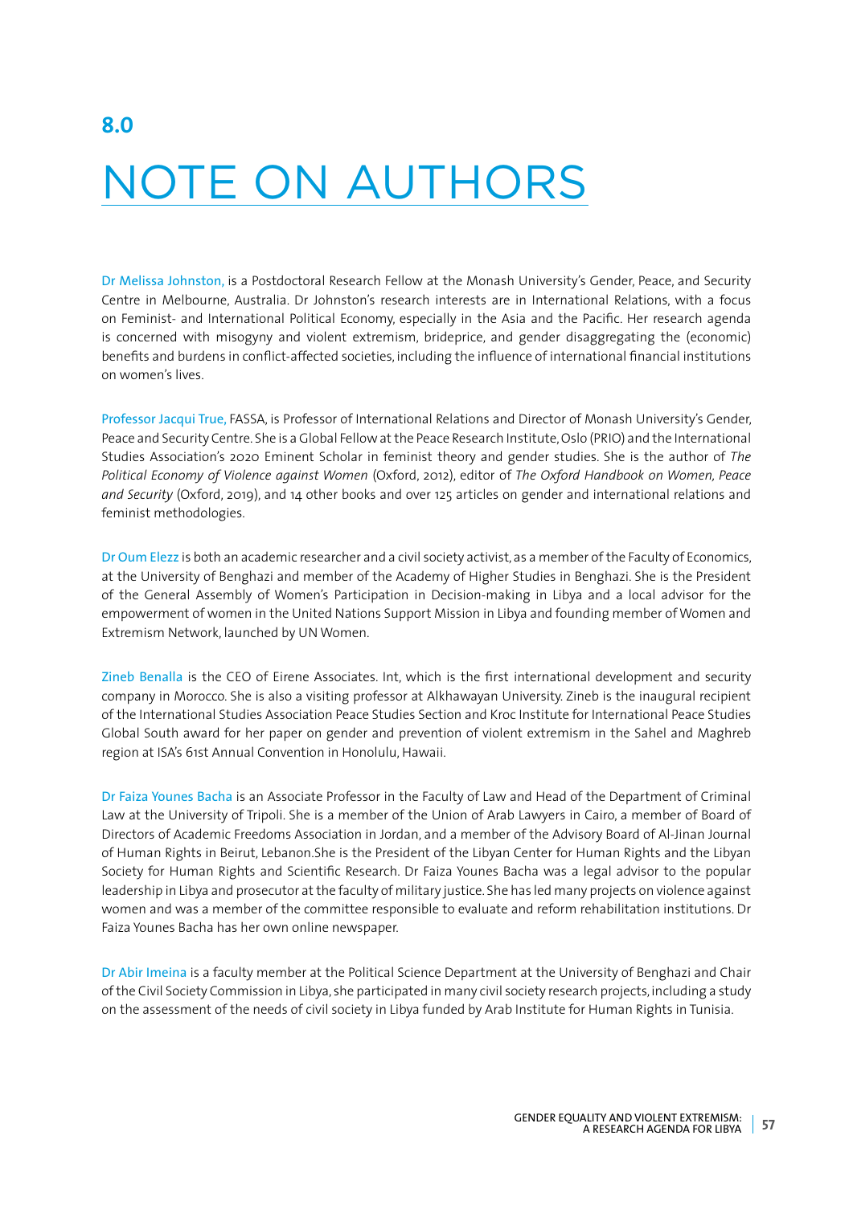# 8.0

# NOTE ON AUTHORS

Dr Melissa Johnston, is a Postdoctoral Research Fellow at the Monash University's Gender, Peace, and Security Centre in Melbourne, Australia. Dr Johnston's research interests are in International Relations, with a focus on Feminist- and International Political Economy, especially in the Asia and the Pacific. Her research agenda is concerned with misogyny and violent extremism, brideprice, and gender disaggregating the (economic) benefits and burdens in conflict-affected societies, including the influence of international financial institutions on women's lives.

Professor Jacqui True, FASSA, is Professor of International Relations and Director of Monash University's Gender, Peace and Security Centre. She is a Global Fellow at the Peace Research Institute, Oslo (PRIO) and the International Studies Association's 2020 Eminent Scholar in feminist theory and gender studies. She is the author of *The Political Economy of Violence against Women* (Oxford, 2012), editor of *The Oxford Handbook on Women, Peace and Security* (Oxford, 2019), and 14 other books and over 125 articles on gender and international relations and feminist methodologies.

Dr Oum Elezz is both an academic researcher and a civil society activist, as a member of the Faculty of Economics, at the University of Benghazi and member of the Academy of Higher Studies in Benghazi. She is the President of the General Assembly of Women's Participation in Decision-making in Libya and a local advisor for the empowerment of women in the United Nations Support Mission in Libya and founding member of Women and Extremism Network, launched by UN Women.

Zineb Benalla is the CEO of Eirene Associates. Int, which is the first international development and security company in Morocco. She is also a visiting professor at Alkhawayan University. Zineb is the inaugural recipient of the International Studies Association Peace Studies Section and Kroc Institute for International Peace Studies Global South award for her paper on gender and prevention of violent extremism in the Sahel and Maghreb region at ISA's 61st Annual Convention in Honolulu, Hawaii.

Dr Faiza Younes Bacha is an Associate Professor in the Faculty of Law and Head of the Department of Criminal Law at the University of Tripoli. She is a member of the Union of Arab Lawyers in Cairo, a member of Board of Directors of Academic Freedoms Association in Jordan, and a member of the Advisory Board of Al-Jinan Journal of Human Rights in Beirut, Lebanon.She is the President of the Libyan Center for Human Rights and the Libyan Society for Human Rights and Scientific Research. Dr Faiza Younes Bacha was a legal advisor to the popular leadership in Libya and prosecutor at the faculty of military justice. She has led many projects on violence against women and was a member of the committee responsible to evaluate and reform rehabilitation institutions. Dr Faiza Younes Bacha has her own online newspaper.

Dr Abir Imeina is a faculty member at the Political Science Department at the University of Benghazi and Chair of the Civil Society Commission in Libya, she participated in many civil society research projects, including a study on the assessment of the needs of civil society in Libya funded by Arab Institute for Human Rights in Tunisia.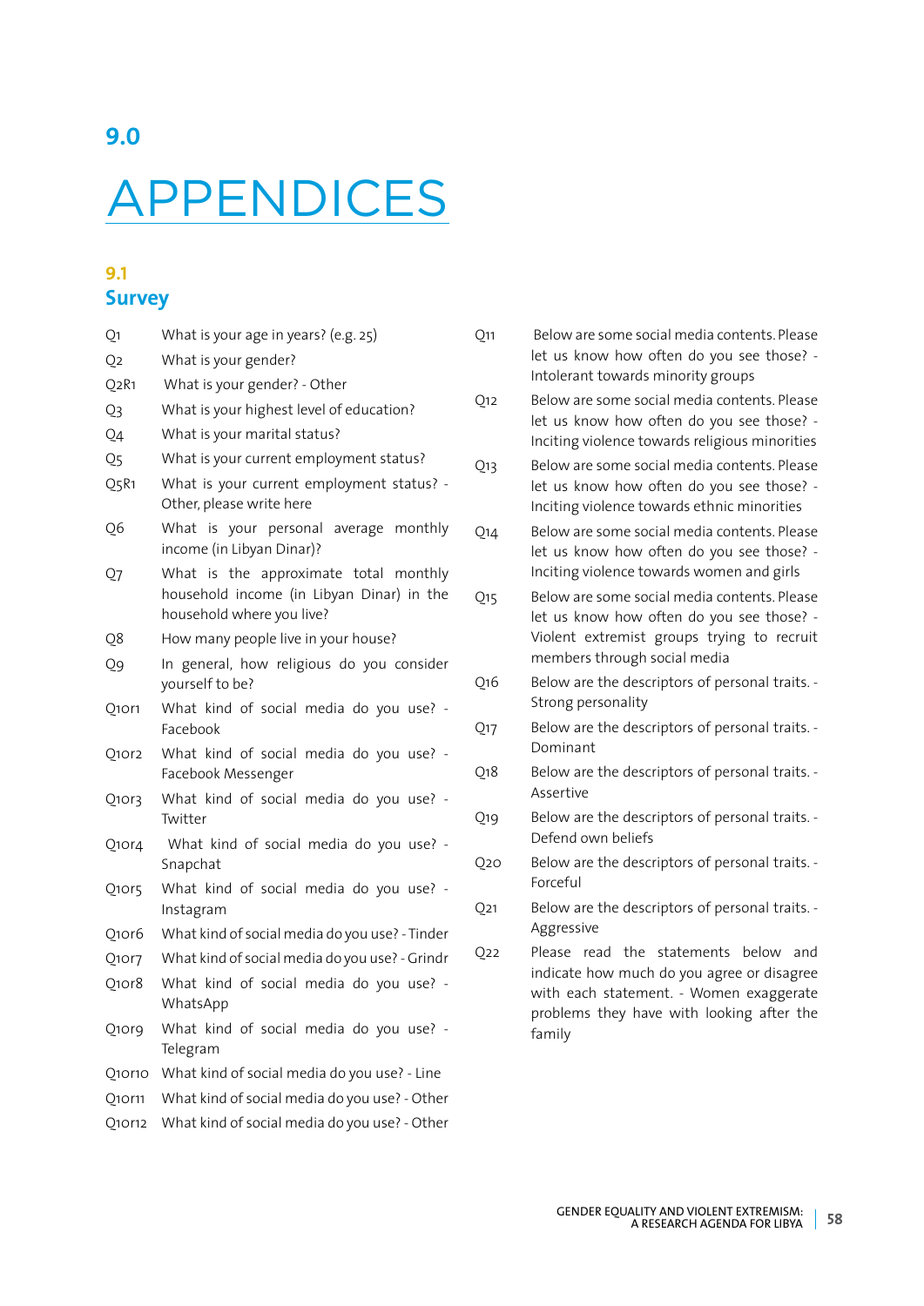# 9.0

# APPENDICES

## 9.1 Survey

| | |
|---|---|
| Q1 | What is your age in years? (e.g. 25) |
| Q2 | What is your gender? |
| Q2R1 | What is your gender? - Other |
| Q3 | What is your highest level of education? |
| Q4 | What is your marital status? |
| Q5 | What is your current employment status? |
| Q5R1 | What is your current employment status? - Other, please write here |
| Q6 | What is your personal average monthly income (in Libyan Dinar)? |
| Q7 | What is the approximate total monthly household income (in Libyan Dinar) in the household where you live? |
| Q8 | How many people live in your house? |
| Q9 | In general, how religious do you consider yourself to be? |
| Q10r1 | What kind of social media do you use? - Facebook |
| Q10r2 | What kind of social media do you use? - Facebook Messenger |
| Q10r3 | What kind of social media do you use? - Twitter |
| Q10r4 | What kind of social media do you use? - Snapchat |
| Q10r5 | What kind of social media do you use? - Instagram |
| Q10r6 | What kind of social media do you use? - Tinder |
| Q10r7 | What kind of social media do you use? - Grindr |
| Q10r8 | What kind of social media do you use? - WhatsApp |
| Q10r9 | What kind of social media do you use? - Telegram |
| Q10r10 | What kind of social media do you use? - Line |
| Q10r11 | What kind of social media do you use? - Other |
| Q10r12 | What kind of social media do you use? - Other |
| Q11 | Below are some social media contents. Please let us know how often do you see those? - Intolerant towards minority groups |
| Q12 | Below are some social media contents. Please let us know how often do you see those? - Inciting violence towards religious minorities |
| Q13 | Below are some social media contents. Please let us know how often do you see those? - Inciting violence towards ethnic minorities |
| Q14 | Below are some social media contents. Please let us know how often do you see those? - Inciting violence towards women and girls |
| Q15 | Below are some social media contents. Please let us know how often do you see those? - Violent extremist groups trying to recruit members through social media |
| Q16 | Below are the descriptors of personal traits. - Strong personality |
| Q17 | Below are the descriptors of personal traits. - Dominant |
| Q18 | Below are the descriptors of personal traits. - Assertive |
| Q19 | Below are the descriptors of personal traits. - Defend own beliefs |
| Q20 | Below are the descriptors of personal traits. - Forceful |
| Q21 | Below are the descriptors of personal traits. - Aggressive |
| Q22 | Please read the statements below and indicate how much do you agree or disagree with each statement. - Women exaggerate problems they have with looking after the family |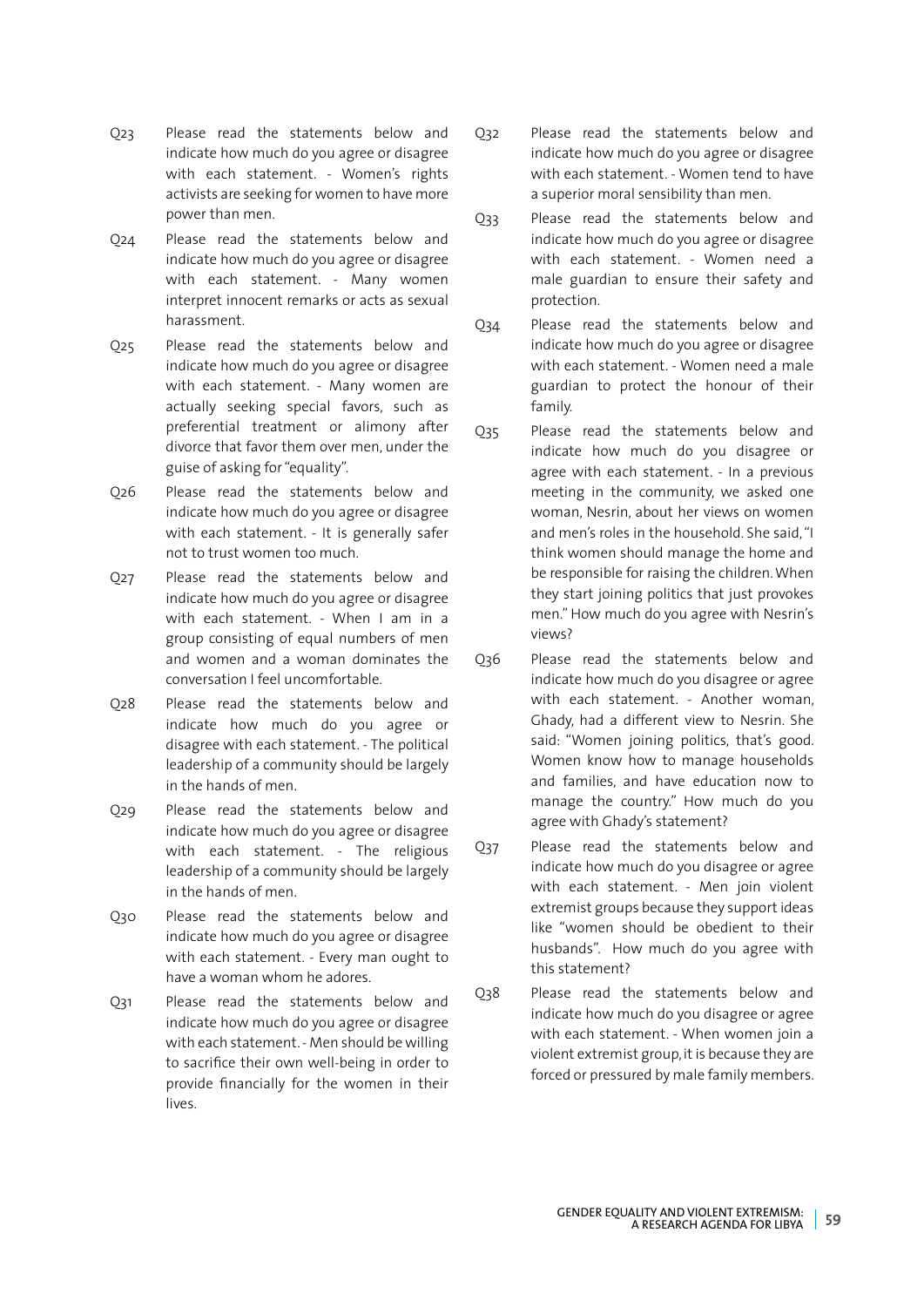Q23 Please read the statements below and indicate how much do you agree or disagree with each statement. - Women's rights activists are seeking for women to have more power than men.

Q24 Please read the statements below and indicate how much do you agree or disagree with each statement. - Many women interpret innocent remarks or acts as sexual harassment.

Q25 Please read the statements below and indicate how much do you agree or disagree with each statement. - Many women are actually seeking special favors, such as preferential treatment or alimony after divorce that favor them over men, under the guise of asking for "equality".

Q26 Please read the statements below and indicate how much do you agree or disagree with each statement. - It is generally safer not to trust women too much.

Q27 Please read the statements below and indicate how much do you agree or disagree with each statement. - When I am in a group consisting of equal numbers of men and women and a woman dominates the conversation I feel uncomfortable.

Q28 Please read the statements below and indicate how much do you agree or disagree with each statement. - The political leadership of a community should be largely in the hands of men.

Q29 Please read the statements below and indicate how much do you agree or disagree with each statement. - The religious leadership of a community should be largely in the hands of men.

Q30 Please read the statements below and indicate how much do you agree or disagree with each statement. - Every man ought to have a woman whom he adores.

Q31 Please read the statements below and indicate how much do you agree or disagree with each statement. - Men should be willing to sacrifice their own well-being in order to provide financially for the women in their lives.

Q32 Please read the statements below and indicate how much do you agree or disagree with each statement. - Women tend to have a superior moral sensibility than men.

Q33 Please read the statements below and indicate how much do you agree or disagree with each statement. - Women need a male guardian to ensure their safety and protection.

Q34 Please read the statements below and indicate how much do you agree or disagree with each statement. - Women need a male guardian to protect the honour of their family.

Q35 Please read the statements below and indicate how much do you disagree or agree with each statement. - In a previous meeting in the community, we asked one woman, Nesrin, about her views on women and men's roles in the household. She said, "I think women should manage the home and be responsible for raising the children. When they start joining politics that just provokes men." How much do you agree with Nesrin's views?

Q36 Please read the statements below and indicate how much do you disagree or agree with each statement. - Another woman, Ghady, had a different view to Nesrin. She said: "Women joining politics, that's good. Women know how to manage households and families, and have education now to manage the country." How much do you agree with Ghady's statement?

Q37 Please read the statements below and indicate how much do you disagree or agree with each statement. - Men join violent extremist groups because they support ideas like "women should be obedient to their husbands". How much do you agree with this statement?

Q38 Please read the statements below and indicate how much do you disagree or agree with each statement. - When women join a violent extremist group, it is because they are forced or pressured by male family members.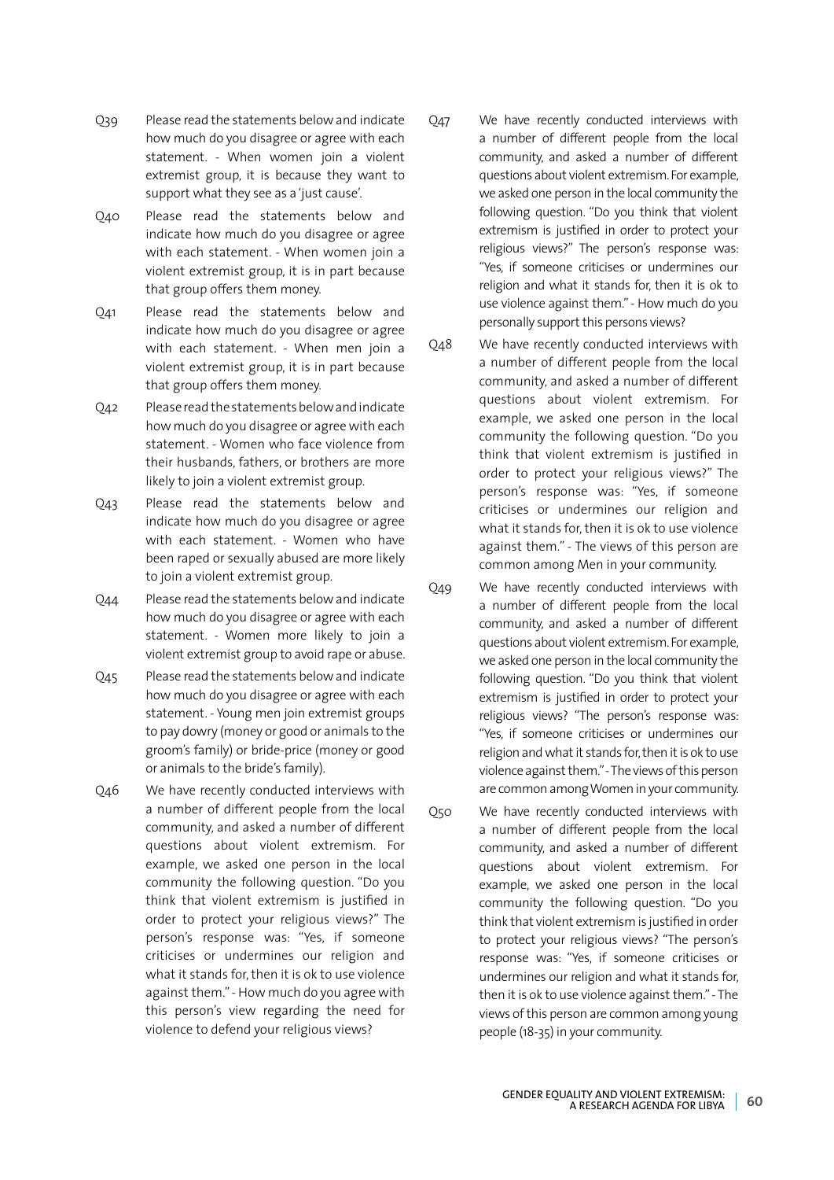Q39 Please read the statements below and indicate how much do you disagree or agree with each statement. - When women join a violent extremist group, it is because they want to support what they see as a 'just cause'.

Q40 Please read the statements below and indicate how much do you disagree or agree with each statement. - When women join a violent extremist group, it is in part because that group offers them money.

Q41 Please read the statements below and indicate how much do you disagree or agree with each statement. - When men join a violent extremist group, it is in part because that group offers them money.

Q42 Please read the statements below and indicate how much do you disagree or agree with each statement. - Women who face violence from their husbands, fathers, or brothers are more likely to join a violent extremist group.

Q43 Please read the statements below and indicate how much do you disagree or agree with each statement. - Women who have been raped or sexually abused are more likely to join a violent extremist group.

Q44 Please read the statements below and indicate how much do you disagree or agree with each statement. - Women more likely to join a violent extremist group to avoid rape or abuse.

Q45 Please read the statements below and indicate how much do you disagree or agree with each statement. - Young men join extremist groups to pay dowry (money or good or animals to the groom's family) or bride-price (money or good or animals to the bride's family).

Q46 We have recently conducted interviews with a number of different people from the local community, and asked a number of different questions about violent extremism. For example, we asked one person in the local community the following question. "Do you think that violent extremism is justified in order to protect your religious views?" The person's response was: "Yes, if someone criticises or undermines our religion and what it stands for, then it is ok to use violence against them." - How much do you agree with this person's view regarding the need for violence to defend your religious views?

Q47 We have recently conducted interviews with a number of different people from the local community, and asked a number of different questions about violent extremism. For example, we asked one person in the local community the following question. "Do you think that violent extremism is justified in order to protect your religious views?" The person's response was: "Yes, if someone criticises or undermines our religion and what it stands for, then it is ok to use violence against them." - How much do you personally support this persons views?

Q48 We have recently conducted interviews with a number of different people from the local community, and asked a number of different questions about violent extremism. For example, we asked one person in the local community the following question. "Do you think that violent extremism is justified in order to protect your religious views?" The person's response was: "Yes, if someone criticises or undermines our religion and what it stands for, then it is ok to use violence against them." - The views of this person are common among Men in your community.

Q49 We have recently conducted interviews with a number of different people from the local community, and asked a number of different questions about violent extremism. For example, we asked one person in the local community the following question. "Do you think that violent extremism is justified in order to protect your religious views? "The person's response was: "Yes, if someone criticises or undermines our religion and what it stands for, then it is ok to use violence against them." - The views of this person are common among Women in your community.

Q50 We have recently conducted interviews with a number of different people from the local community, and asked a number of different questions about violent extremism. For example, we asked one person in the local community the following question. "Do you think that violent extremism is justified in order to protect your religious views? "The person's response was: "Yes, if someone criticises or undermines our religion and what it stands for, then it is ok to use violence against them." - The views of this person are common among young people (18-35) in your community.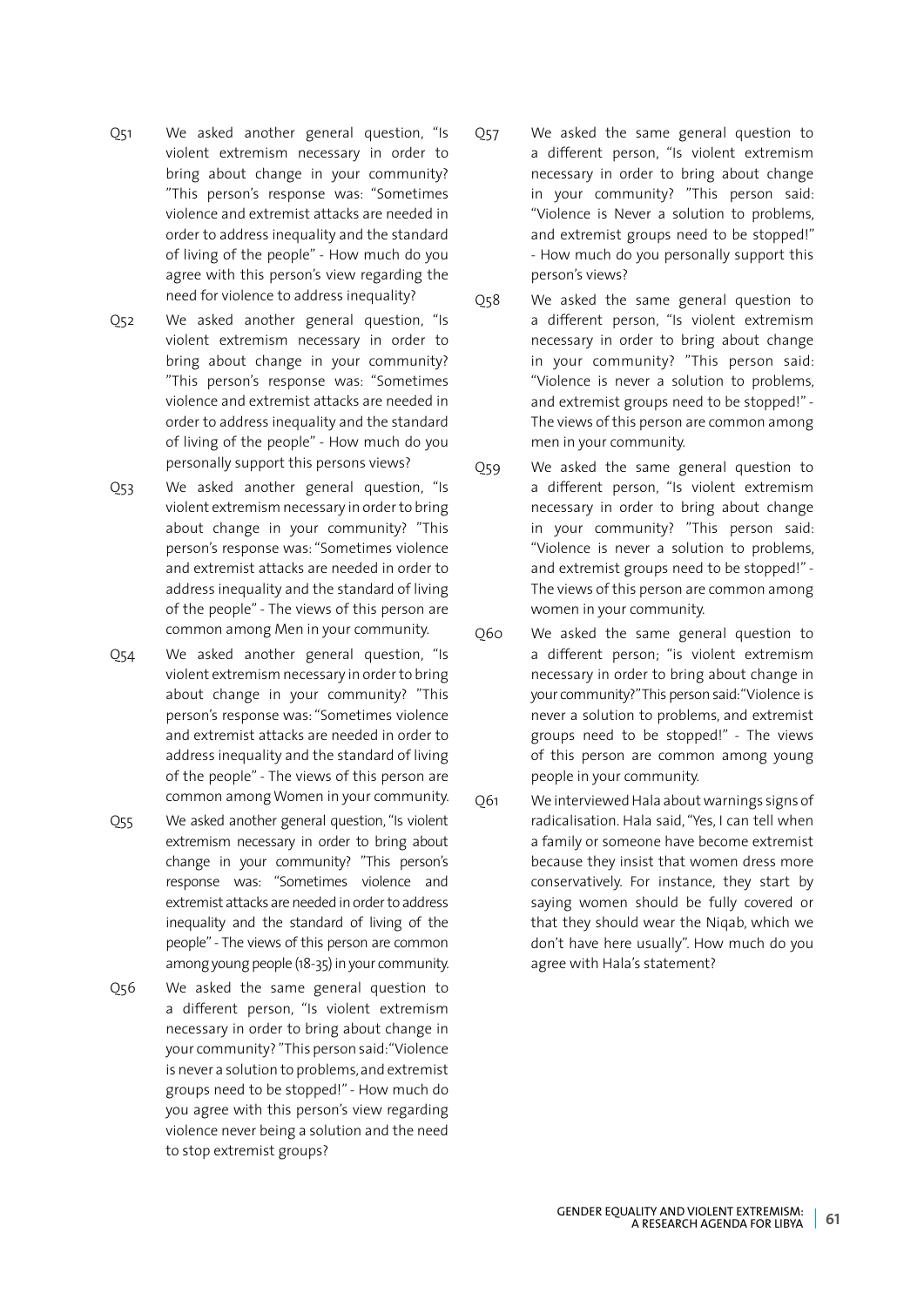Q51 We asked another general question, "Is violent extremism necessary in order to bring about change in your community? "This person's response was: "Sometimes violence and extremist attacks are needed in order to address inequality and the standard of living of the people" - How much do you agree with this person's view regarding the need for violence to address inequality?

Q52 We asked another general question, "Is violent extremism necessary in order to bring about change in your community? "This person's response was: "Sometimes violence and extremist attacks are needed in order to address inequality and the standard of living of the people" - How much do you personally support this persons views?

Q53 We asked another general question, "Is violent extremism necessary in order to bring about change in your community? "This person's response was: "Sometimes violence and extremist attacks are needed in order to address inequality and the standard of living of the people" - The views of this person are common among Men in your community.

Q54 We asked another general question, "Is violent extremism necessary in order to bring about change in your community? "This person's response was: "Sometimes violence and extremist attacks are needed in order to address inequality and the standard of living of the people" - The views of this person are common among Women in your community.

Q55 We asked another general question, "Is violent extremism necessary in order to bring about change in your community? "This person's response was: "Sometimes violence and extremist attacks are needed in order to address inequality and the standard of living of the people" - The views of this person are common among young people (18-35) in your community.

Q56 We asked the same general question to a different person, "Is violent extremism necessary in order to bring about change in your community? "This person said: "Violence is never a solution to problems, and extremist groups need to be stopped!" - How much do you agree with this person's view regarding violence never being a solution and the need to stop extremist groups?

Q57 We asked the same general question to a different person, "Is violent extremism necessary in order to bring about change in your community? "This person said: "Violence is Never a solution to problems, and extremist groups need to be stopped!" - How much do you personally support this person's views?

Q58 We asked the same general question to a different person, "Is violent extremism necessary in order to bring about change in your community? "This person said: "Violence is never a solution to problems, and extremist groups need to be stopped!" - The views of this person are common among men in your community.

Q59 We asked the same general question to a different person, "Is violent extremism necessary in order to bring about change in your community? "This person said: "Violence is never a solution to problems, and extremist groups need to be stopped!" - The views of this person are common among women in your community.

Q60 We asked the same general question to a different person; "is violent extremism necessary in order to bring about change in your community?" This person said: "Violence is never a solution to problems, and extremist groups need to be stopped!" - The views of this person are common among young people in your community.

Q61 We interviewed Hala about warnings signs of radicalisation. Hala said, "Yes, I can tell when a family or someone have become extremist because they insist that women dress more conservatively. For instance, they start by saying women should be fully covered or that they should wear the Niqab, which we don't have here usually". How much do you agree with Hala's statement?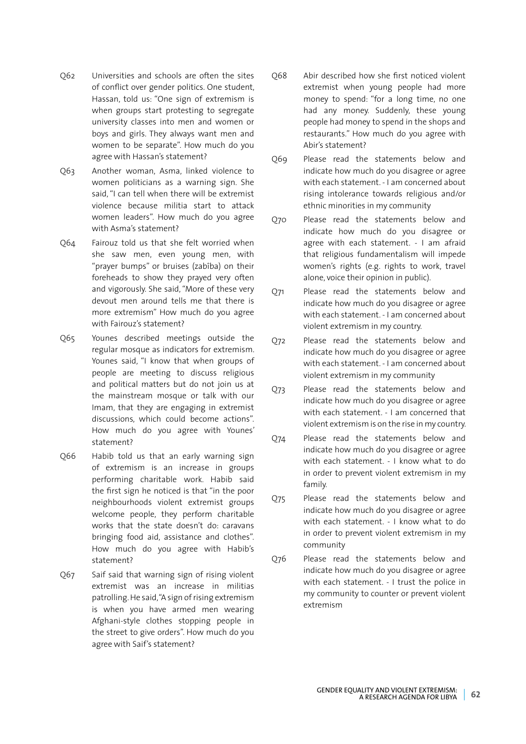Q62 Universities and schools are often the sites of conflict over gender politics. One student, Hassan, told us: "One sign of extremism is when groups start protesting to segregate university classes into men and women or boys and girls. They always want men and women to be separate". How much do you agree with Hassan's statement?

Q63 Another woman, Asma, linked violence to women politicians as a warning sign. She said, "I can tell when there will be extremist violence because militia start to attack women leaders". How much do you agree with Asma's statement?

Q64 Fairouz told us that she felt worried when she saw men, even young men, with "prayer bumps" or bruises (zabîba) on their foreheads to show they prayed very often and vigorously. She said, "More of these very devout men around tells me that there is more extremism" How much do you agree with Fairouz's statement?

Q65 Younes described meetings outside the regular mosque as indicators for extremism. Younes said, "I know that when groups of people are meeting to discuss religious and political matters but do not join us at the mainstream mosque or talk with our Imam, that they are engaging in extremist discussions, which could become actions". How much do you agree with Younes' statement?

Q66 Habib told us that an early warning sign of extremism is an increase in groups performing charitable work. Habib said the first sign he noticed is that "in the poor neighbourhoods violent extremist groups welcome people, they perform charitable works that the state doesn't do: caravans bringing food aid, assistance and clothes". How much do you agree with Habib's statement?

Q67 Saif said that warning sign of rising violent extremist was an increase in militias patrolling. He said, "A sign of rising extremism is when you have armed men wearing Afghani-style clothes stopping people in the street to give orders". How much do you agree with Saif's statement?

Q68 Abir described how she first noticed violent extremist when young people had more money to spend: "for a long time, no one had any money. Suddenly, these young people had money to spend in the shops and restaurants." How much do you agree with Abir's statement?

Q69 Please read the statements below and indicate how much do you disagree or agree with each statement. - I am concerned about rising intolerance towards religious and/or ethnic minorities in my community

Q70 Please read the statements below and indicate how much do you disagree or agree with each statement. - I am afraid that religious fundamentalism will impede women's rights (e.g. rights to work, travel alone, voice their opinion in public).

Q71 Please read the statements below and indicate how much do you disagree or agree with each statement. - I am concerned about violent extremism in my country.

Q72 Please read the statements below and indicate how much do you disagree or agree with each statement. - I am concerned about violent extremism in my community

Q73 Please read the statements below and indicate how much do you disagree or agree with each statement. - I am concerned that violent extremism is on the rise in my country.

Q74 Please read the statements below and indicate how much do you disagree or agree with each statement. - I know what to do in order to prevent violent extremism in my family.

Q75 Please read the statements below and indicate how much do you disagree or agree with each statement. - I know what to do in order to prevent violent extremism in my community

Q76 Please read the statements below and indicate how much do you disagree or agree with each statement. - I trust the police in my community to counter or prevent violent extremism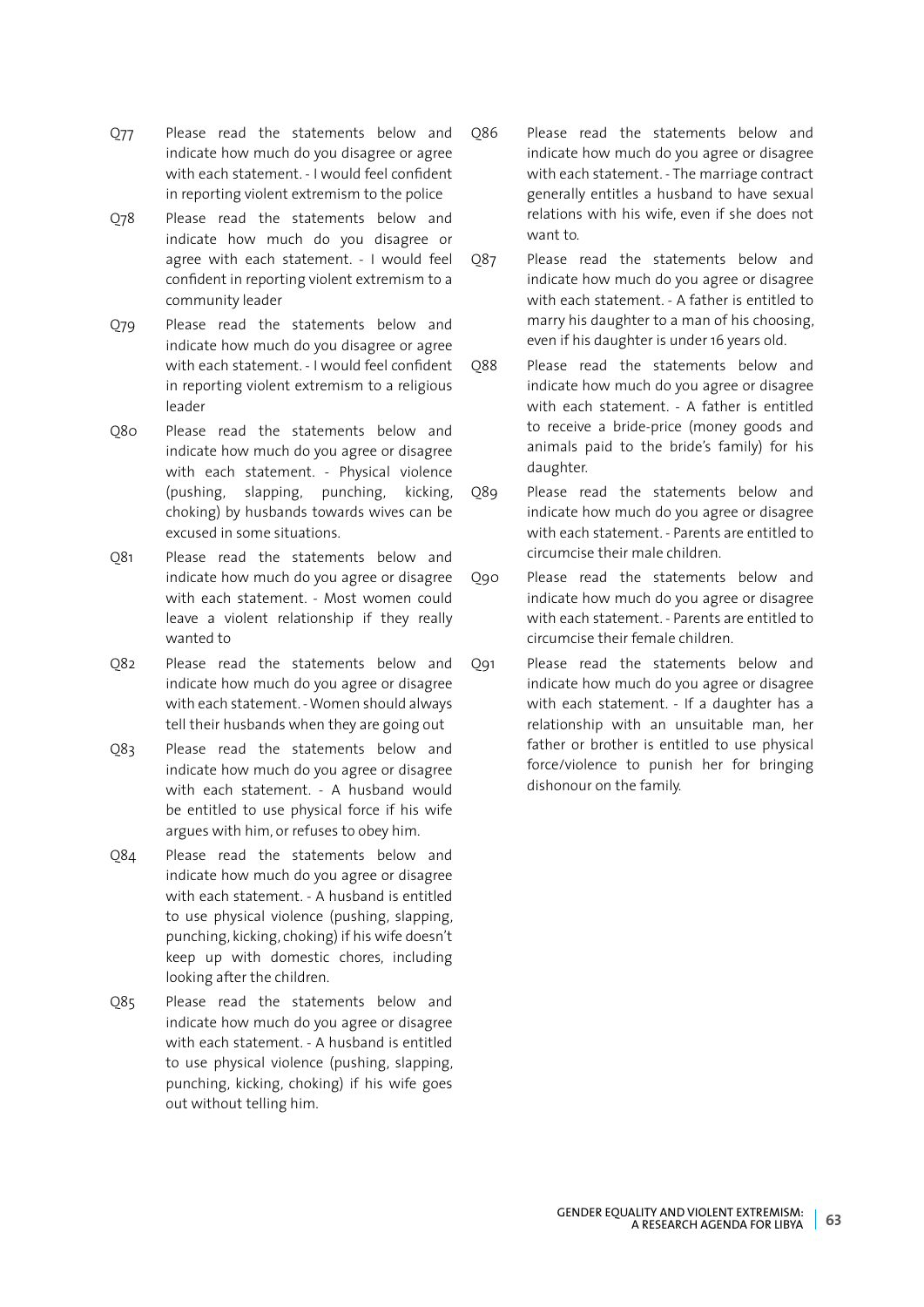Q77 Please read the statements below and indicate how much do you disagree or agree with each statement. - I would feel confident in reporting violent extremism to the police

Q78 Please read the statements below and indicate how much do you disagree or agree with each statement. - I would feel confident in reporting violent extremism to a community leader

Q79 Please read the statements below and indicate how much do you disagree or agree with each statement. - I would feel confident in reporting violent extremism to a religious leader

Q80 Please read the statements below and indicate how much do you agree or disagree with each statement. - Physical violence (pushing, slapping, punching, kicking, choking) by husbands towards wives can be excused in some situations.

Q81 Please read the statements below and indicate how much do you agree or disagree with each statement. - Most women could leave a violent relationship if they really wanted to

Q82 Please read the statements below and indicate how much do you agree or disagree with each statement. - Women should always tell their husbands when they are going out

Q83 Please read the statements below and indicate how much do you agree or disagree with each statement. - A husband would be entitled to use physical force if his wife argues with him, or refuses to obey him.

Q84 Please read the statements below and indicate how much do you agree or disagree with each statement. - A husband is entitled to use physical violence (pushing, slapping, punching, kicking, choking) if his wife doesn't keep up with domestic chores, including looking after the children.

Q85 Please read the statements below and indicate how much do you agree or disagree with each statement. - A husband is entitled to use physical violence (pushing, slapping, punching, kicking, choking) if his wife goes out without telling him.

Q86 Please read the statements below and indicate how much do you agree or disagree with each statement. - The marriage contract generally entitles a husband to have sexual relations with his wife, even if she does not want to.

Q87 Please read the statements below and indicate how much do you agree or disagree with each statement. - A father is entitled to marry his daughter to a man of his choosing, even if his daughter is under 16 years old.

Q88 Please read the statements below and indicate how much do you agree or disagree with each statement. - A father is entitled to receive a bride-price (money goods and animals paid to the bride's family) for his daughter.

Q89 Please read the statements below and indicate how much do you agree or disagree with each statement. - Parents are entitled to circumcise their male children.

Q90 Please read the statements below and indicate how much do you agree or disagree with each statement. - Parents are entitled to circumcise their female children.

Q91 Please read the statements below and indicate how much do you agree or disagree with each statement. - If a daughter has a relationship with an unsuitable man, her father or brother is entitled to use physical force/violence to punish her for bringing dishonour on the family.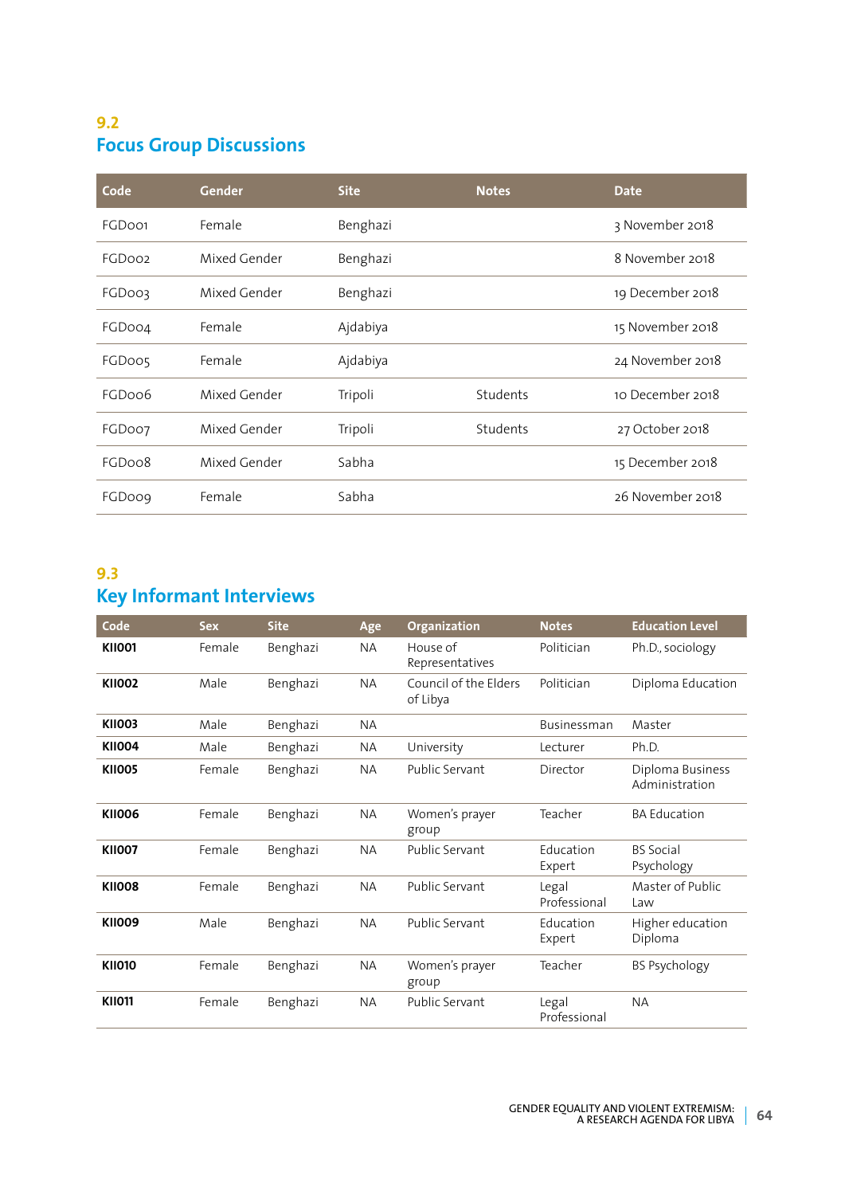## 9.2 Focus Group Discussions

| Code | Gender | Site | Notes | Date |
|---|---|---|---|---|
| FGD001 | Female | Benghazi | | 3 November 2018 |
| FGD002 | Mixed Gender | Benghazi | | 8 November 2018 |
| FGD003 | Mixed Gender | Benghazi | | 19 December 2018 |
| FGD004 | Female | Ajdabiya | | 15 November 2018 |
| FGD005 | Female | Ajdabiya | | 24 November 2018 |
| FGD006 | Mixed Gender | Tripoli | Students | 10 December 2018 |
| FGD007 | Mixed Gender | Tripoli | Students | 27 October 2018 |
| FGD008 | Mixed Gender | Sabha | | 15 December 2018 |
| FGD009 | Female | Sabha | | 26 November 2018 |

## 9.3 Key Informant Interviews

| Code | Sex | Site | Age | Organization | Notes | Education Level |
|---|---|---|---|---|---|---|
| **KII001** | Female | Benghazi | NA | House of Representatives | Politician | Ph.D., sociology |
| **KII002** | Male | Benghazi | NA | Council of the Elders of Libya | Politician | Diploma Education |
| **KII003** | Male | Benghazi | NA | | Businessman | Master |
| **KII004** | Male | Benghazi | NA | University | Lecturer | Ph.D. |
| **KII005** | Female | Benghazi | NA | Public Servant | Director | Diploma Business Administration |
| **KII006** | Female | Benghazi | NA | Women's prayer group | Teacher | BA Education |
| **KII007** | Female | Benghazi | NA | Public Servant | Education Expert | BS Social Psychology |
| **KII008** | Female | Benghazi | NA | Public Servant | Legal Professional | Master of Public Law |
| **KII009** | Male | Benghazi | NA | Public Servant | Education Expert | Higher education Diploma |
| **KII010** | Female | Benghazi | NA | Women's prayer group | Teacher | BS Psychology |
| **KII011** | Female | Benghazi | NA | Public Servant | Legal Professional | NA |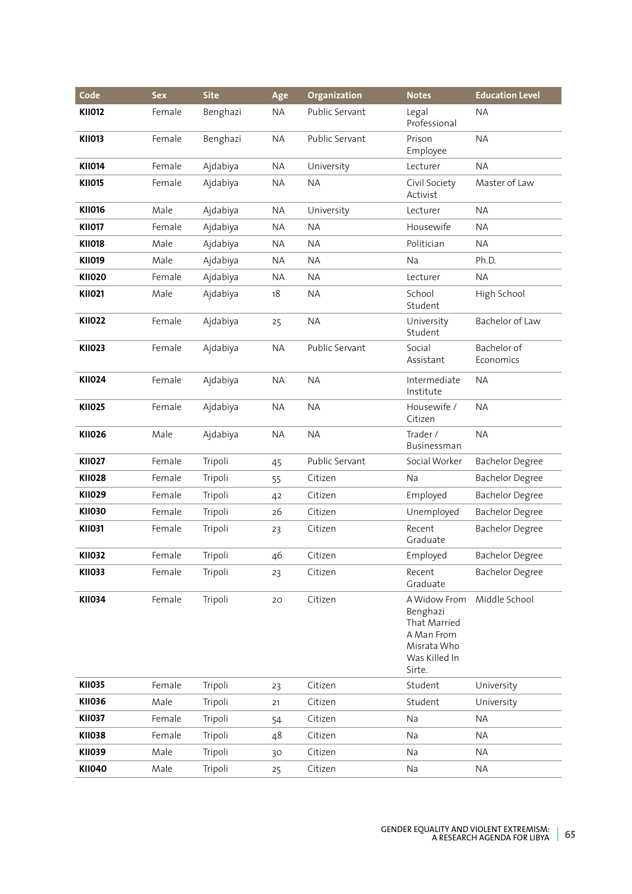| Code | Sex | Site | Age | Organization | Notes | Education Level |
|---|---|---|---|---|---|---|
| **KII012** | Female | Benghazi | NA | Public Servant | Legal Professional | NA |
| **KII013** | Female | Benghazi | NA | Public Servant | Prison Employee | NA |
| **KII014** | Female | Ajdabiya | NA | University | Lecturer | NA |
| **KII015** | Female | Ajdabiya | NA | NA | Civil Society Activist | Master of Law |
| **KII016** | Male | Ajdabiya | NA | University | Lecturer | NA |
| **KII017** | Female | Ajdabiya | NA | NA | Housewife | NA |
| **KII018** | Male | Ajdabiya | NA | NA | Politician | NA |
| **KII019** | Male | Ajdabiya | NA | NA | Na | Ph.D. |
| **KII020** | Female | Ajdabiya | NA | NA | Lecturer | NA |
| **KII021** | Male | Ajdabiya | 18 | NA | School Student | High School |
| **KII022** | Female | Ajdabiya | 25 | NA | University Student | Bachelor of Law |
| **KII023** | Female | Ajdabiya | NA | Public Servant | Social Assistant | Bachelor of Economics |
| **KII024** | Female | Ajdabiya | NA | NA | Intermediate Institute | NA |
| **KII025** | Female | Ajdabiya | NA | NA | Housewife / Citizen | NA |
| **KII026** | Male | Ajdabiya | NA | NA | Trader / Businessman | NA |
| **KII027** | Female | Tripoli | 45 | Public Servant | Social Worker | Bachelor Degree |
| **KII028** | Female | Tripoli | 55 | Citizen | Na | Bachelor Degree |
| **KII029** | Female | Tripoli | 42 | Citizen | Employed | Bachelor Degree |
| **KII030** | Female | Tripoli | 26 | Citizen | Unemployed | Bachelor Degree |
| **KII031** | Female | Tripoli | 23 | Citizen | Recent Graduate | Bachelor Degree |
| **KII032** | Female | Tripoli | 46 | Citizen | Employed | Bachelor Degree |
| **KII033** | Female | Tripoli | 23 | Citizen | Recent Graduate | Bachelor Degree |
| **KII034** | Female | Tripoli | 20 | Citizen | A Widow From Benghazi That Married A Man From Misrata Who Was Killed In Sirte. | Middle School |
| **KII035** | Female | Tripoli | 23 | Citizen | Student | University |
| **KII036** | Male | Tripoli | 21 | Citizen | Student | University |
| **KII037** | Female | Tripoli | 54 | Citizen | Na | NA |
| **KII038** | Female | Tripoli | 48 | Citizen | Na | NA |
| **KII039** | Male | Tripoli | 30 | Citizen | Na | NA |
| **KII040** | Male | Tripoli | 25 | Citizen | Na | NA |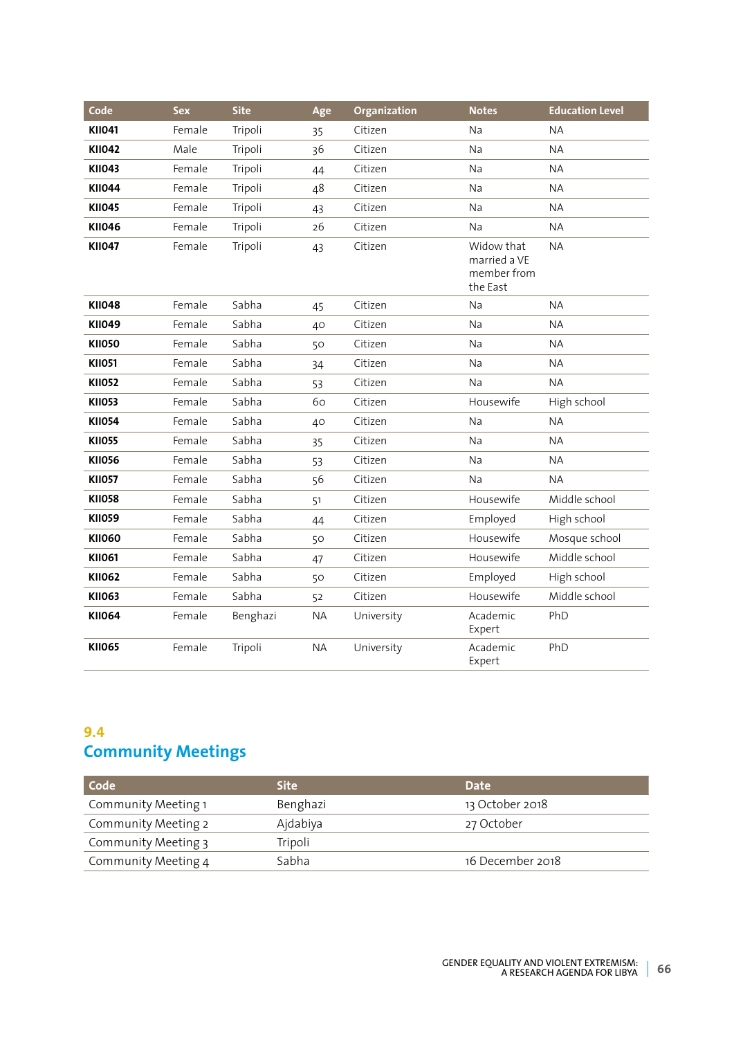| Code | Sex | Site | Age | Organization | Notes | Education Level |
|---|---|---|---|---|---|---|
| **KII041** | Female | Tripoli | 35 | Citizen | Na | NA |
| **KII042** | Male | Tripoli | 36 | Citizen | Na | NA |
| **KII043** | Female | Tripoli | 44 | Citizen | Na | NA |
| **KII044** | Female | Tripoli | 48 | Citizen | Na | NA |
| **KII045** | Female | Tripoli | 43 | Citizen | Na | NA |
| **KII046** | Female | Tripoli | 26 | Citizen | Na | NA |
| **KII047** | Female | Tripoli | 43 | Citizen | Widow that married a VE member from the East | NA |
| **KII048** | Female | Sabha | 45 | Citizen | Na | NA |
| **KII049** | Female | Sabha | 40 | Citizen | Na | NA |
| **KII050** | Female | Sabha | 50 | Citizen | Na | NA |
| **KII051** | Female | Sabha | 34 | Citizen | Na | NA |
| **KII052** | Female | Sabha | 53 | Citizen | Na | NA |
| **KII053** | Female | Sabha | 60 | Citizen | Housewife | High school |
| **KII054** | Female | Sabha | 40 | Citizen | Na | NA |
| **KII055** | Female | Sabha | 35 | Citizen | Na | NA |
| **KII056** | Female | Sabha | 53 | Citizen | Na | NA |
| **KII057** | Female | Sabha | 56 | Citizen | Na | NA |
| **KII058** | Female | Sabha | 51 | Citizen | Housewife | Middle school |
| **KII059** | Female | Sabha | 44 | Citizen | Employed | High school |
| **KII060** | Female | Sabha | 50 | Citizen | Housewife | Mosque school |
| **KII061** | Female | Sabha | 47 | Citizen | Housewife | Middle school |
| **KII062** | Female | Sabha | 50 | Citizen | Employed | High school |
| **KII063** | Female | Sabha | 52 | Citizen | Housewife | Middle school |
| **KII064** | Female | Benghazi | NA | University | Academic Expert | PhD |
| **KII065** | Female | Tripoli | NA | University | Academic Expert | PhD |

## 9.4 Community Meetings

| Code | Site | Date |
|---|---|---|
| Community Meeting 1 | Benghazi | 13 October 2018 |
| Community Meeting 2 | Ajdabiya | 27 October |
| Community Meeting 3 | Tripoli | |
| Community Meeting 4 | Sabha | 16 December 2018 |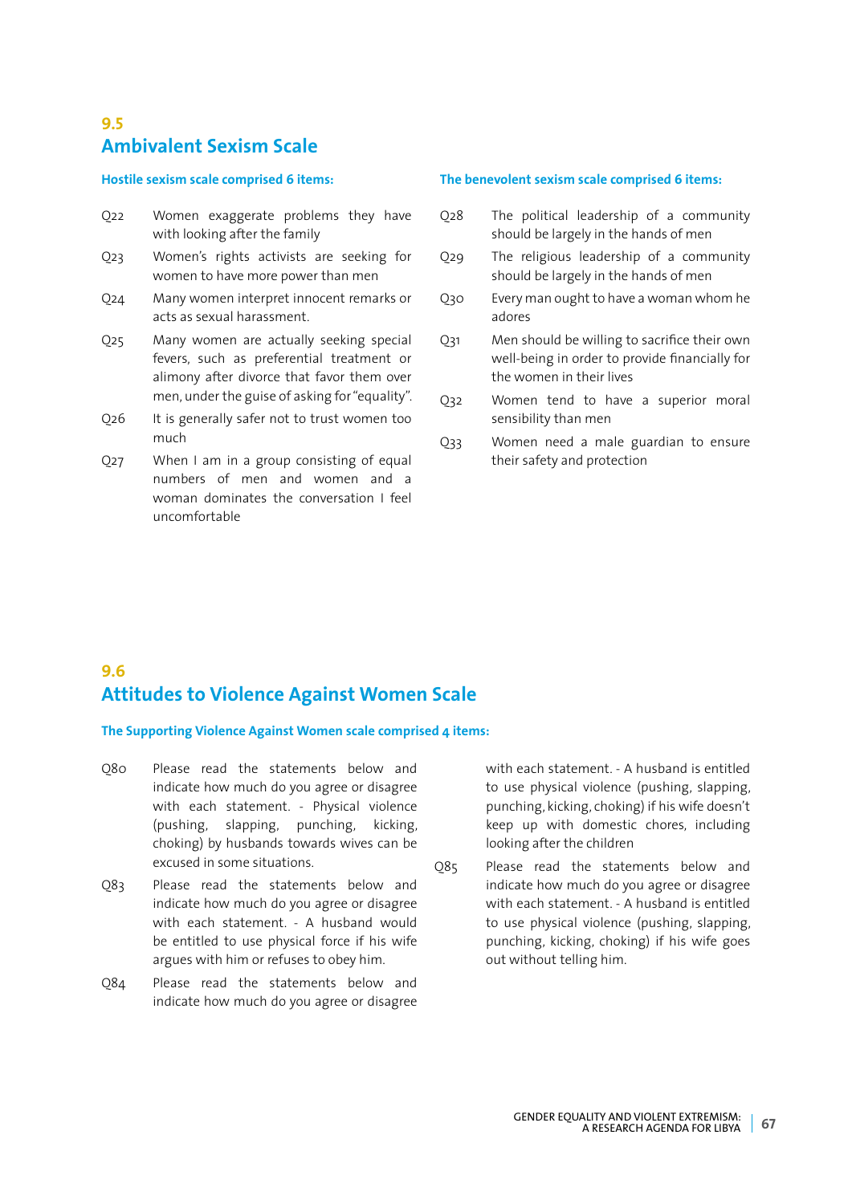## 9.5 Ambivalent Sexism Scale

**Hostile sexism scale comprised 6 items:**

Q22 Women exaggerate problems they have with looking after the family

Q23 Women's rights activists are seeking for women to have more power than men

Q24 Many women interpret innocent remarks or acts as sexual harassment.

Q25 Many women are actually seeking special fevers, such as preferential treatment or alimony after divorce that favor them over men, under the guise of asking for "equality".

Q26 It is generally safer not to trust women too much

Q27 When I am in a group consisting of equal numbers of men and women and a woman dominates the conversation I feel uncomfortable

**The benevolent sexism scale comprised 6 items:**

Q28 The political leadership of a community should be largely in the hands of men

Q29 The religious leadership of a community should be largely in the hands of men

Q30 Every man ought to have a woman whom he adores

Q31 Men should be willing to sacrifice their own well-being in order to provide financially for the women in their lives

Q32 Women tend to have a superior moral sensibility than men

Q33 Women need a male guardian to ensure their safety and protection

## 9.6 Attitudes to Violence Against Women Scale

**The Supporting Violence Against Women scale comprised 4 items:**

Q80 Please read the statements below and indicate how much do you agree or disagree with each statement. - Physical violence (pushing, slapping, punching, kicking, choking) by husbands towards wives can be excused in some situations.

Q83 Please read the statements below and indicate how much do you agree or disagree with each statement. - A husband would be entitled to use physical force if his wife argues with him or refuses to obey him.

Q84 Please read the statements below and indicate how much do you agree or disagree with each statement. - A husband is entitled to use physical violence (pushing, slapping, punching, kicking, choking) if his wife doesn't keep up with domestic chores, including looking after the children

Q85 Please read the statements below and indicate how much do you agree or disagree with each statement. - A husband is entitled to use physical violence (pushing, slapping, punching, kicking, choking) if his wife goes out without telling him.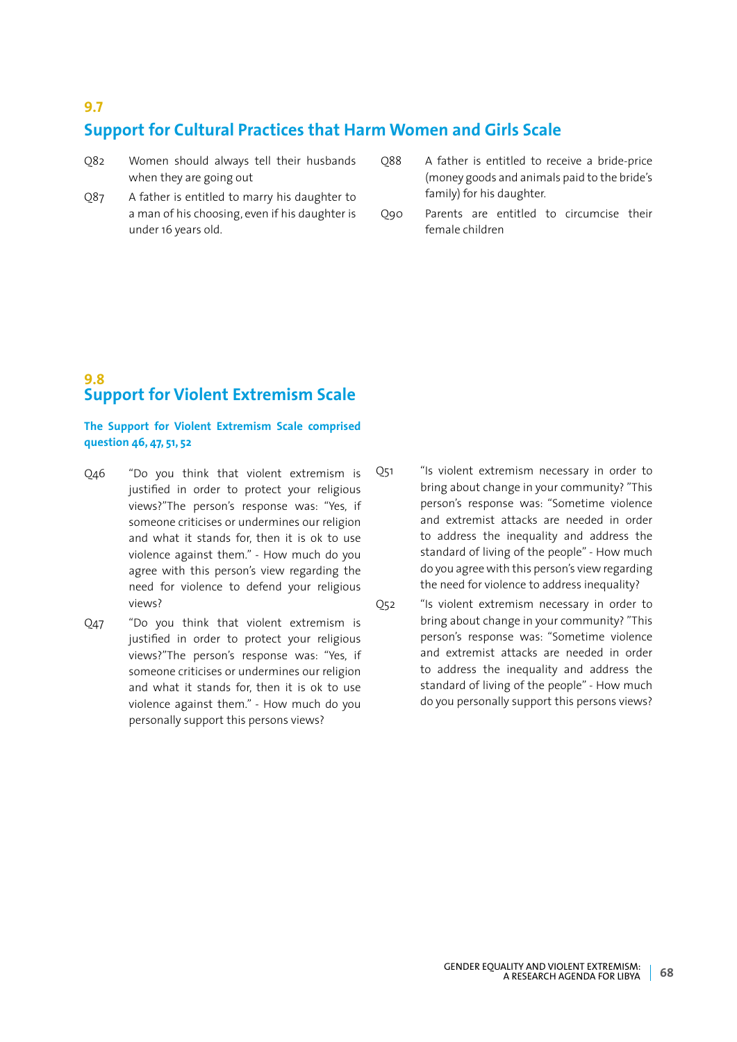## 9.7 Support for Cultural Practices that Harm Women and Girls Scale

Q82 Women should always tell their husbands when they are going out

Q87 A father is entitled to marry his daughter to a man of his choosing, even if his daughter is under 16 years old.

Q88 A father is entitled to receive a bride-price (money goods and animals paid to the bride's family) for his daughter.

Q90 Parents are entitled to circumcise their female children

## 9.8 Support for Violent Extremism Scale

**The Support for Violent Extremism Scale comprised question 46, 47, 51, 52**

Q46 "Do you think that violent extremism is justified in order to protect your religious views?"The person's response was: "Yes, if someone criticises or undermines our religion and what it stands for, then it is ok to use violence against them." - How much do you agree with this person's view regarding the need for violence to defend your religious views?

Q47 "Do you think that violent extremism is justified in order to protect your religious views?"The person's response was: "Yes, if someone criticises or undermines our religion and what it stands for, then it is ok to use violence against them." - How much do you personally support this persons views?

Q51 "Is violent extremism necessary in order to bring about change in your community? "This person's response was: "Sometime violence and extremist attacks are needed in order to address the inequality and address the standard of living of the people" - How much do you agree with this person's view regarding the need for violence to address inequality?

Q52 "Is violent extremism necessary in order to bring about change in your community? "This person's response was: "Sometime violence and extremist attacks are needed in order to address the inequality and address the standard of living of the people" - How much do you personally support this persons views?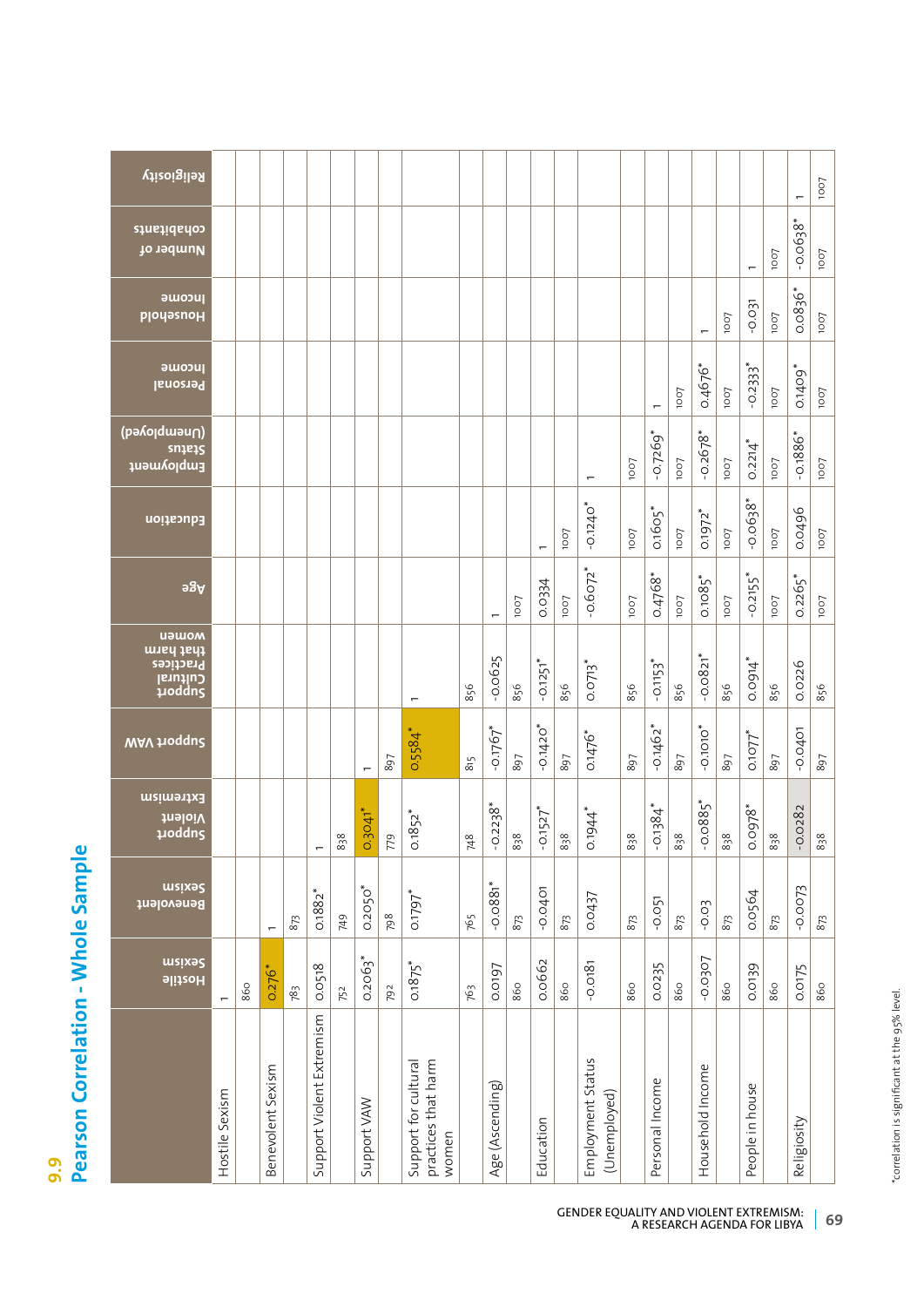## 9.9

# Pearson Correlation - Whole Sample

| | Hostile Sexism | Benevolent Sexism | Support Violent Extremism | Support VAW | Support Cultural Practices that harm women | Age | Education | Employment Status (Unemployed) | Personal Income | Household Income | Number of cohabitants | Religiosity |
|---|---|---|---|---|---|---|---|---|---|---|---|---|
| Hostile Sexism | 1 | | | | | | | | | | | |
| | 860 | | | | | | | | | | | |
| Benevolent Sexism | 0.276* | 1 | | | | | | | | | | |
| | 783 | 873 | | | | | | | | | | |
| Support Violent Extremism | 0.0518 | 0.1882* | 1 | | | | | | | | | |
| | 752 | 749 | 838 | | | | | | | | | |
| Support VAW | 0.2063* | 0.2050* | 0.3041* | 1 | | | | | | | | |
| | 792 | 798 | 779 | 897 | | | | | | | | |
| Support for cultural practices that harm women | 0.1875* | 0.1797* | 0.1852* | 0.5584* | 1 | | | | | | | |
| | 763 | 765 | 748 | 815 | 856 | | | | | | | |
| Age (Ascending) | 0.0197 | -0.0881* | -0.2238* | -0.1767* | -0.0625 | 1 | | | | | | |
| | 860 | 873 | 838 | 897 | 856 | 1007 | | | | | | |
| Education | 0.0662 | -0.0401 | -0.1527* | -0.1420* | -0.1251* | 0.0334 | 1 | | | | | |
| | 860 | 873 | 838 | 897 | 856 | 1007 | 1007 | | | | | |
| Employment Status (Unemployed) | -0.0181 | 0.0437 | 0.1944* | 0.1476* | 0.0713* | -0.6072* | -0.1240* | 1 | | | | |
| | 860 | 873 | 838 | 897 | 856 | 1007 | 1007 | 1007 | | | | |
| Personal Income | 0.0235 | -0.051 | -0.1384* | -0.1462* | -0.1153* | 0.4768* | 0.1605* | -0.7269* | 1 | | | |
| | 860 | 873 | 838 | 897 | 856 | 1007 | 1007 | 1007 | 1007 | | | |
| Household Income | -0.0307 | -0.03 | -0.0885* | -0.1010* | -0.0821* | 0.1085* | 0.1972* | -0.2678* | 0.4676* | 1 | | |
| | 860 | 873 | 838 | 897 | 856 | 1007 | 1007 | 1007 | 1007 | 1007 | | |
| People in house | 0.0139 | 0.0564 | 0.0978* | 0.1077* | 0.0914* | -0.2155* | -0.0638* | 0.2214* | -0.2333* | -0.031 | 1 | |
| | 860 | 873 | 838 | 897 | 856 | 1007 | 1007 | 1007 | 1007 | 1007 | 1007 | |
| Religiosity | 0.0175 | -0.0073 | -0.0282 | -0.0401 | 0.0226 | 0.2265* | 0.0496 | -0.1886* | 0.1409* | 0.0836* | -0.0638* | 1 |
| | 860 | 873 | 838 | 897 | 856 | 1007 | 1007 | 1007 | 1007 | 1007 | 1007 | 1007 |

*correlation is significant at the 95% level.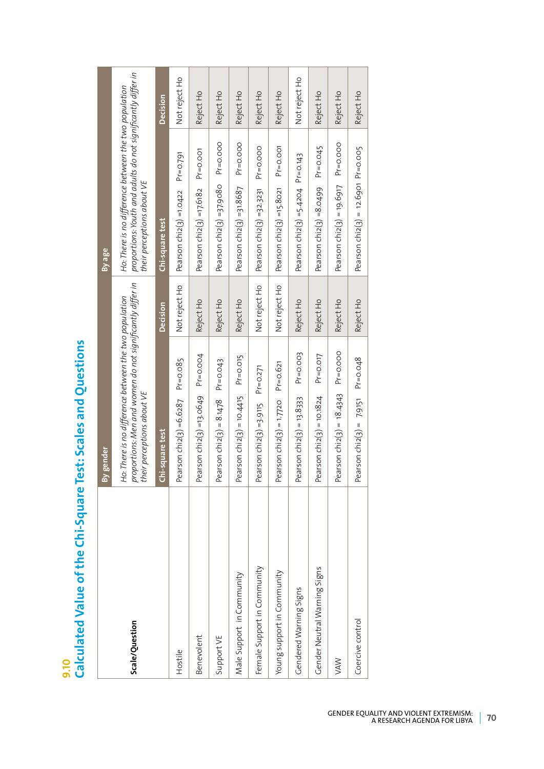## 9.10
# Calculated Value of the Chi-Square Test: Scales and Questions

| Scale/Question | By gender | | By age | |
|---|---|---|---|---|
| | *Ho: There is no difference between the two population proportions: Men and women do not significantly differ in their perceptions about VE* | | *Ho: There is no difference between the two population proportions: Youth and adults do not significantly differ in their perceptions about VE* | |
| | **Chi-square test** | **Decision** | **Chi-square test** | **Decision** |
| Hostile | Pearson chi2(3) =6.6287 Pr=0.085 | Not reject Ho | Pearson chi2(3) =1.0422 Pr=0.791 | Not reject Ho |
| Benevolent | Pearson chi2(3) =13.0649 Pr=0.004 | Reject Ho | Pearson chi2(3) =17.6182 Pr=0.001 | Reject Ho |
| Support VE | Pearson chi2(3) = 8.1478 Pr=0.043 | Reject Ho | Pearson chi2(3) =37.9080 Pr=0.000 | Reject Ho |
| Male Support in Community | Pearson chi2(3) = 10.4415 Pr=0.015 | Reject Ho | Pearson chi2(3) =31.8687 Pr=0.000 | Reject Ho |
| Female Support in Community | Pearson chi2(3) =3.9115 Pr=0.271 | Not reject Ho | Pearson chi2(3) =32.3231 Pr=0.000 | Reject Ho |
| Young support in Community | Pearson chi2(3) = 1.7720 Pr=0.621 | Not reject Ho | Pearson chi2(3) =15.8021 Pr=0.001 | Reject Ho |
| Gendered Warning Signs | Pearson chi2(3) = 13.8333 Pr=0.003 | Reject Ho | Pearson chi2(3) =5.4204 Pr=0.143 | Not reject Ho |
| Gender Neutral Warning Signs | Pearson chi2(3) = 10.1824 Pr=0.017 | Reject Ho | Pearson chi2(3) =8.0499 Pr=0.045 | Reject Ho |
| VAW | Pearson chi2(3) = 18.4343 Pr=0.000 | Reject Ho | Pearson chi2(3) = 19.6917 Pr=0.000 | Reject Ho |
| Coercive control | Pearson chi2(3) = 7.9151 Pr=0.048 | Reject Ho | Pearson chi2(3) = 12.6901 Pr=0.005 | Reject Ho |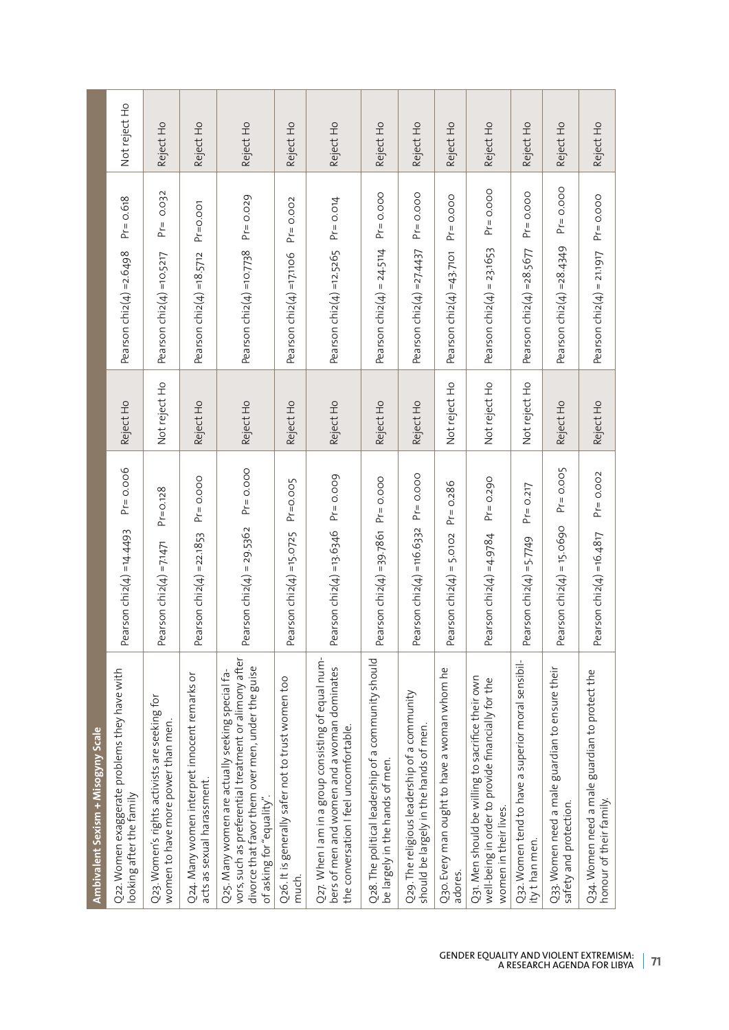| Ambivalent Sexism + Misogyny Scale | | | | |
|---|---|---|---|---|
| Q22. Women exaggerate problems they have with looking after the family | Pearson chi2(4) =14.4493 Pr= 0.006 | Reject Ho | Pearson chi2(4) =2.6498 Pr= 0.618 | Not reject Ho |
| Q23. Women's rights activists are seeking for women to have more power than men. | Pearson chi2(4) =7.1471 Pr=0.128 | Not reject Ho | Pearson chi2(4) =10.5217 Pr= 0.032 | Reject Ho |
| Q24. Many women interpret innocent remarks or acts as sexual harassment. | Pearson chi2(4) =22.1853 Pr= 0.000 | Reject Ho | Pearson chi2(4) =18.5712 Pr=0.001 | Reject Ho |
| Q25. Many women are actually seeking special favors, such as preferential treatment or alimony after divorce that favor them over men, under the guise of asking for "equality". | Pearson chi2(4) = 29.5362 Pr= 0.000 | Reject Ho | Pearson chi2(4) =10.7738 Pr= 0.029 | Reject Ho |
| Q26. It is generally safer not to trust women too much. | Pearson chi2(4) =15.0725 Pr=0.005 | Reject Ho | Pearson chi2(4) =17.1106 Pr= 0.002 | Reject Ho |
| Q27. When I am in a group consisting of equal numbers of men and women and a woman dominates the conversation I feel uncomfortable. | Pearson chi2(4) =13.6346 Pr= 0.009 | Reject Ho | Pearson chi2(4) =12.5265 Pr= 0.014 | Reject Ho |
| Q28. The political leadership of a community should be largely in the hands of men. | Pearson chi2(4) =39.7861 Pr= 0.000 | Reject Ho | Pearson chi2(4) = 24.5114 Pr= 0.000 | Reject Ho |
| Q29. The religious leadership of a community should be largely in the hands of men. | Pearson chi2(4) =116.6332 Pr= 0.000 | Reject Ho | Pearson chi2(4) =27.4437 Pr= 0.000 | Reject Ho |
| Q30. Every man ought to have a woman whom he adores. | Pearson chi2(4) = 5.0102 Pr= 0.286 | Not reject Ho | Pearson chi2(4) =43.7101 Pr= 0.000 | Reject Ho |
| Q31. Men should be willing to sacrifice their own well-being in order to provide financially for the women in their lives. | Pearson chi2(4) =4.9784 Pr= 0.290 | Not reject Ho | Pearson chi2(4) = 23.1653 Pr= 0.000 | Reject Ho |
| Q32. Women tend to have a superior moral sensibility t han men. | Pearson chi2(4) =5.7749 Pr= 0.217 | Not reject Ho | Pearson chi2(4) =28.5677 Pr= 0.000 | Reject Ho |
| Q33. Women need a male guardian to ensure their safety and protection. | Pearson chi2(4) = 15.0690 Pr= 0.005 | Reject Ho | Pearson chi2(4) =28.4349 Pr= 0.000 | Reject Ho |
| Q34. Women need a male guardian to protect the honour of their family. | Pearson chi2(4) =16.4817 Pr= 0.002 | Reject Ho | Pearson chi2(4) = 21.1917 Pr= 0.000 | Reject Ho |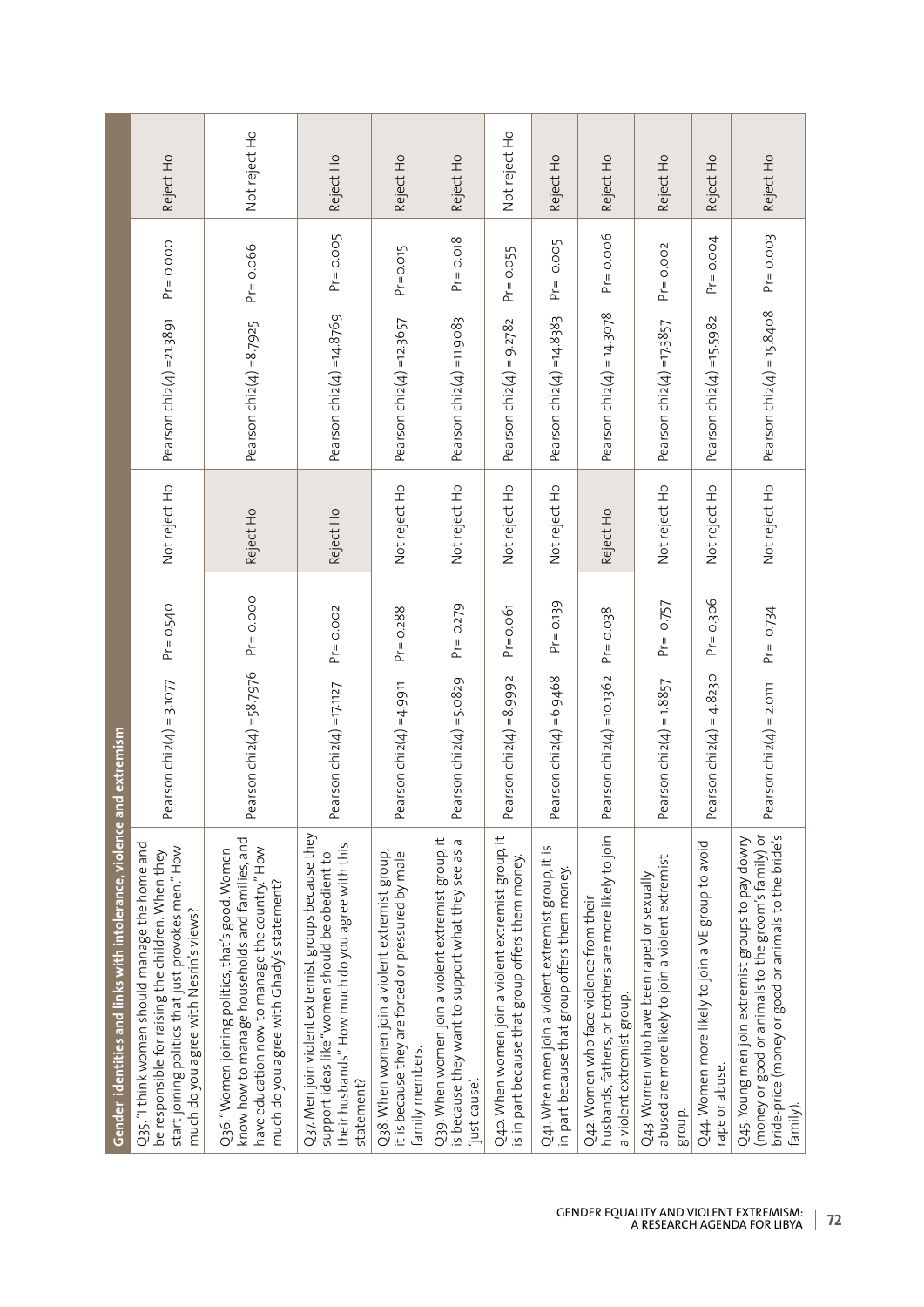| Gender identities and links with intolerance, violence and extremism | | | | | | |
|---|---|---|---|---|---|---|
| Q35. "I think women should manage the home and be responsible for raising the children. When they start joining politics that just provokes men." How much do you agree with Nesrin's views? | Pearson chi2(4) = 3.1077 | Pr= 0.540 | Not reject Ho | Pearson chi2(4) =21.3891 | Pr= 0.000 | Reject Ho |
| Q36. "Women joining politics, that's good. Women know how to manage households and families, and have education now to manage the country." How much do you agree with Ghady's statement? | Pearson chi2(4) =58.7976 | Pr= 0.000 | Reject Ho | Pearson chi2(4) =8.7925 | Pr= 0.066 | Not reject Ho |
| Q37. Men join violent extremist groups because they support ideas like "women should be obedient to their husbands". How much do you agree with this statement? | Pearson chi2(4) =17.1127 | Pr= 0.002 | Reject Ho | Pearson chi2(4) =14.8769 | Pr= 0.005 | Reject Ho |
| Q38. When women join a violent extremist group, it is because they are forced or pressured by male family members. | Pearson chi2(4) =4.9911 | Pr= 0.288 | Not reject Ho | Pearson chi2(4) =12.3657 | Pr=0.015 | Reject Ho |
| Q39. When women join a violent extremist group, it is because they want to support what they see as a 'just cause'. | Pearson chi2(4) =5.0829 | Pr= 0.279 | Not reject Ho | Pearson chi2(4) =11.9083 | Pr= 0.018 | Reject Ho |
| Q40. When women join a violent extremist group, it is in part because that group offers them money. | Pearson chi2(4) =8.9992 | Pr=0.061 | Not reject Ho | Pearson chi2(4) = 9.2782 | Pr= 0.055 | Not reject Ho |
| Q41. When men join a violent extremist group, it is in part because that group offers them money. | Pearson chi2(4) =6.9468 | Pr= 0.139 | Not reject Ho | Pearson chi2(4) =14.8383 | Pr= 0.005 | Reject Ho |
| Q42. Women who face violence from their husbands, fathers, or brothers are more likely to join a violent extremist group. | Pearson chi2(4) =10.1362 | Pr= 0.038 | Reject Ho | Pearson chi2(4) = 14.3078 | Pr= 0.006 | Reject Ho |
| Q43. Women who have been raped or sexually abused are more likely to join a violent extremist group. | Pearson chi2(4) = 1.8857 | Pr= 0.757 | Not reject Ho | Pearson chi2(4) =17.3857 | Pr= 0.002 | Reject Ho |
| Q44. Women more likely to join a VE group to avoid rape or abuse. | Pearson chi2(4) = 4.8230 | Pr= 0.306 | Not reject Ho | Pearson chi2(4) =15.5982 | Pr= 0.004 | Reject Ho |
| Q45. Young men join extremist groups to pay dowry (money or good or animals to the groom's family) or bride-price (money or good or animals to the bride's family). | Pearson chi2(4) = 2.0111 | Pr= 0.734 | Not reject Ho | Pearson chi2(4) = 15.8408 | Pr= 0.003 | Reject Ho |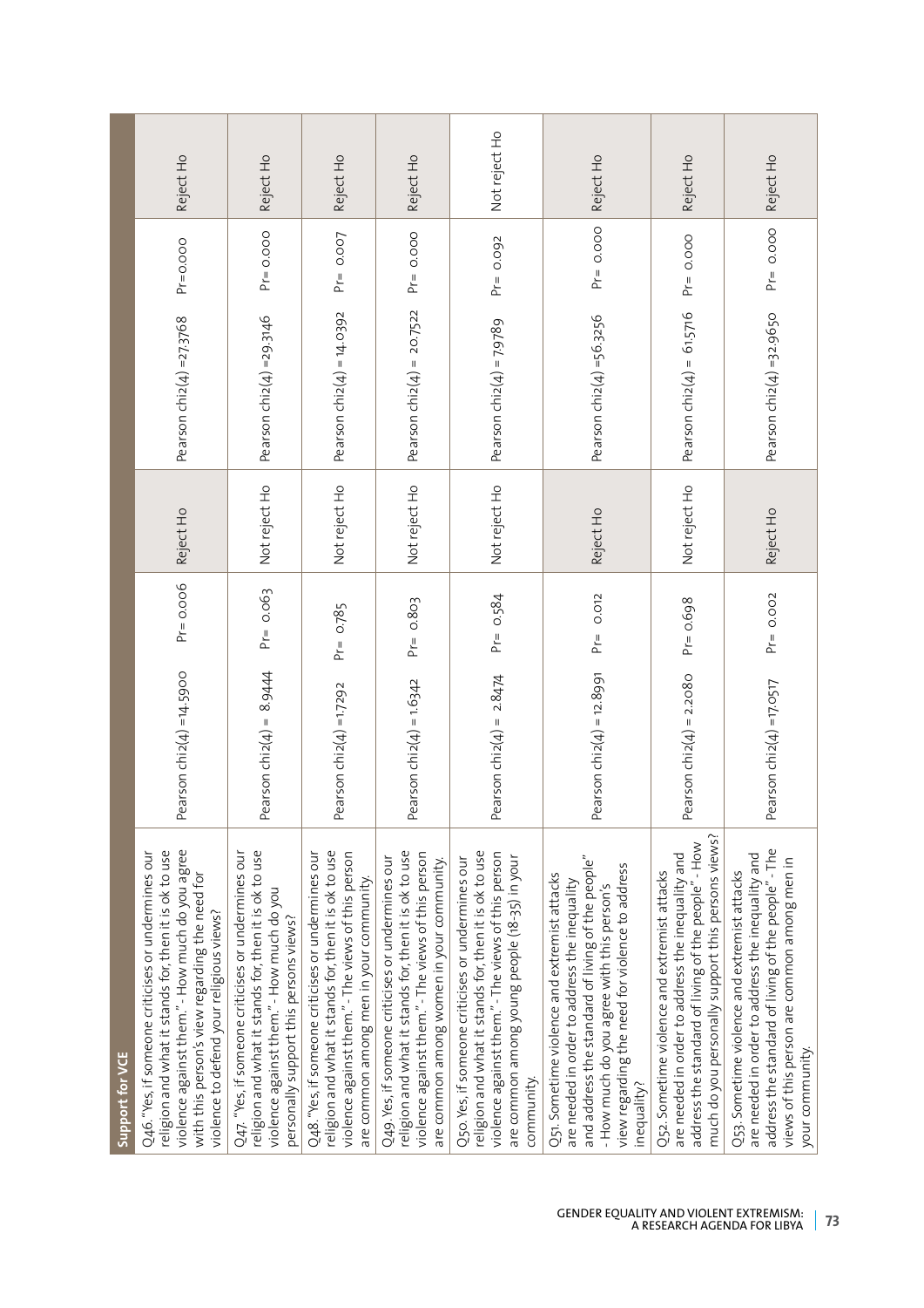| Support for VCE | | | | | | |
|---|---|---|---|---|---|---|
| Q46. "Yes, if someone criticises or undermines our religion and what it stands for, then it is ok to use violence against them." - How much do you agree with this person's view regarding the need for violence to defend your religious views? | Pearson chi2(4) =14.5900 | Pr= 0.006 | Reject Ho | Pearson chi2(4) =27.3768 | Pr=0.000 | Reject Ho |
| Q47. "Yes, if someone criticises or undermines our religion and what it stands for, then it is ok to use violence against them." - How much do you personally support this persons views? | Pearson chi2(4) = 8.9444 | Pr= 0.063 | Not reject Ho | Pearson chi2(4) =29.3146 | Pr= 0.000 | Reject Ho |
| Q48. "Yes, if someone criticises or undermines our religion and what it stands for, then it is ok to use violence against them." - The views of this person are common among men in your community. | Pearson chi2(4) =1.7292 | Pr= 0.785 | Not reject Ho | Pearson chi2(4) = 14.0392 | Pr= 0.007 | Reject Ho |
| Q49. Yes, if someone criticises or undermines our religion and what it stands for, then it is ok to use violence against them." - The views of this person are common among women in your community. | Pearson chi2(4) = 1.6342 | Pr= 0.803 | Not reject Ho | Pearson chi2(4) = 20.7522 | Pr= 0.000 | Reject Ho |
| Q50. Yes, if someone criticises or undermines our religion and what it stands for, then it is ok to use violence against them." - The views of this person are common among young people (18-35) in your community. | Pearson chi2(4) = 2.8474 | Pr= 0.584 | Not reject Ho | Pearson chi2(4) = 7.9789 | Pr= 0.092 | Not reject Ho |
| Q51. Sometime violence and extremist attacks are needed in order to address the inequality and address the standard of living of the people" - How much do you agree with this person's view regarding the need for violence to address inequality? | Pearson chi2(4) = 12.8991 | Pr= 0.012 | Reject Ho | Pearson chi2(4) =56.3256 | Pr= 0.000 | Reject Ho |
| Q52. Sometime violence and extremist attacks are needed in order to address the inequality and address the standard of living of the people" - How much do you personally support this persons views? | Pearson chi2(4) = 2.2080 | Pr= 0.698 | Not reject Ho | Pearson chi2(4) = 61.5716 | Pr= 0.000 | Reject Ho |
| Q53. Sometime violence and extremist attacks are needed in order to address the inequality and address the standard of living of the people" - The views of this person are common among men in your community. | Pearson chi2(4) =17.0517 | Pr= 0.002 | Reject Ho | Pearson chi2(4) =32.9650 | Pr= 0.000 | Reject Ho |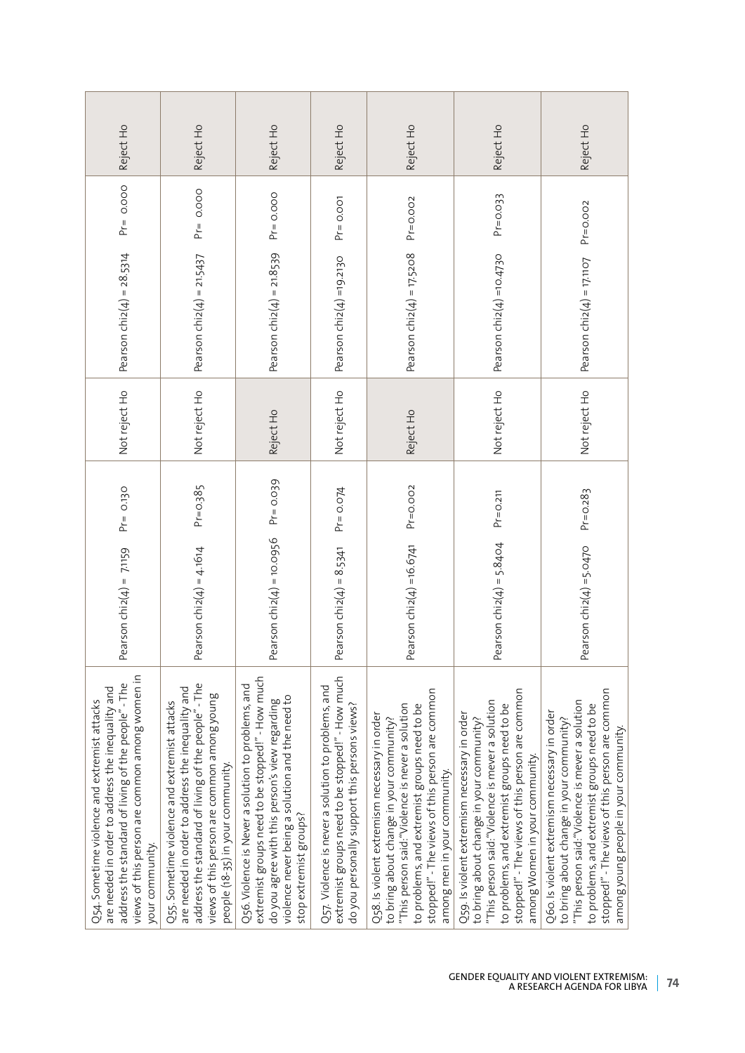| | | | | | | |
|---|---|---|---|---|---|---|
| Q54. Sometime violence and extremist attacks are needed in order to address the inequality and address the standard of living of the people" - The views of this person are common among women in your community. | Pearson chi2(4) = 7.1159 | Pr= 0.130 | Not reject Ho | Pearson chi2(4) = 28.5314 | Pr= 0.000 | Reject Ho |
| Q55. Sometime violence and extremist attacks are needed in order to address the inequality and address the standard of living of the people" - The views of this person are common among young people (18-35) in your community. | Pearson chi2(4) = 4.1614 | Pr=0.385 | Not reject Ho | Pearson chi2(4) = 21.5437 | Pr= 0.000 | Reject Ho |
| Q56. Violence is Never a solution to problems, and extremist groups need to be stopped!" - How much do you agree with this person's view regarding violence never being a solution and the need to stop extremist groups? | Pearson chi2(4) =10.0956 | Pr= 0.039 | Reject Ho | Pearson chi2(4) = 21.8539 | Pr= 0.000 | Reject Ho |
| Q57. Violence is never a solution to problems, and extremist groups need to be stopped!" - How much do you personally support this persons views? | Pearson chi2(4) = 8.5341 | Pr= 0.074 | Not reject Ho | Pearson chi2(4) =19.2130 | Pr= 0.001 | Reject Ho |
| Q58. Is violent extremism necessary in order to bring about change in your community? "This person said: "Violence is never a solution to problems, and extremist groups need to be stopped!" - The views of this person are common among men in your community. | Pearson chi2(4) =16.6741 | Pr=0.002 | Reject Ho | Pearson chi2(4) = 17.5208 | Pr=0.002 | Reject Ho |
| Q59. Is violent extremism necessary in order to bring about change in your community? "This person said: "Violence is mever a solution to problems, and extremist groups need to be stopped!" - The views of this person are common among Women in your community. | Pearson chi2(4) = 5.8404 | Pr=0.211 | Not reject Ho | Pearson chi2(4) =10.4730 | Pr=0.033 | Reject Ho |
| Q60. Is violent extremism necessary in order to bring about change in your community? "This person said: "Violence is mever a solution to problems, and extremist groups need to be stopped!" - The views of this person are common among young people in your community. | Pearson chi2(4) =5.0470 | Pr=0.283 | Not reject Ho | Pearson chi2(4) = 17.1107 | Pr=0.002 | Reject Ho |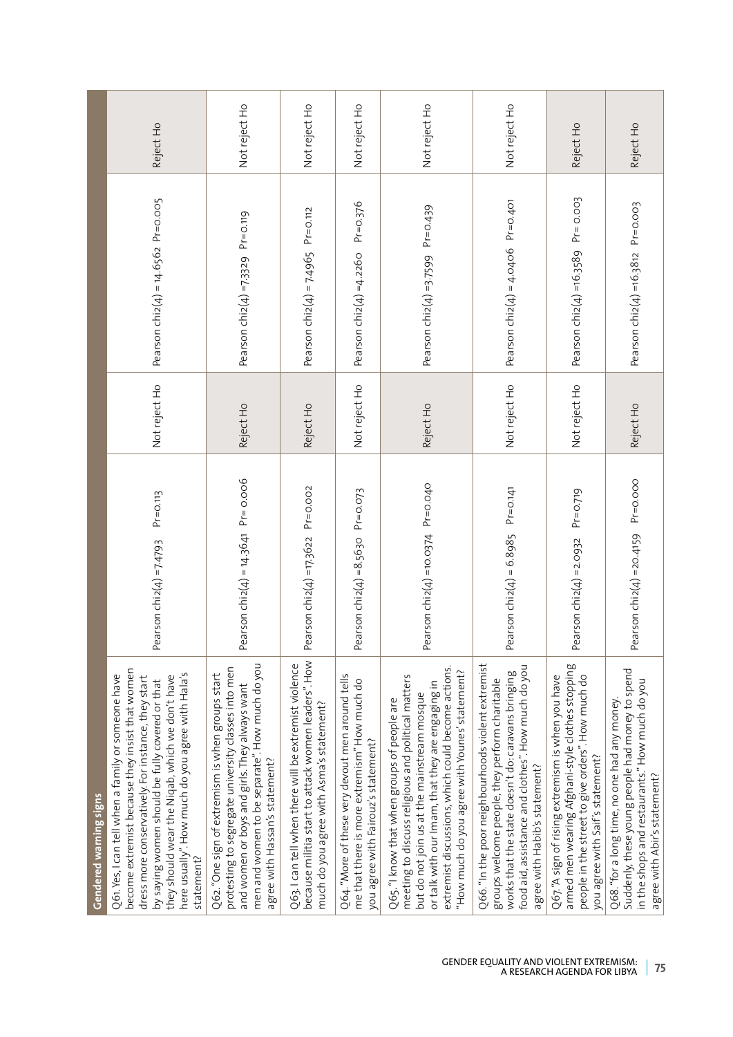| Gendered warning signs | | | | |
|---|---|---|---|---|
| Q61. Yes, I can tell when a family or someone have become extremist because they insist that women dress more conservatively. For instance, they start by saying women should be fully covered or that they should wear the Niqab, which we don't have here usually". How much do you agree with Hala's statement? | Pearson chi2(4) = 7.4793 Pr=0.113 | Not reject Ho | Pearson chi2(4) = 14.6562 Pr=0.005 | Reject Ho |
| Q62. "One sign of extremism is when groups start protesting to segregate university classes into men and women or boys and girls. They always want men and women to be separate". How much do you agree with Hassan's statement? | Pearson chi2(4) = 14.3641 Pr= 0.006 | Reject Ho | Pearson chi2(4) =7.3329 Pr=0.119 | Not reject Ho |
| Q63. I can tell when there will be extremist violence because militia start to attack women leaders". How much do you agree with Asma's statement? | Pearson chi2(4) =17.3622 Pr=0.002 | Reject Ho | Pearson chi2(4) = 7.4965 Pr=0.112 | Not reject Ho |
| Q64. "More of these very devout men around tells me that there is more extremism" How much do you agree with Fairouz's statement? | Pearson chi2(4) =8.5630 Pr=0.073 | Not reject Ho | Pearson chi2(4) =4.2260 Pr=0.376 | Not reject Ho |
| Q65. "I know that when groups of people are meeting to discuss religious and political matters but do not join us at the mainstream mosque or talk with our Imam, that they are engaging in extremist discussions, which could become actions. "How much do you agree with Younes' statement? | Pearson chi2(4) =10.0374 Pr=0.040 | Reject Ho | Pearson chi2(4) =3.7599 Pr=0.439 | Not reject Ho |
| Q66. "In the poor neighbourhoods violent extremist groups welcome people, they perform charitable works that the state doesn't do: caravans bringing food aid, assistance and clothes". How much do you agree with Habib's statement? | Pearson chi2(4) = 6.8985 Pr=0.141 | Not reject Ho | Pearson chi2(4) = 4.0406 Pr=0.401 | Not reject Ho |
| Q67. "A sign of rising extremism is when you have armed men wearing Afghani-style clothes stopping people in the street to give orders". How much do you agree with Saif's statement? | Pearson chi2(4) =2.0932 Pr=0.719 | Not reject Ho | Pearson chi2(4) =16.3589 Pr= 0.003 | Reject Ho |
| Q68. "for a long time, no one had any money. Suddenly, these young people had money to spend in the shops and restaurants." How much do you agree with Abir's statement? | Pearson chi2(4) =20.4159 Pr=0.000 | Reject Ho | Pearson chi2(4) =16.3812 Pr=0.003 | Reject Ho |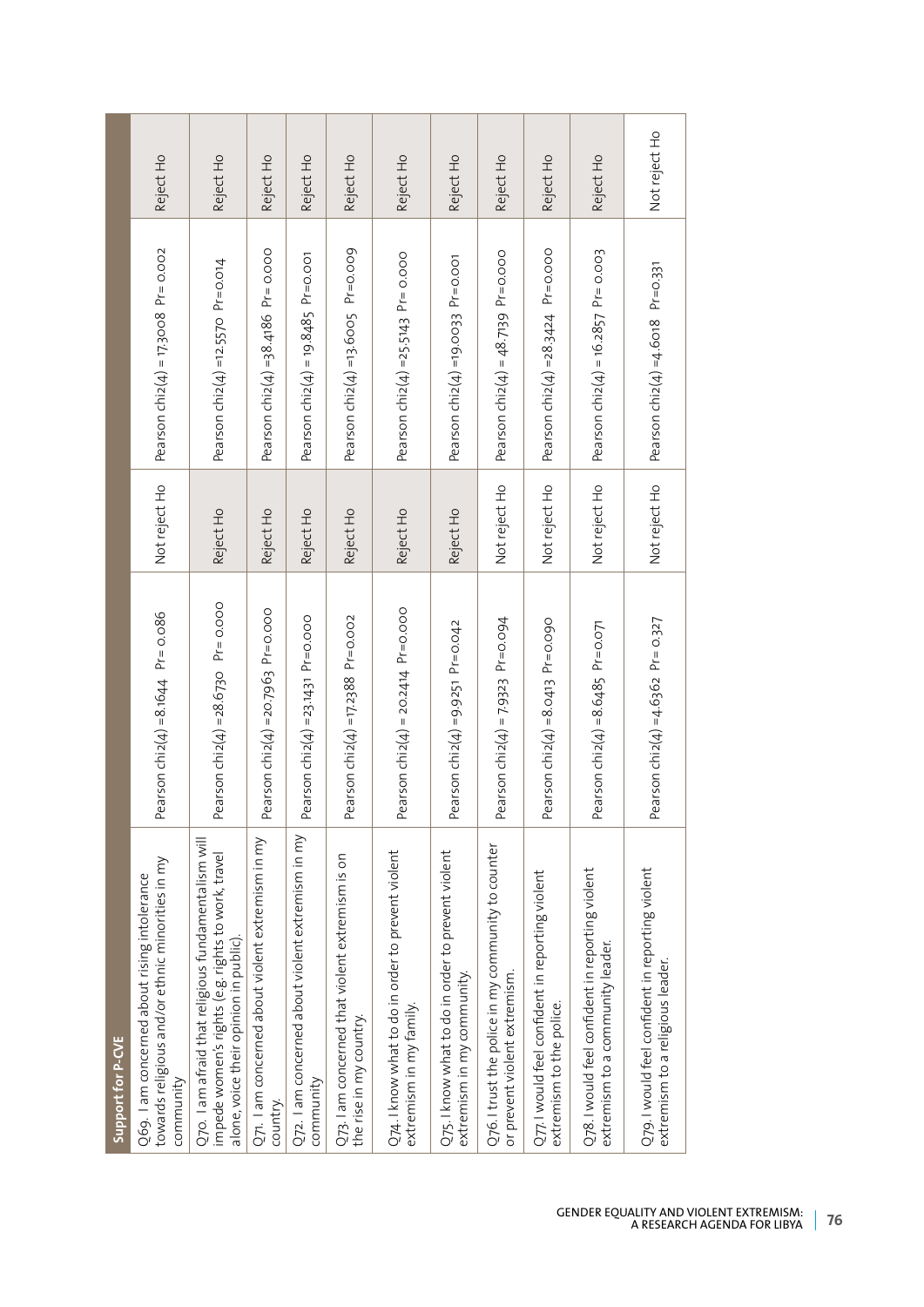| Support for P-CVE | | | | |
|---|---|---|---|---|
| Q69. I am concerned about rising intolerance towards religious and/or ethnic minorities in my community | Pearson chi2(4) =8.1644 Pr= 0.086 | Not reject Ho | Pearson chi2(4) = 17.3008 Pr= 0.002 | Reject Ho |
| Q70. I am afraid that religious fundamentalism will impede women's rights (e.g. rights to work, travel alone, voice their opinion in public). | Pearson chi2(4) =28.6730 Pr= 0.000 | Reject Ho | Pearson chi2(4) =12.5570 Pr=0.014 | Reject Ho |
| Q71. I am concerned about violent extremism in my country. | Pearson chi2(4) =20.7963 Pr=0.000 | Reject Ho | Pearson chi2(4) =38.4186 Pr= 0.000 | Reject Ho |
| Q72. I am concerned about violent extremism in my community | Pearson chi2(4) =23.1431 Pr=0.000 | Reject Ho | Pearson chi2(4) = 19.8485 Pr= 0.001 | Reject Ho |
| Q73. I am concerned that violent extremism is on the rise in my country. | Pearson chi2(4) =17.2388 Pr=0.002 | Reject Ho | Pearson chi2(4) =13.6005 Pr=0.009 | Reject Ho |
| Q74. I know what to do in order to prevent violent extremism in my family. | Pearson chi2(4) = 20.2414 Pr=0.000 | Reject Ho | Pearson chi2(4) =25.5143 Pr= 0.000 | Reject Ho |
| Q75. I know what to do in order to prevent violent extremism in my community. | Pearson chi2(4) =9.9251 Pr=0.042 | Reject Ho | Pearson chi2(4) =19.0033 Pr=0.001 | Reject Ho |
| Q76. I trust the police in my community to counter or prevent violent extremism. | Pearson chi2(4) = 7.9323 Pr=0.094 | Not reject Ho | Pearson chi2(4) = 48.7139 Pr=0.000 | Reject Ho |
| Q77. I would feel confident in reporting violent extremism to the police. | Pearson chi2(4) =8.0413 Pr=0.090 | Not reject Ho | Pearson chi2(4) =28.3424 Pr=0.000 | Reject Ho |
| Q78. I would feel confident in reporting violent extremism to a community leader. | Pearson chi2(4) =8.6485 Pr=0.071 | Not reject Ho | Pearson chi2(4) = 16.2857 Pr= 0.003 | Reject Ho |
| Q79. I would feel confident in reporting violent extremism to a religious leader. | Pearson chi2(4) =4.6362 Pr= 0.327 | Not reject Ho | Pearson chi2(4) =4.6018 Pr=0.331 | Not reject Ho |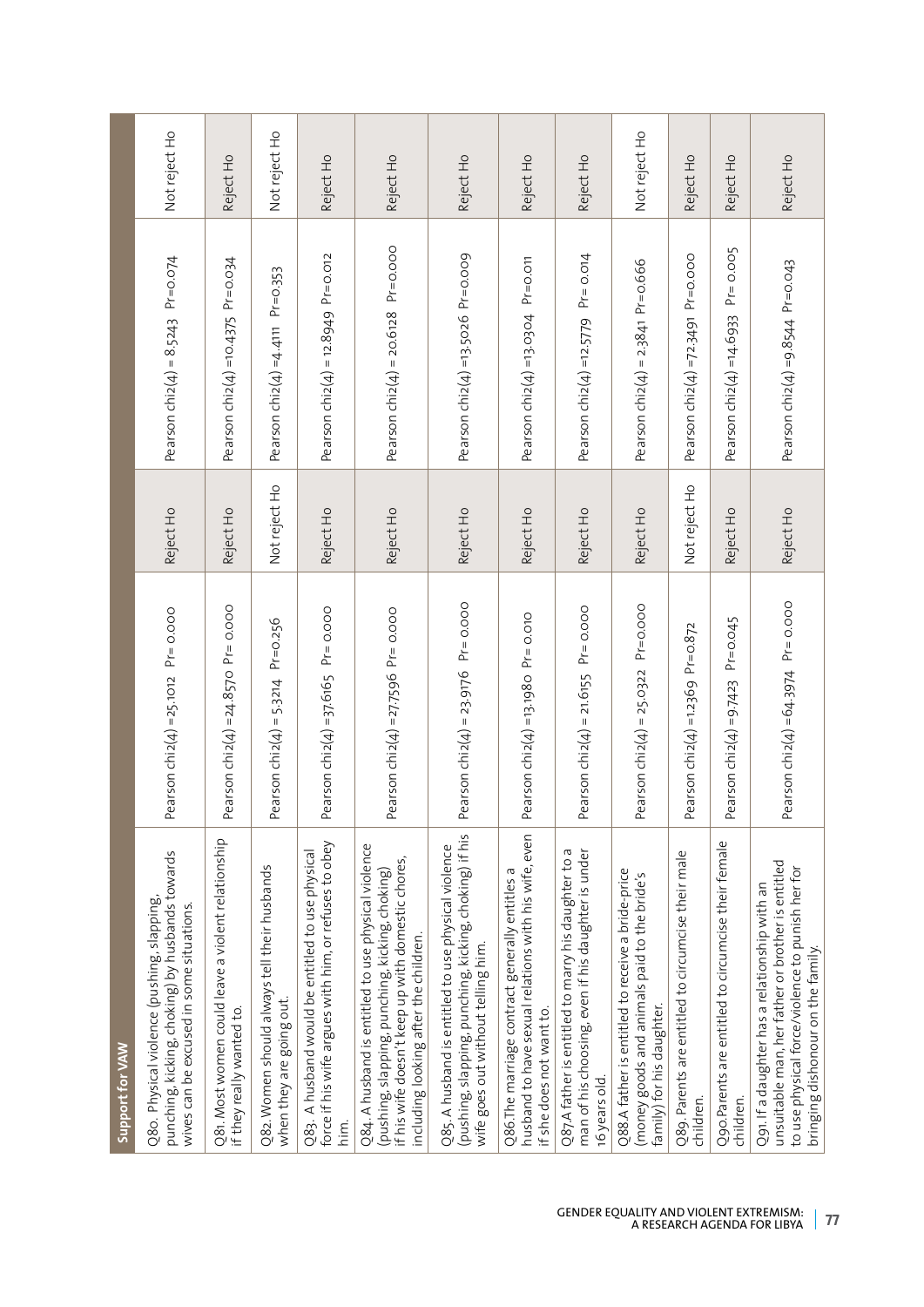| Support for VAW | | | | |
|---|---|---|---|---|
| Q80. Physical violence (pushing, slapping, punching, kicking, choking) by husbands towards wives can be excused in some situations. | Pearson chi2(4) =25.1012 Pr= 0.000 | Reject Ho | Pearson chi2(4) = 8.5243 Pr=0.074 | Not reject Ho |
| Q81. Most women could leave a violent relationship if they really wanted to. | Pearson chi2(4) =24.8570 Pr= 0.000 | Reject Ho | Pearson chi2(4) =10.4375 Pr=0.034 | Reject Ho |
| Q82. Women should always tell their husbands when they are going out. | Pearson chi2(4) = 5.3214 Pr=0.256 | Not reject Ho | Pearson chi2(4) =4.4111 Pr=0.353 | Not reject Ho |
| Q83. A husband would be entitled to use physical force if his wife argues with him, or refuses to obey him. | Pearson chi2(4) =37.6165 Pr= 0.000 | Reject Ho | Pearson chi2(4) = 12.8949 Pr=0.012 | Reject Ho |
| Q84. A husband is entitled to use physical violence (pushing, slapping, punching, kicking, choking) if his wife doesn't keep up with domestic chores, including looking after the children. | Pearson chi2(4) =27.7596 Pr= 0.000 | Reject Ho | Pearson chi2(4) = 20.6128 Pr=0.000 | Reject Ho |
| Q85. A husband is entitled to use physical violence (pushing, slapping, punching, kicking, choking) if his wife goes out without telling him. | Pearson chi2(4) = 23.9176 Pr= 0.000 | Reject Ho | Pearson chi2(4) =13.5026 Pr=0.009 | Reject Ho |
| Q86.The marriage contract generally entitles a husband to have sexual relations with his wife, even if she does not want to. | Pearson chi2(4) =13.1980 Pr= 0.010 | Reject Ho | Pearson chi2(4) =13.0304 Pr=0.011 | Reject Ho |
| Q87.A father is entitled to marry his daughter to a man of his choosing, even if his daughter is under 16 years old. | Pearson chi2(4) = 21.6155 Pr= 0.000 | Reject Ho | Pearson chi2(4) =12.5779 Pr= 0.014 | Reject Ho |
| Q88.A father is entitled to receive a bride-price (money goods and animals paid to the bride's family) for his daughter. | Pearson chi2(4) = 25.0322 Pr=0.000 | Reject Ho | Pearson chi2(4) = 2.3841 Pr=0.666 | Not reject Ho |
| Q89. Parents are entitled to circumcise their male children. | Pearson chi2(4) =1.2369 Pr=0.872 | Not reject Ho | Pearson chi2(4) =72.3491 Pr=0.000 | Reject Ho |
| Q90.Parents are entitled to circumcise their female children. | Pearson chi2(4) =9.7423 Pr=0.045 | Reject Ho | Pearson chi2(4) =14.6933 Pr= 0.005 | Reject Ho |
| Q91. If a daughter has a relationship with an unsuitable man, her father or brother is entitled to use physical force/violence to punish her for bringing dishonour on the family. | Pearson chi2(4) =64.3974 Pr= 0.000 | Reject Ho | Pearson chi2(4) =9.8544 Pr=0.043 | Reject Ho |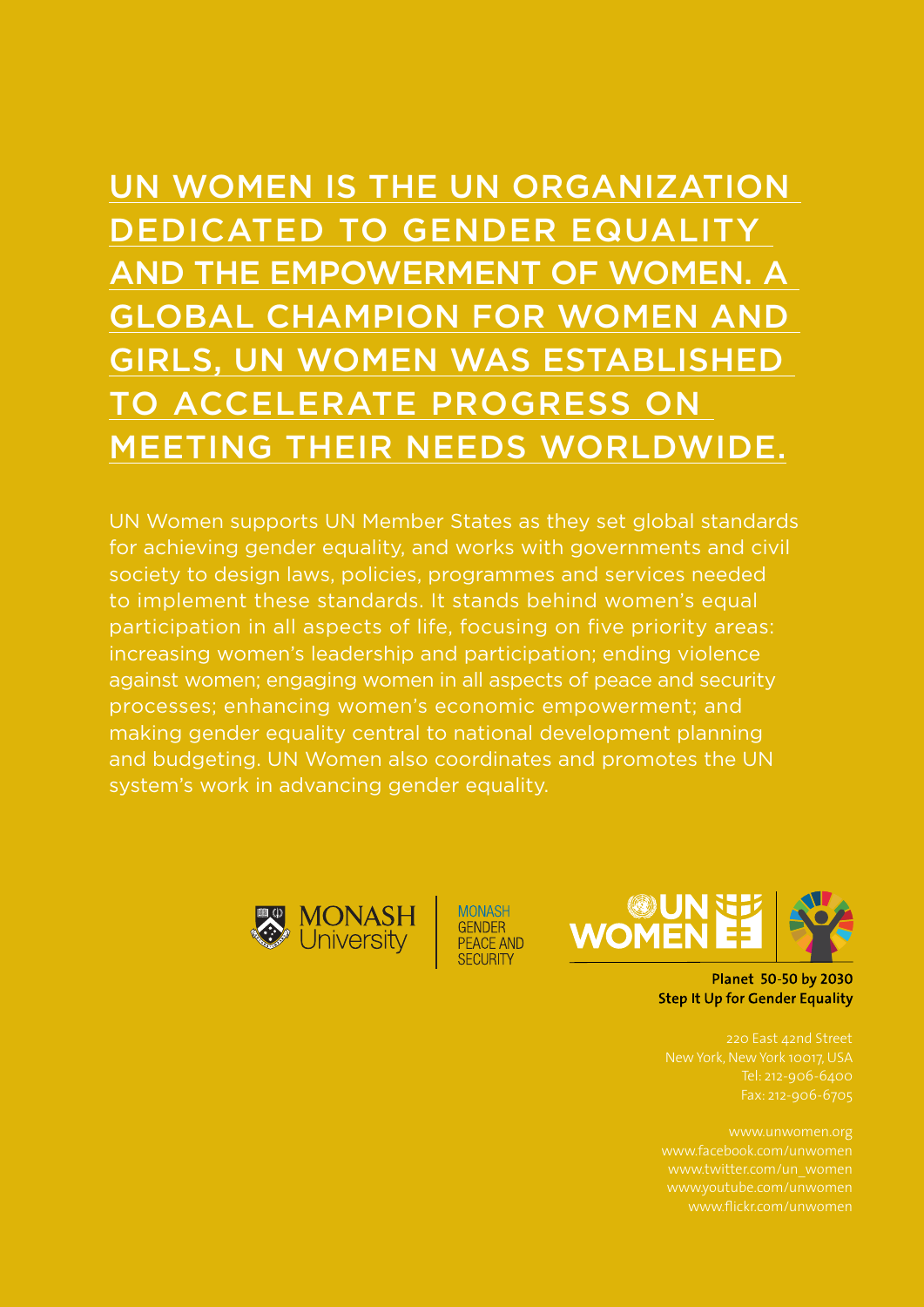# UN WOMEN IS THE UN ORGANIZATION DEDICATED TO GENDER EQUALITY AND THE EMPOWERMENT OF WOMEN. A GLOBAL CHAMPION FOR WOMEN AND GIRLS, UN WOMEN WAS ESTABLISHED TO ACCELERATE PROGRESS ON MEETING THEIR NEEDS WORLDWIDE.

UN Women supports UN Member States as they set global standards for achieving gender equality, and works with governments and civil society to design laws, policies, programmes and services needed to implement these standards. It stands behind women's equal participation in all aspects of life, focusing on five priority areas: increasing women's leadership and participation; ending violence against women; engaging women in all aspects of peace and security processes; enhancing women's economic empowerment; and making gender equality central to national development planning and budgeting. UN Women also coordinates and promotes the UN system's work in advancing gender equality.

MONASH University

MONASH GENDER PEACE AND SECURITY

UN WOMEN

**Planet 50-50 by 2030**
**Step It Up for Gender Equality**

220 East 42nd Street
New York, New York 10017, USA
Tel: 212-906-6400
Fax: 212-906-6705

www.unwomen.org
www.facebook.com/unwomen
www.twitter.com/un_women
www.youtube.com/unwomen
www.flickr.com/unwomen